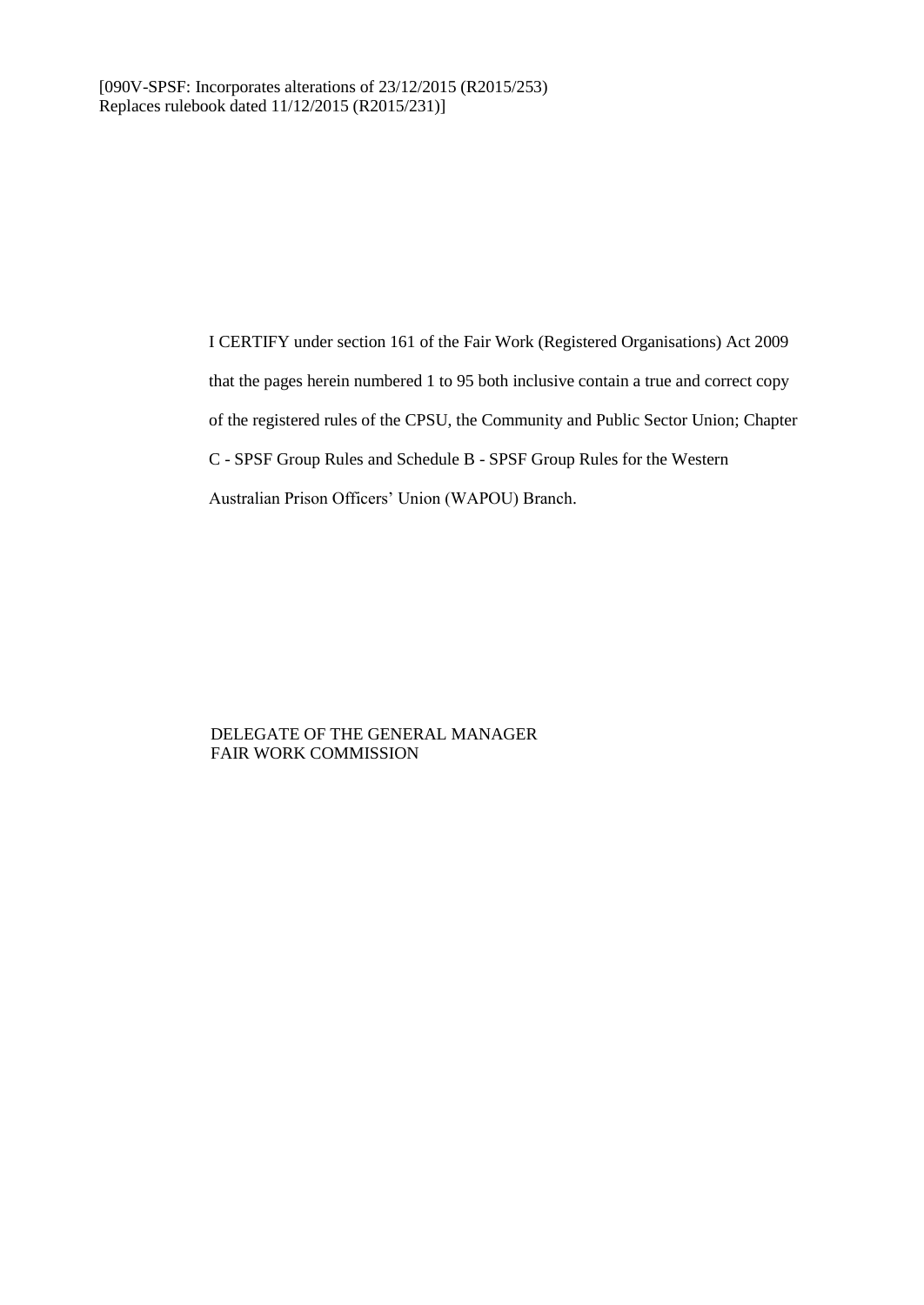[090V-SPSF: Incorporates alterations of 23/12/2015 (R2015/253)
Replaces rulebook dated 11/12/2015 (R2015/231)]

I CERTIFY under section 161 of the Fair Work (Registered Organisations) Act 2009 that the pages herein numbered 1 to 95 both inclusive contain a true and correct copy of the registered rules of the CPSU, the Community and Public Sector Union; Chapter C - SPSF Group Rules and Schedule B - SPSF Group Rules for the Western Australian Prison Officers' Union (WAPOU) Branch.

DELEGATE OF THE GENERAL MANAGER
FAIR WORK COMMISSION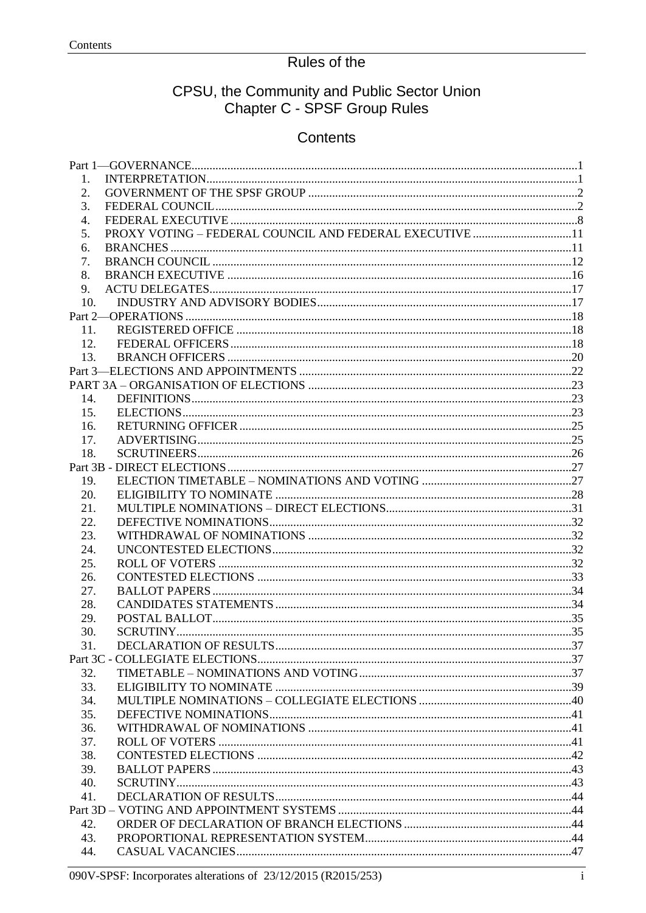# Rules of the

# CPSU, the Community and Public Sector Union
## Chapter C - SPSF Group Rules

## Contents

Part 1—GOVERNANCE .....1
- 1. INTERPRETATION .....1
- 2. GOVERNMENT OF THE SPSF GROUP .....2
- 3. FEDERAL COUNCIL .....2
- 4. FEDERAL EXECUTIVE .....8
- 5. PROXY VOTING – FEDERAL COUNCIL AND FEDERAL EXECUTIVE .....11
- 6. BRANCHES .....11
- 7. BRANCH COUNCIL .....12
- 8. BRANCH EXECUTIVE .....16
- 9. ACTU DELEGATES .....17
- 10. INDUSTRY AND ADVISORY BODIES .....17

Part 2—OPERATIONS .....18
- 11. REGISTERED OFFICE .....18
- 12. FEDERAL OFFICERS .....18
- 13. BRANCH OFFICERS .....20

Part 3—ELECTIONS AND APPOINTMENTS .....22

PART 3A – ORGANISATION OF ELECTIONS .....23
- 14. DEFINITIONS .....23
- 15. ELECTIONS .....23
- 16. RETURNING OFFICER .....25
- 17. ADVERTISING .....25
- 18. SCRUTINEERS .....26

Part 3B - DIRECT ELECTIONS .....27
- 19. ELECTION TIMETABLE – NOMINATIONS AND VOTING .....27
- 20. ELIGIBILITY TO NOMINATE .....28
- 21. MULTIPLE NOMINATIONS – DIRECT ELECTIONS .....31
- 22. DEFECTIVE NOMINATIONS .....32
- 23. WITHDRAWAL OF NOMINATIONS .....32
- 24. UNCONTESTED ELECTIONS .....32
- 25. ROLL OF VOTERS .....32
- 26. CONTESTED ELECTIONS .....33
- 27. BALLOT PAPERS .....34
- 28. CANDIDATES STATEMENTS .....34
- 29. POSTAL BALLOT .....35
- 30. SCRUTINY .....35
- 31. DECLARATION OF RESULTS .....37

Part 3C - COLLEGIATE ELECTIONS .....37
- 32. TIMETABLE – NOMINATIONS AND VOTING .....37
- 33. ELIGIBILITY TO NOMINATE .....39
- 34. MULTIPLE NOMINATIONS – COLLEGIATE ELECTIONS .....40
- 35. DEFECTIVE NOMINATIONS .....41
- 36. WITHDRAWAL OF NOMINATIONS .....41
- 37. ROLL OF VOTERS .....41
- 38. CONTESTED ELECTIONS .....42
- 39. BALLOT PAPERS .....43
- 40. SCRUTINY .....43
- 41. DECLARATION OF RESULTS .....44

Part 3D – VOTING AND APPOINTMENT SYSTEMS .....44
- 42. ORDER OF DECLARATION OF BRANCH ELECTIONS .....44
- 43. PROPORTIONAL REPRESENTATION SYSTEM .....44
- 44. CASUAL VACANCIES .....47

090V-SPSF: Incorporates alterations of 23/12/2015 (R2015/253)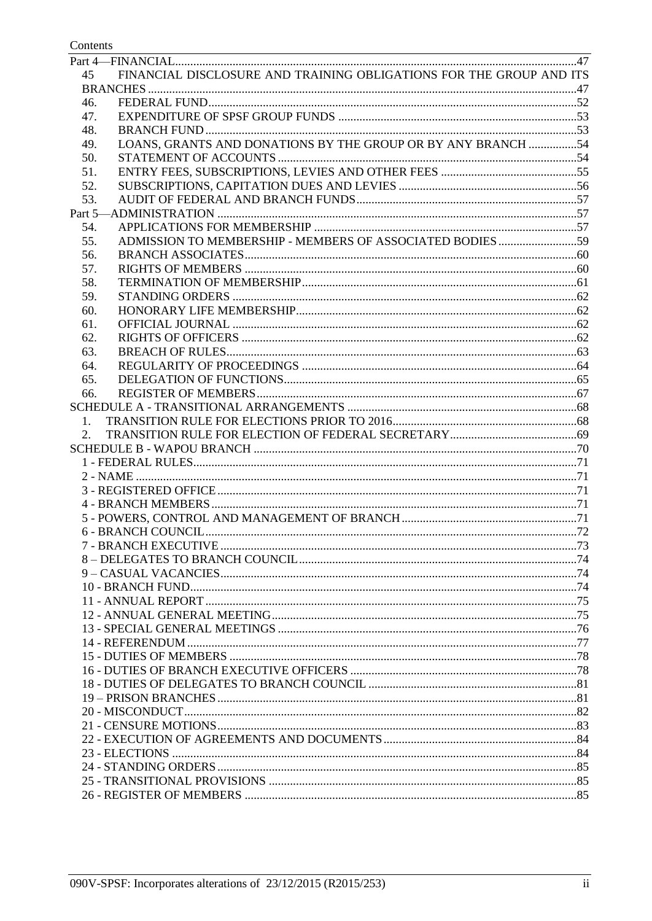Contents

- Part 4—FINANCIAL ....................................................................................................................47
  - 45 FINANCIAL DISCLOSURE AND TRAINING OBLIGATIONS FOR THE GROUP AND ITS BRANCHES ....................................................................................................................................47
  - 46. FEDERAL FUND ..........................................................................................................................52
  - 47. EXPENDITURE OF SPSF GROUP FUNDS ...............................................................................53
  - 48. BRANCH FUND ...........................................................................................................................53
  - 49. LOANS, GRANTS AND DONATIONS BY THE GROUP OR BY ANY BRANCH ................54
  - 50. STATEMENT OF ACCOUNTS ...................................................................................................54
  - 51. ENTRY FEES, SUBSCRIPTIONS, LEVIES AND OTHER FEES .............................................55
  - 52. SUBSCRIPTIONS, CAPITATION DUES AND LEVIES ...........................................................56
  - 53. AUDIT OF FEDERAL AND BRANCH FUNDS .........................................................................57
- Part 5—ADMINISTRATION ......................................................................................................57
  - 54. APPLICATIONS FOR MEMBERSHIP .......................................................................................57
  - 55. ADMISSION TO MEMBERSHIP - MEMBERS OF ASSOCIATED BODIES ...........................59
  - 56. BRANCH ASSOCIATES .............................................................................................................60
  - 57. RIGHTS OF MEMBERS ..............................................................................................................60
  - 58. TERMINATION OF MEMBERSHIP ...........................................................................................61
  - 59. STANDING ORDERS ..................................................................................................................62
  - 60. HONORARY LIFE MEMBERSHIP .............................................................................................62
  - 61. OFFICIAL JOURNAL ..................................................................................................................62
  - 62. RIGHTS OF OFFICERS ...............................................................................................................62
  - 63. BREACH OF RULES ....................................................................................................................63
  - 64. REGULARITY OF PROCEEDINGS ...........................................................................................64
  - 65. DELEGATION OF FUNCTIONS .................................................................................................65
  - 66. REGISTER OF MEMBERS ..........................................................................................................67
- SCHEDULE A - TRANSITIONAL ARRANGEMENTS ............................................................68
  - 1. TRANSITION RULE FOR ELECTIONS PRIOR TO 2016 .............................................................68
  - 2. TRANSITION RULE FOR ELECTION OF FEDERAL SECRETARY ..........................................69
- SCHEDULE B - WAPOU BRANCH ...........................................................................................70
  - 1 - FEDERAL RULES ..............................................................................................................................71
  - 2 - NAME .................................................................................................................................................71
  - 3 - REGISTERED OFFICE ......................................................................................................................71
  - 4 - BRANCH MEMBERS ........................................................................................................................71
  - 5 - POWERS, CONTROL AND MANAGEMENT OF BRANCH ..........................................................71
  - 6 - BRANCH COUNCIL ..........................................................................................................................72
  - 7 - BRANCH EXECUTIVE .....................................................................................................................73
  - 8 – DELEGATES TO BRANCH COUNCIL ...........................................................................................74
  - 9 – CASUAL VACANCIES .....................................................................................................................74
  - 10 - BRANCH FUND ...............................................................................................................................74
  - 11 - ANNUAL REPORT ..........................................................................................................................75
  - 12 - ANNUAL GENERAL MEETING ....................................................................................................75
  - 13 - SPECIAL GENERAL MEETINGS ..................................................................................................76
  - 14 - REFERENDUM ................................................................................................................................77
  - 15 - DUTIES OF MEMBERS ..................................................................................................................78
  - 16 - DUTIES OF BRANCH EXECUTIVE OFFICERS ...........................................................................78
  - 18 - DUTIES OF DELEGATES TO BRANCH COUNCIL .....................................................................81
  - 19 – PRISON BRANCHES ......................................................................................................................81
  - 20 - MISCONDUCT .................................................................................................................................82
  - 21 - CENSURE MOTIONS ......................................................................................................................83
  - 22 - EXECUTION OF AGREEMENTS AND DOCUMENTS ................................................................84
  - 23 - ELECTIONS .....................................................................................................................................84
  - 24 - STANDING ORDERS ......................................................................................................................85
  - 25 - TRANSITIONAL PROVISIONS .....................................................................................................85
  - 26 - REGISTER OF MEMBERS .............................................................................................................85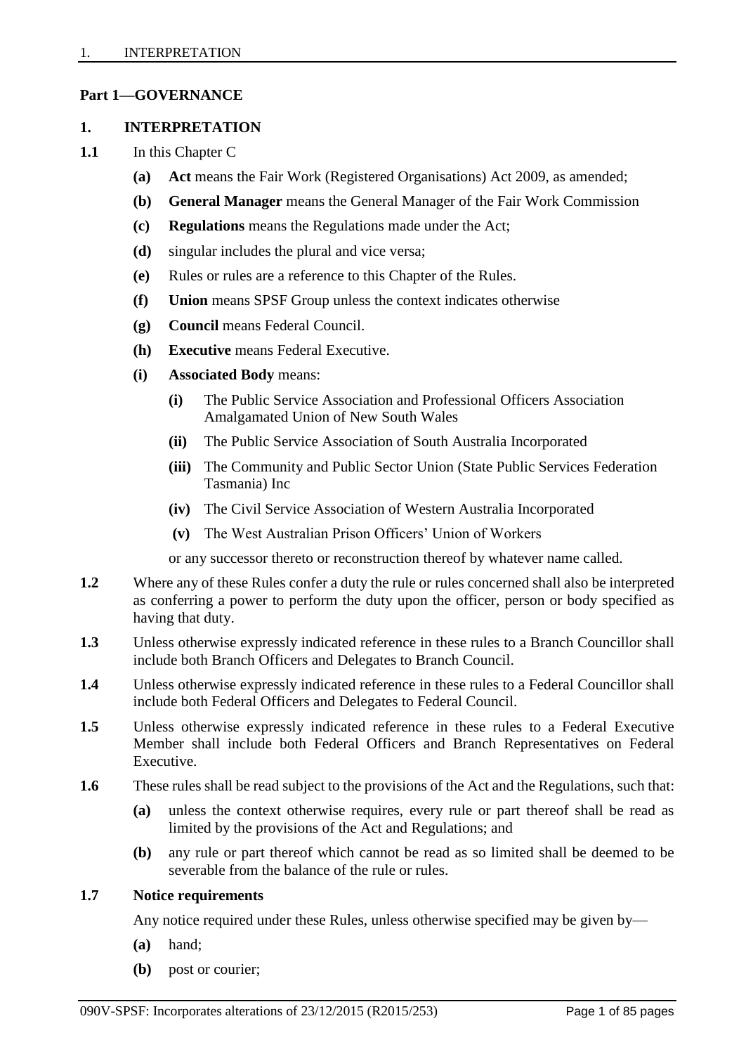## Part 1—GOVERNANCE

### 1. INTERPRETATION

**1.1** In this Chapter C

- **(a)** **Act** means the Fair Work (Registered Organisations) Act 2009, as amended;
- **(b)** **General Manager** means the General Manager of the Fair Work Commission
- **(c)** **Regulations** means the Regulations made under the Act;
- **(d)** singular includes the plural and vice versa;
- **(e)** Rules or rules are a reference to this Chapter of the Rules.
- **(f)** **Union** means SPSF Group unless the context indicates otherwise
- **(g)** **Council** means Federal Council.
- **(h)** **Executive** means Federal Executive.
- **(i)** **Associated Body** means:
  - **(i)** The Public Service Association and Professional Officers Association Amalgamated Union of New South Wales
  - **(ii)** The Public Service Association of South Australia Incorporated
  - **(iii)** The Community and Public Sector Union (State Public Services Federation Tasmania) Inc
  - **(iv)** The Civil Service Association of Western Australia Incorporated
  - **(v)** The West Australian Prison Officers' Union of Workers

  or any successor thereto or reconstruction thereof by whatever name called.

**1.2** Where any of these Rules confer a duty the rule or rules concerned shall also be interpreted as conferring a power to perform the duty upon the officer, person or body specified as having that duty.

**1.3** Unless otherwise expressly indicated reference in these rules to a Branch Councillor shall include both Branch Officers and Delegates to Branch Council.

**1.4** Unless otherwise expressly indicated reference in these rules to a Federal Councillor shall include both Federal Officers and Delegates to Federal Council.

**1.5** Unless otherwise expressly indicated reference in these rules to a Federal Executive Member shall include both Federal Officers and Branch Representatives on Federal Executive.

**1.6** These rules shall be read subject to the provisions of the Act and the Regulations, such that:

- **(a)** unless the context otherwise requires, every rule or part thereof shall be read as limited by the provisions of the Act and Regulations; and
- **(b)** any rule or part thereof which cannot be read as so limited shall be deemed to be severable from the balance of the rule or rules.

**1.7 Notice requirements**

Any notice required under these Rules, unless otherwise specified may be given by—

- **(a)** hand;
- **(b)** post or courier;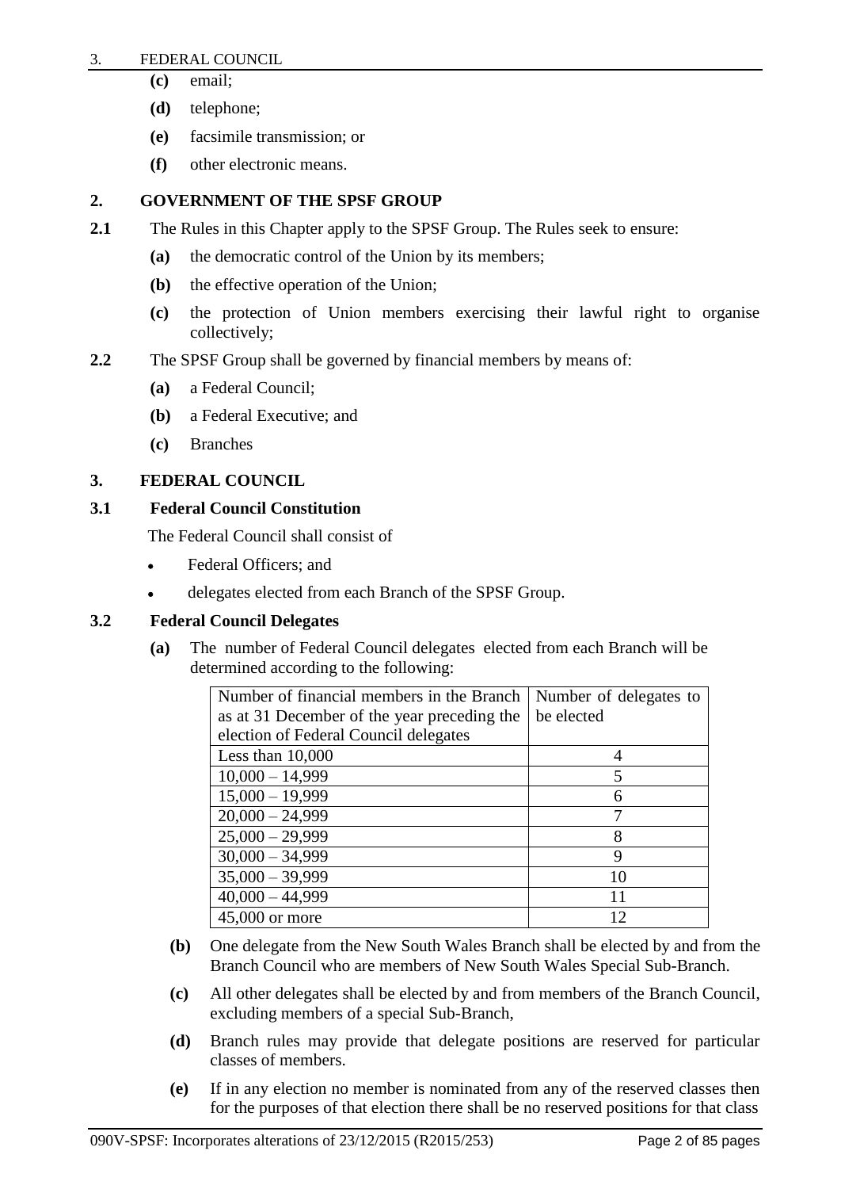**(c)** email;

**(d)** telephone;

**(e)** facsimile transmission; or

**(f)** other electronic means.

## 2. GOVERNMENT OF THE SPSF GROUP

**2.1** The Rules in this Chapter apply to the SPSF Group. The Rules seek to ensure:

**(a)** the democratic control of the Union by its members;

**(b)** the effective operation of the Union;

**(c)** the protection of Union members exercising their lawful right to organise collectively;

**2.2** The SPSF Group shall be governed by financial members by means of:

**(a)** a Federal Council;

**(b)** a Federal Executive; and

**(c)** Branches

## 3. FEDERAL COUNCIL

### 3.1 Federal Council Constitution

The Federal Council shall consist of

- Federal Officers; and
- delegates elected from each Branch of the SPSF Group.

### 3.2 Federal Council Delegates

**(a)** The number of Federal Council delegates elected from each Branch will be determined according to the following:

| Number of financial members in the Branch as at 31 December of the year preceding the election of Federal Council delegates | Number of delegates to be elected |
|---|---|
| Less than 10,000 | 4 |
| 10,000 – 14,999 | 5 |
| 15,000 – 19,999 | 6 |
| 20,000 – 24,999 | 7 |
| 25,000 – 29,999 | 8 |
| 30,000 – 34,999 | 9 |
| 35,000 – 39,999 | 10 |
| 40,000 – 44,999 | 11 |
| 45,000 or more | 12 |

**(b)** One delegate from the New South Wales Branch shall be elected by and from the Branch Council who are members of New South Wales Special Sub-Branch.

**(c)** All other delegates shall be elected by and from members of the Branch Council, excluding members of a special Sub-Branch,

**(d)** Branch rules may provide that delegate positions are reserved for particular classes of members.

**(e)** If in any election no member is nominated from any of the reserved classes then for the purposes of that election there shall be no reserved positions for that class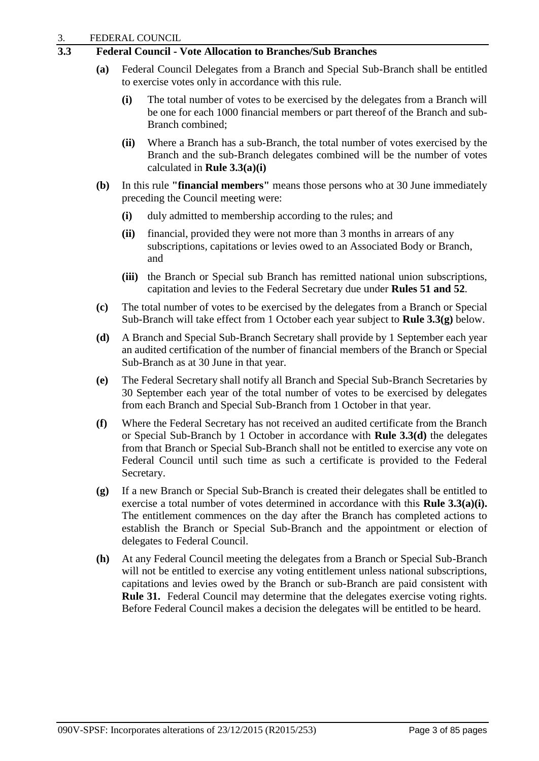## 3.3 Federal Council - Vote Allocation to Branches/Sub Branches

**(a)** Federal Council Delegates from a Branch and Special Sub-Branch shall be entitled to exercise votes only in accordance with this rule.

**(i)** The total number of votes to be exercised by the delegates from a Branch will be one for each 1000 financial members or part thereof of the Branch and sub-Branch combined;

**(ii)** Where a Branch has a sub-Branch, the total number of votes exercised by the Branch and the sub-Branch delegates combined will be the number of votes calculated in **Rule 3.3(a)(i)**

**(b)** In this rule **"financial members"** means those persons who at 30 June immediately preceding the Council meeting were:

**(i)** duly admitted to membership according to the rules; and

**(ii)** financial, provided they were not more than 3 months in arrears of any subscriptions, capitations or levies owed to an Associated Body or Branch, and

**(iii)** the Branch or Special sub Branch has remitted national union subscriptions, capitation and levies to the Federal Secretary due under **Rules 51 and 52**.

**(c)** The total number of votes to be exercised by the delegates from a Branch or Special Sub-Branch will take effect from 1 October each year subject to **Rule 3.3(g)** below.

**(d)** A Branch and Special Sub-Branch Secretary shall provide by 1 September each year an audited certification of the number of financial members of the Branch or Special Sub-Branch as at 30 June in that year.

**(e)** The Federal Secretary shall notify all Branch and Special Sub-Branch Secretaries by 30 September each year of the total number of votes to be exercised by delegates from each Branch and Special Sub-Branch from 1 October in that year.

**(f)** Where the Federal Secretary has not received an audited certificate from the Branch or Special Sub-Branch by 1 October in accordance with **Rule 3.3(d)** the delegates from that Branch or Special Sub-Branch shall not be entitled to exercise any vote on Federal Council until such time as such a certificate is provided to the Federal Secretary.

**(g)** If a new Branch or Special Sub-Branch is created their delegates shall be entitled to exercise a total number of votes determined in accordance with this **Rule 3.3(a)(i).** The entitlement commences on the day after the Branch has completed actions to establish the Branch or Special Sub-Branch and the appointment or election of delegates to Federal Council.

**(h)** At any Federal Council meeting the delegates from a Branch or Special Sub-Branch will not be entitled to exercise any voting entitlement unless national subscriptions, capitations and levies owed by the Branch or sub-Branch are paid consistent with **Rule 31.** Federal Council may determine that the delegates exercise voting rights. Before Federal Council makes a decision the delegates will be entitled to be heard.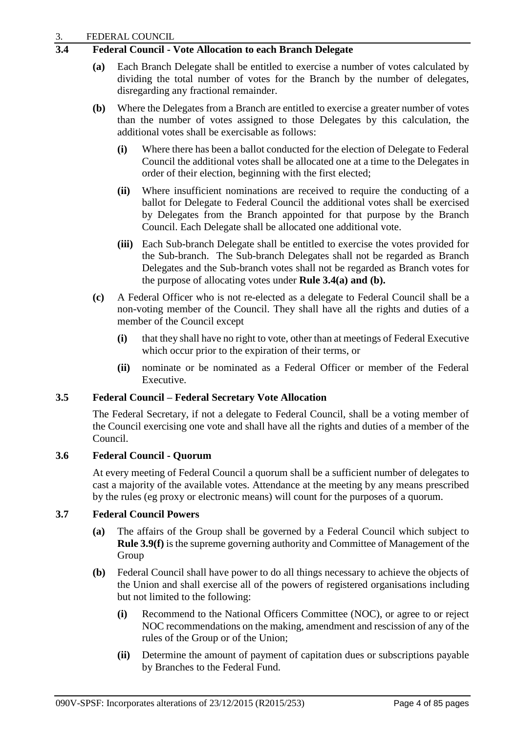### 3.4 Federal Council - Vote Allocation to each Branch Delegate

**(a)** Each Branch Delegate shall be entitled to exercise a number of votes calculated by dividing the total number of votes for the Branch by the number of delegates, disregarding any fractional remainder.

**(b)** Where the Delegates from a Branch are entitled to exercise a greater number of votes than the number of votes assigned to those Delegates by this calculation, the additional votes shall be exercisable as follows:

**(i)** Where there has been a ballot conducted for the election of Delegate to Federal Council the additional votes shall be allocated one at a time to the Delegates in order of their election, beginning with the first elected;

**(ii)** Where insufficient nominations are received to require the conducting of a ballot for Delegate to Federal Council the additional votes shall be exercised by Delegates from the Branch appointed for that purpose by the Branch Council. Each Delegate shall be allocated one additional vote.

**(iii)** Each Sub-branch Delegate shall be entitled to exercise the votes provided for the Sub-branch. The Sub-branch Delegates shall not be regarded as Branch Delegates and the Sub-branch votes shall not be regarded as Branch votes for the purpose of allocating votes under **Rule 3.4(a) and (b).**

**(c)** A Federal Officer who is not re-elected as a delegate to Federal Council shall be a non-voting member of the Council. They shall have all the rights and duties of a member of the Council except

**(i)** that they shall have no right to vote, other than at meetings of Federal Executive which occur prior to the expiration of their terms, or

**(ii)** nominate or be nominated as a Federal Officer or member of the Federal Executive.

### 3.5 Federal Council – Federal Secretary Vote Allocation

The Federal Secretary, if not a delegate to Federal Council, shall be a voting member of the Council exercising one vote and shall have all the rights and duties of a member of the Council.

### 3.6 Federal Council - Quorum

At every meeting of Federal Council a quorum shall be a sufficient number of delegates to cast a majority of the available votes. Attendance at the meeting by any means prescribed by the rules (eg proxy or electronic means) will count for the purposes of a quorum.

### 3.7 Federal Council Powers

**(a)** The affairs of the Group shall be governed by a Federal Council which subject to **Rule 3.9(f)** is the supreme governing authority and Committee of Management of the Group

**(b)** Federal Council shall have power to do all things necessary to achieve the objects of the Union and shall exercise all of the powers of registered organisations including but not limited to the following:

**(i)** Recommend to the National Officers Committee (NOC), or agree to or reject NOC recommendations on the making, amendment and rescission of any of the rules of the Group or of the Union;

**(ii)** Determine the amount of payment of capitation dues or subscriptions payable by Branches to the Federal Fund.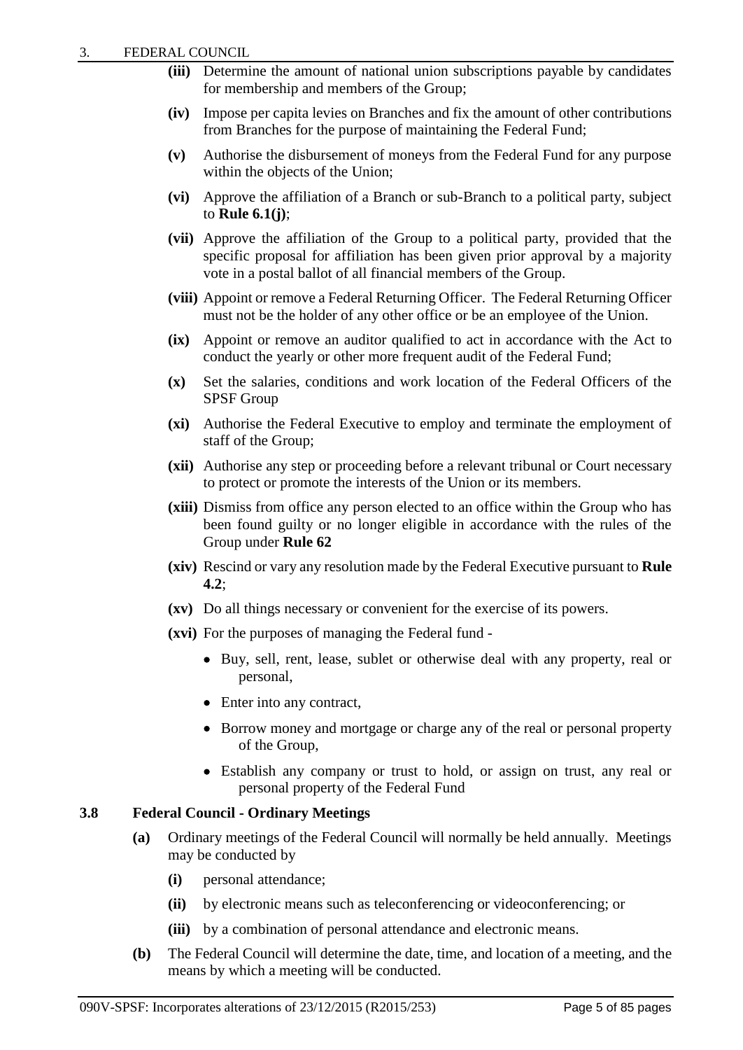- **(iii)** Determine the amount of national union subscriptions payable by candidates for membership and members of the Group;
- **(iv)** Impose per capita levies on Branches and fix the amount of other contributions from Branches for the purpose of maintaining the Federal Fund;
- **(v)** Authorise the disbursement of moneys from the Federal Fund for any purpose within the objects of the Union;
- **(vi)** Approve the affiliation of a Branch or sub-Branch to a political party, subject to **Rule 6.1(j)**;
- **(vii)** Approve the affiliation of the Group to a political party, provided that the specific proposal for affiliation has been given prior approval by a majority vote in a postal ballot of all financial members of the Group.
- **(viii)** Appoint or remove a Federal Returning Officer. The Federal Returning Officer must not be the holder of any other office or be an employee of the Union.
- **(ix)** Appoint or remove an auditor qualified to act in accordance with the Act to conduct the yearly or other more frequent audit of the Federal Fund;
- **(x)** Set the salaries, conditions and work location of the Federal Officers of the SPSF Group
- **(xi)** Authorise the Federal Executive to employ and terminate the employment of staff of the Group;
- **(xii)** Authorise any step or proceeding before a relevant tribunal or Court necessary to protect or promote the interests of the Union or its members.
- **(xiii)** Dismiss from office any person elected to an office within the Group who has been found guilty or no longer eligible in accordance with the rules of the Group under **Rule 62**
- **(xiv)** Rescind or vary any resolution made by the Federal Executive pursuant to **Rule 4.2**;
- **(xv)** Do all things necessary or convenient for the exercise of its powers.
- **(xvi)** For the purposes of managing the Federal fund -
  - Buy, sell, rent, lease, sublet or otherwise deal with any property, real or personal,
  - Enter into any contract,
  - Borrow money and mortgage or charge any of the real or personal property of the Group,
  - Establish any company or trust to hold, or assign on trust, any real or personal property of the Federal Fund

### 3.8 Federal Council - Ordinary Meetings

- **(a)** Ordinary meetings of the Federal Council will normally be held annually. Meetings may be conducted by
  - **(i)** personal attendance;
  - **(ii)** by electronic means such as teleconferencing or videoconferencing; or
  - **(iii)** by a combination of personal attendance and electronic means.
- **(b)** The Federal Council will determine the date, time, and location of a meeting, and the means by which a meeting will be conducted.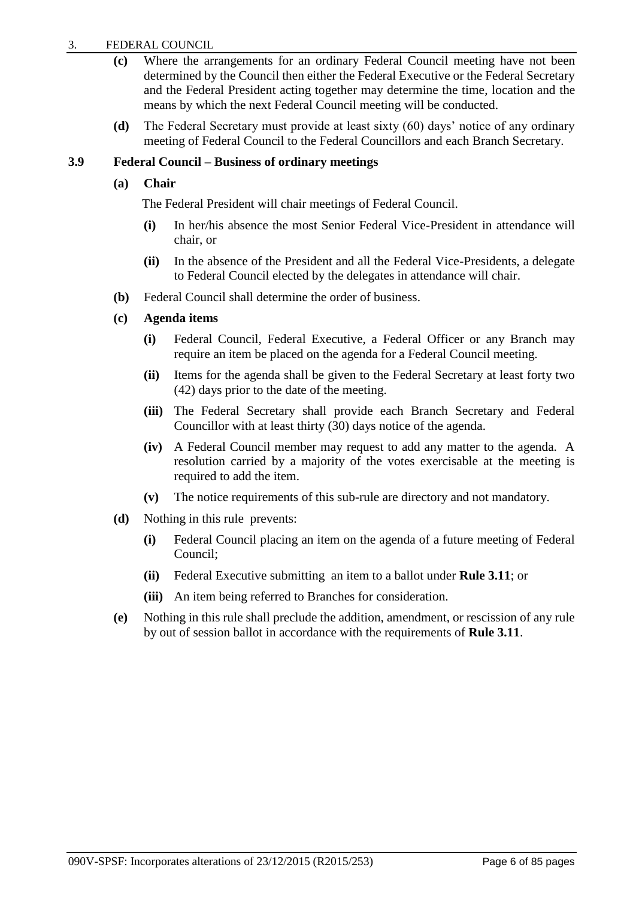**(c)** Where the arrangements for an ordinary Federal Council meeting have not been determined by the Council then either the Federal Executive or the Federal Secretary and the Federal President acting together may determine the time, location and the means by which the next Federal Council meeting will be conducted.

**(d)** The Federal Secretary must provide at least sixty (60) days' notice of any ordinary meeting of Federal Council to the Federal Councillors and each Branch Secretary.

### 3.9 Federal Council – Business of ordinary meetings

**(a) Chair**

The Federal President will chair meetings of Federal Council.

- **(i)** In her/his absence the most Senior Federal Vice-President in attendance will chair, or
- **(ii)** In the absence of the President and all the Federal Vice-Presidents, a delegate to Federal Council elected by the delegates in attendance will chair.

**(b)** Federal Council shall determine the order of business.

**(c) Agenda items**

- **(i)** Federal Council, Federal Executive, a Federal Officer or any Branch may require an item be placed on the agenda for a Federal Council meeting.
- **(ii)** Items for the agenda shall be given to the Federal Secretary at least forty two (42) days prior to the date of the meeting.
- **(iii)** The Federal Secretary shall provide each Branch Secretary and Federal Councillor with at least thirty (30) days notice of the agenda.
- **(iv)** A Federal Council member may request to add any matter to the agenda. A resolution carried by a majority of the votes exercisable at the meeting is required to add the item.
- **(v)** The notice requirements of this sub-rule are directory and not mandatory.

**(d)** Nothing in this rule prevents:

- **(i)** Federal Council placing an item on the agenda of a future meeting of Federal Council;
- **(ii)** Federal Executive submitting an item to a ballot under **Rule 3.11**; or
- **(iii)** An item being referred to Branches for consideration.

**(e)** Nothing in this rule shall preclude the addition, amendment, or rescission of any rule by out of session ballot in accordance with the requirements of **Rule 3.11**.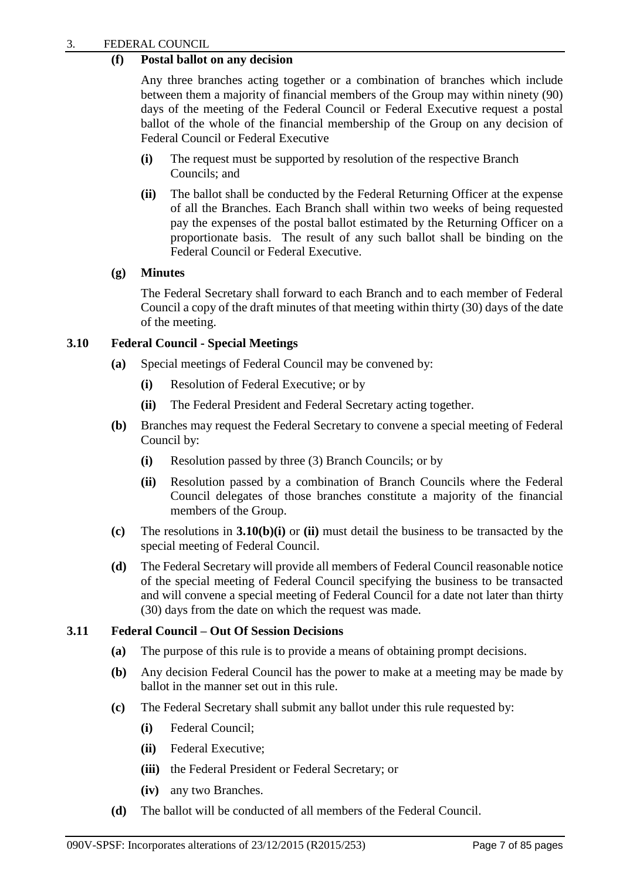**(f) Postal ballot on any decision**

Any three branches acting together or a combination of branches which include between them a majority of financial members of the Group may within ninety (90) days of the meeting of the Federal Council or Federal Executive request a postal ballot of the whole of the financial membership of the Group on any decision of Federal Council or Federal Executive

- **(i)** The request must be supported by resolution of the respective Branch Councils; and
- **(ii)** The ballot shall be conducted by the Federal Returning Officer at the expense of all the Branches. Each Branch shall within two weeks of being requested pay the expenses of the postal ballot estimated by the Returning Officer on a proportionate basis. The result of any such ballot shall be binding on the Federal Council or Federal Executive.

**(g) Minutes**

The Federal Secretary shall forward to each Branch and to each member of Federal Council a copy of the draft minutes of that meeting within thirty (30) days of the date of the meeting.

## 3.10 Federal Council - Special Meetings

**(a)** Special meetings of Federal Council may be convened by:

- **(i)** Resolution of Federal Executive; or by
- **(ii)** The Federal President and Federal Secretary acting together.

**(b)** Branches may request the Federal Secretary to convene a special meeting of Federal Council by:

- **(i)** Resolution passed by three (3) Branch Councils; or by
- **(ii)** Resolution passed by a combination of Branch Councils where the Federal Council delegates of those branches constitute a majority of the financial members of the Group.

**(c)** The resolutions in **3.10(b)(i)** or **(ii)** must detail the business to be transacted by the special meeting of Federal Council.

**(d)** The Federal Secretary will provide all members of Federal Council reasonable notice of the special meeting of Federal Council specifying the business to be transacted and will convene a special meeting of Federal Council for a date not later than thirty (30) days from the date on which the request was made.

## 3.11 Federal Council – Out Of Session Decisions

**(a)** The purpose of this rule is to provide a means of obtaining prompt decisions.

**(b)** Any decision Federal Council has the power to make at a meeting may be made by ballot in the manner set out in this rule.

**(c)** The Federal Secretary shall submit any ballot under this rule requested by:

- **(i)** Federal Council;
- **(ii)** Federal Executive;
- **(iii)** the Federal President or Federal Secretary; or
- **(iv)** any two Branches.

**(d)** The ballot will be conducted of all members of the Federal Council.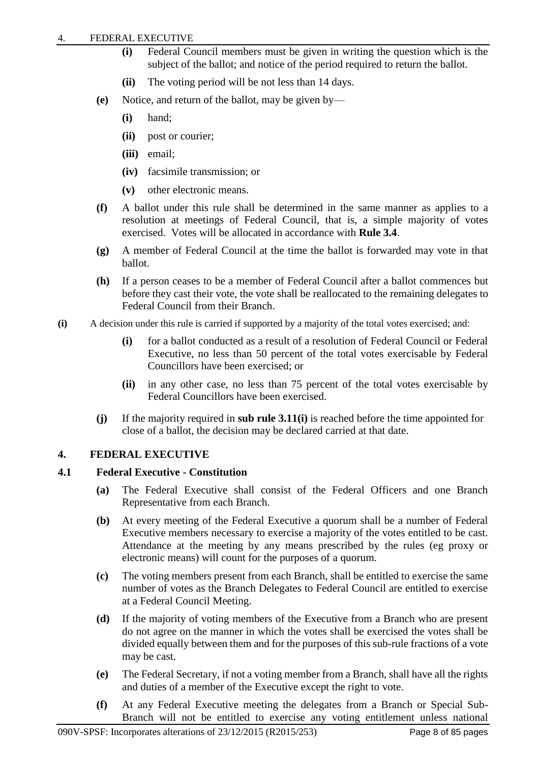(i) Federal Council members must be given in writing the question which is the subject of the ballot; and notice of the period required to return the ballot.

(ii) The voting period will be not less than 14 days.

**(e)** Notice, and return of the ballot, may be given by—

**(i)** hand;

**(ii)** post or courier;

**(iii)** email;

**(iv)** facsimile transmission; or

**(v)** other electronic means.

**(f)** A ballot under this rule shall be determined in the same manner as applies to a resolution at meetings of Federal Council, that is, a simple majority of votes exercised. Votes will be allocated in accordance with **Rule 3.4**.

**(g)** A member of Federal Council at the time the ballot is forwarded may vote in that ballot.

**(h)** If a person ceases to be a member of Federal Council after a ballot commences but before they cast their vote, the vote shall be reallocated to the remaining delegates to Federal Council from their Branch.

**(i)** A decision under this rule is carried if supported by a majority of the total votes exercised; and:

**(i)** for a ballot conducted as a result of a resolution of Federal Council or Federal Executive, no less than 50 percent of the total votes exercisable by Federal Councillors have been exercised; or

**(ii)** in any other case, no less than 75 percent of the total votes exercisable by Federal Councillors have been exercised.

**(j)** If the majority required in **sub rule 3.11(i)** is reached before the time appointed for close of a ballot, the decision may be declared carried at that date.

## 4. FEDERAL EXECUTIVE

### 4.1 Federal Executive - Constitution

**(a)** The Federal Executive shall consist of the Federal Officers and one Branch Representative from each Branch.

**(b)** At every meeting of the Federal Executive a quorum shall be a number of Federal Executive members necessary to exercise a majority of the votes entitled to be cast. Attendance at the meeting by any means prescribed by the rules (eg proxy or electronic means) will count for the purposes of a quorum.

**(c)** The voting members present from each Branch, shall be entitled to exercise the same number of votes as the Branch Delegates to Federal Council are entitled to exercise at a Federal Council Meeting.

**(d)** If the majority of voting members of the Executive from a Branch who are present do not agree on the manner in which the votes shall be exercised the votes shall be divided equally between them and for the purposes of this sub-rule fractions of a vote may be cast.

**(e)** The Federal Secretary, if not a voting member from a Branch, shall have all the rights and duties of a member of the Executive except the right to vote.

**(f)** At any Federal Executive meeting the delegates from a Branch or Special Sub-Branch will not be entitled to exercise any voting entitlement unless national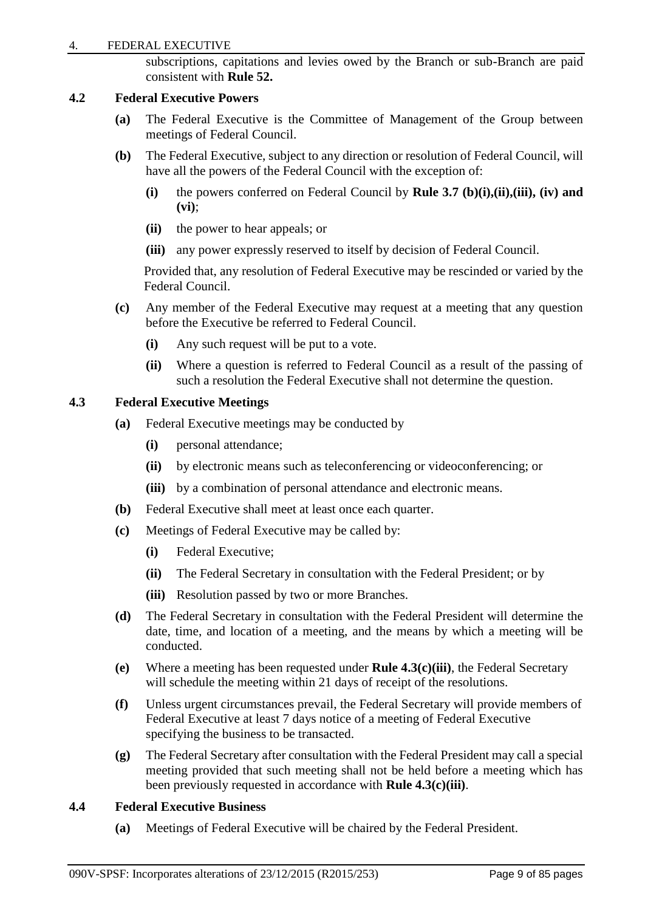subscriptions, capitations and levies owed by the Branch or sub-Branch are paid consistent with **Rule 52.**

### 4.2 Federal Executive Powers

**(a)** The Federal Executive is the Committee of Management of the Group between meetings of Federal Council.

**(b)** The Federal Executive, subject to any direction or resolution of Federal Council, will have all the powers of the Federal Council with the exception of:

- **(i)** the powers conferred on Federal Council by **Rule 3.7 (b)(i),(ii),(iii), (iv) and (vi)**;
- **(ii)** the power to hear appeals; or
- **(iii)** any power expressly reserved to itself by decision of Federal Council.

Provided that, any resolution of Federal Executive may be rescinded or varied by the Federal Council.

**(c)** Any member of the Federal Executive may request at a meeting that any question before the Executive be referred to Federal Council.

- **(i)** Any such request will be put to a vote.
- **(ii)** Where a question is referred to Federal Council as a result of the passing of such a resolution the Federal Executive shall not determine the question.

### 4.3 Federal Executive Meetings

**(a)** Federal Executive meetings may be conducted by

- **(i)** personal attendance;
- **(ii)** by electronic means such as teleconferencing or videoconferencing; or
- **(iii)** by a combination of personal attendance and electronic means.

**(b)** Federal Executive shall meet at least once each quarter.

**(c)** Meetings of Federal Executive may be called by:

- **(i)** Federal Executive;
- **(ii)** The Federal Secretary in consultation with the Federal President; or by
- **(iii)** Resolution passed by two or more Branches.

**(d)** The Federal Secretary in consultation with the Federal President will determine the date, time, and location of a meeting, and the means by which a meeting will be conducted.

**(e)** Where a meeting has been requested under **Rule 4.3(c)(iii)**, the Federal Secretary will schedule the meeting within 21 days of receipt of the resolutions.

**(f)** Unless urgent circumstances prevail, the Federal Secretary will provide members of Federal Executive at least 7 days notice of a meeting of Federal Executive specifying the business to be transacted.

**(g)** The Federal Secretary after consultation with the Federal President may call a special meeting provided that such meeting shall not be held before a meeting which has been previously requested in accordance with **Rule 4.3(c)(iii)**.

### 4.4 Federal Executive Business

**(a)** Meetings of Federal Executive will be chaired by the Federal President.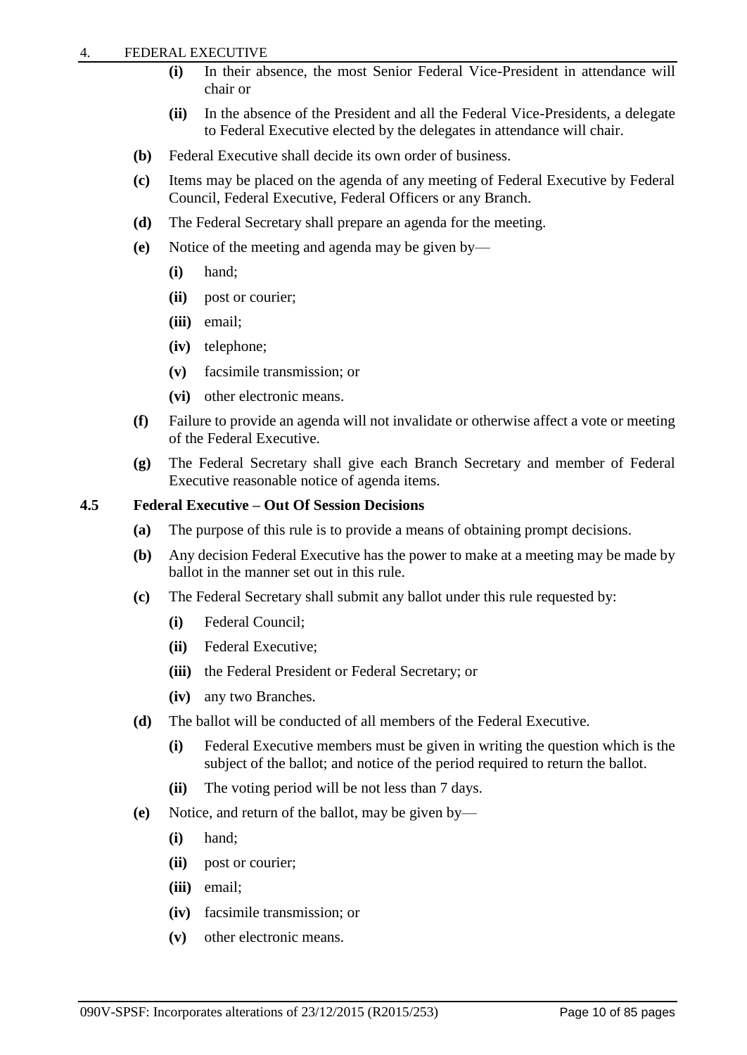(i) In their absence, the most Senior Federal Vice-President in attendance will chair or

(ii) In the absence of the President and all the Federal Vice-Presidents, a delegate to Federal Executive elected by the delegates in attendance will chair.

**(b)** Federal Executive shall decide its own order of business.

**(c)** Items may be placed on the agenda of any meeting of Federal Executive by Federal Council, Federal Executive, Federal Officers or any Branch.

**(d)** The Federal Secretary shall prepare an agenda for the meeting.

**(e)** Notice of the meeting and agenda may be given by—

- **(i)** hand;
- **(ii)** post or courier;
- **(iii)** email;
- **(iv)** telephone;
- **(v)** facsimile transmission; or
- **(vi)** other electronic means.

**(f)** Failure to provide an agenda will not invalidate or otherwise affect a vote or meeting of the Federal Executive.

**(g)** The Federal Secretary shall give each Branch Secretary and member of Federal Executive reasonable notice of agenda items.

### 4.5 Federal Executive – Out Of Session Decisions

**(a)** The purpose of this rule is to provide a means of obtaining prompt decisions.

**(b)** Any decision Federal Executive has the power to make at a meeting may be made by ballot in the manner set out in this rule.

**(c)** The Federal Secretary shall submit any ballot under this rule requested by:

- **(i)** Federal Council;
- **(ii)** Federal Executive;
- **(iii)** the Federal President or Federal Secretary; or
- **(iv)** any two Branches.

**(d)** The ballot will be conducted of all members of the Federal Executive.

- **(i)** Federal Executive members must be given in writing the question which is the subject of the ballot; and notice of the period required to return the ballot.
- **(ii)** The voting period will be not less than 7 days.

**(e)** Notice, and return of the ballot, may be given by—

- **(i)** hand;
- **(ii)** post or courier;
- **(iii)** email;
- **(iv)** facsimile transmission; or
- **(v)** other electronic means.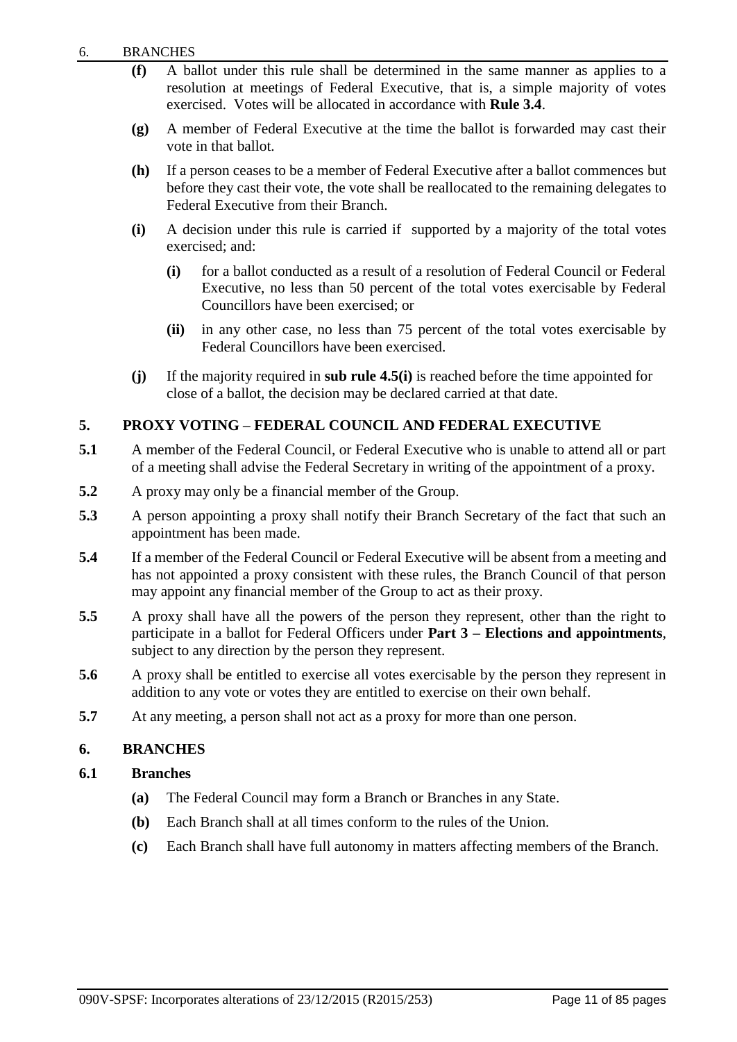- **(f)** A ballot under this rule shall be determined in the same manner as applies to a resolution at meetings of Federal Executive, that is, a simple majority of votes exercised. Votes will be allocated in accordance with **Rule 3.4**.
- **(g)** A member of Federal Executive at the time the ballot is forwarded may cast their vote in that ballot.
- **(h)** If a person ceases to be a member of Federal Executive after a ballot commences but before they cast their vote, the vote shall be reallocated to the remaining delegates to Federal Executive from their Branch.
- **(i)** A decision under this rule is carried if supported by a majority of the total votes exercised; and:
  - **(i)** for a ballot conducted as a result of a resolution of Federal Council or Federal Executive, no less than 50 percent of the total votes exercisable by Federal Councillors have been exercised; or
  - **(ii)** in any other case, no less than 75 percent of the total votes exercisable by Federal Councillors have been exercised.
- **(j)** If the majority required in **sub rule 4.5(i)** is reached before the time appointed for close of a ballot, the decision may be declared carried at that date.

## 5. PROXY VOTING – FEDERAL COUNCIL AND FEDERAL EXECUTIVE

**5.1** A member of the Federal Council, or Federal Executive who is unable to attend all or part of a meeting shall advise the Federal Secretary in writing of the appointment of a proxy.

**5.2** A proxy may only be a financial member of the Group.

**5.3** A person appointing a proxy shall notify their Branch Secretary of the fact that such an appointment has been made.

**5.4** If a member of the Federal Council or Federal Executive will be absent from a meeting and has not appointed a proxy consistent with these rules, the Branch Council of that person may appoint any financial member of the Group to act as their proxy.

**5.5** A proxy shall have all the powers of the person they represent, other than the right to participate in a ballot for Federal Officers under **Part 3 – Elections and appointments**, subject to any direction by the person they represent.

**5.6** A proxy shall be entitled to exercise all votes exercisable by the person they represent in addition to any vote or votes they are entitled to exercise on their own behalf.

**5.7** At any meeting, a person shall not act as a proxy for more than one person.

## 6. BRANCHES

### 6.1 Branches

- **(a)** The Federal Council may form a Branch or Branches in any State.
- **(b)** Each Branch shall at all times conform to the rules of the Union.
- **(c)** Each Branch shall have full autonomy in matters affecting members of the Branch.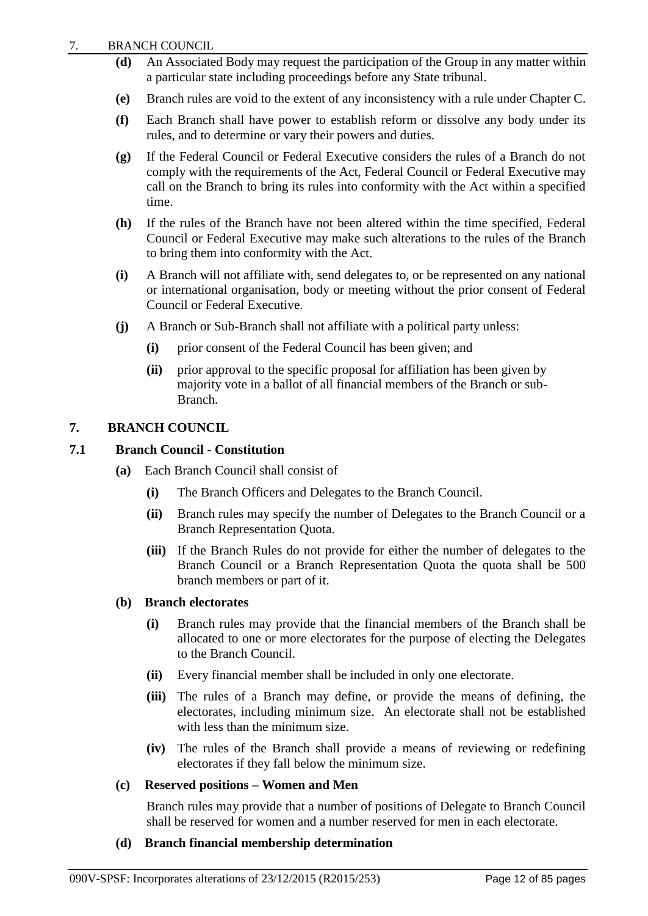**(d)** An Associated Body may request the participation of the Group in any matter within a particular state including proceedings before any State tribunal.

**(e)** Branch rules are void to the extent of any inconsistency with a rule under Chapter C.

**(f)** Each Branch shall have power to establish reform or dissolve any body under its rules, and to determine or vary their powers and duties.

**(g)** If the Federal Council or Federal Executive considers the rules of a Branch do not comply with the requirements of the Act, Federal Council or Federal Executive may call on the Branch to bring its rules into conformity with the Act within a specified time.

**(h)** If the rules of the Branch have not been altered within the time specified, Federal Council or Federal Executive may make such alterations to the rules of the Branch to bring them into conformity with the Act.

**(i)** A Branch will not affiliate with, send delegates to, or be represented on any national or international organisation, body or meeting without the prior consent of Federal Council or Federal Executive.

**(j)** A Branch or Sub-Branch shall not affiliate with a political party unless:

- **(i)** prior consent of the Federal Council has been given; and
- **(ii)** prior approval to the specific proposal for affiliation has been given by majority vote in a ballot of all financial members of the Branch or sub-Branch.

## 7. BRANCH COUNCIL

### 7.1 Branch Council - Constitution

**(a)** Each Branch Council shall consist of

- **(i)** The Branch Officers and Delegates to the Branch Council.
- **(ii)** Branch rules may specify the number of Delegates to the Branch Council or a Branch Representation Quota.
- **(iii)** If the Branch Rules do not provide for either the number of delegates to the Branch Council or a Branch Representation Quota the quota shall be 500 branch members or part of it.

**(b) Branch electorates**

- **(i)** Branch rules may provide that the financial members of the Branch shall be allocated to one or more electorates for the purpose of electing the Delegates to the Branch Council.
- **(ii)** Every financial member shall be included in only one electorate.
- **(iii)** The rules of a Branch may define, or provide the means of defining, the electorates, including minimum size. An electorate shall not be established with less than the minimum size.
- **(iv)** The rules of the Branch shall provide a means of reviewing or redefining electorates if they fall below the minimum size.

**(c) Reserved positions – Women and Men**

Branch rules may provide that a number of positions of Delegate to Branch Council shall be reserved for women and a number reserved for men in each electorate.

**(d) Branch financial membership determination**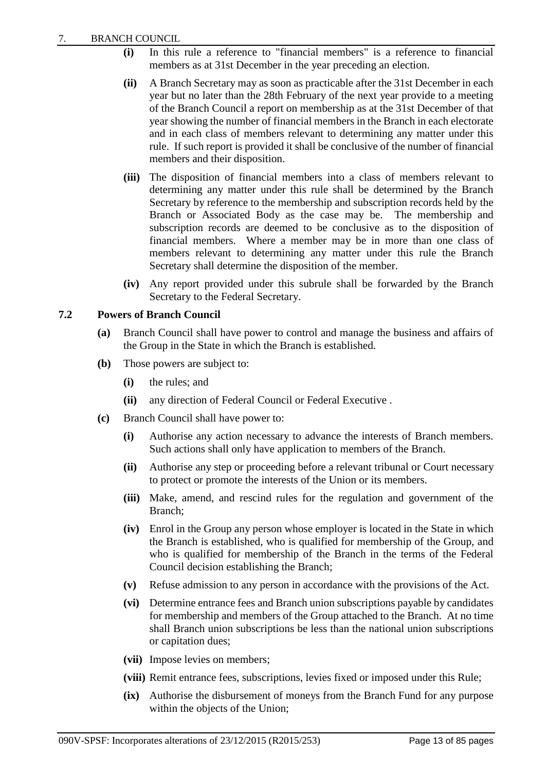- **(i)** In this rule a reference to "financial members" is a reference to financial members as at 31st December in the year preceding an election.
- **(ii)** A Branch Secretary may as soon as practicable after the 31st December in each year but no later than the 28th February of the next year provide to a meeting of the Branch Council a report on membership as at the 31st December of that year showing the number of financial members in the Branch in each electorate and in each class of members relevant to determining any matter under this rule. If such report is provided it shall be conclusive of the number of financial members and their disposition.
- **(iii)** The disposition of financial members into a class of members relevant to determining any matter under this rule shall be determined by the Branch Secretary by reference to the membership and subscription records held by the Branch or Associated Body as the case may be. The membership and subscription records are deemed to be conclusive as to the disposition of financial members. Where a member may be in more than one class of members relevant to determining any matter under this rule the Branch Secretary shall determine the disposition of the member.
- **(iv)** Any report provided under this subrule shall be forwarded by the Branch Secretary to the Federal Secretary.

### 7.2 Powers of Branch Council

- **(a)** Branch Council shall have power to control and manage the business and affairs of the Group in the State in which the Branch is established.
- **(b)** Those powers are subject to:
  - **(i)** the rules; and
  - **(ii)** any direction of Federal Council or Federal Executive .
- **(c)** Branch Council shall have power to:
  - **(i)** Authorise any action necessary to advance the interests of Branch members. Such actions shall only have application to members of the Branch.
  - **(ii)** Authorise any step or proceeding before a relevant tribunal or Court necessary to protect or promote the interests of the Union or its members.
  - **(iii)** Make, amend, and rescind rules for the regulation and government of the Branch;
  - **(iv)** Enrol in the Group any person whose employer is located in the State in which the Branch is established, who is qualified for membership of the Group, and who is qualified for membership of the Branch in the terms of the Federal Council decision establishing the Branch;
  - **(v)** Refuse admission to any person in accordance with the provisions of the Act.
  - **(vi)** Determine entrance fees and Branch union subscriptions payable by candidates for membership and members of the Group attached to the Branch. At no time shall Branch union subscriptions be less than the national union subscriptions or capitation dues;
  - **(vii)** Impose levies on members;
  - **(viii)** Remit entrance fees, subscriptions, levies fixed or imposed under this Rule;
  - **(ix)** Authorise the disbursement of moneys from the Branch Fund for any purpose within the objects of the Union;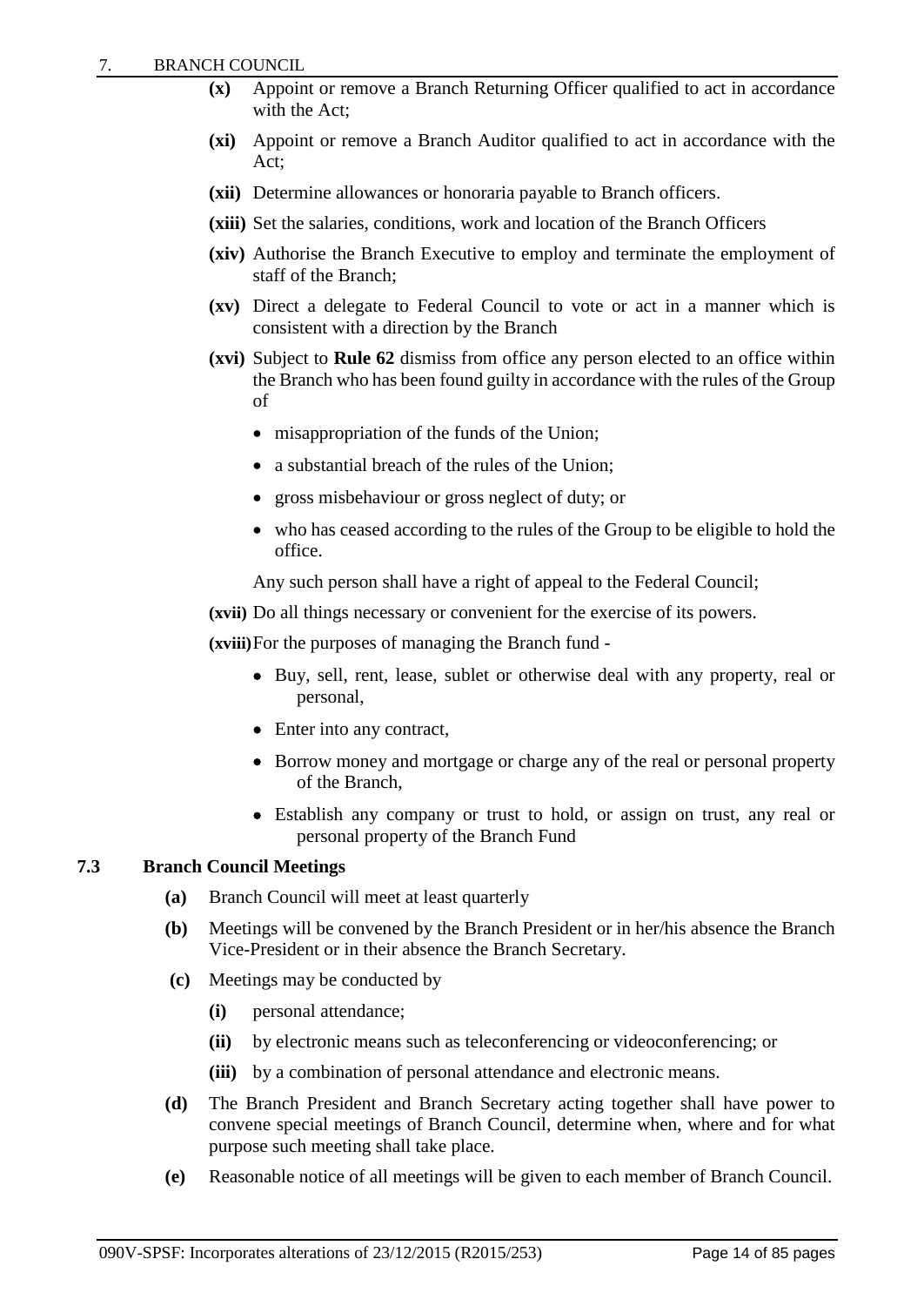- **(x)** Appoint or remove a Branch Returning Officer qualified to act in accordance with the Act;
- **(xi)** Appoint or remove a Branch Auditor qualified to act in accordance with the Act;
- **(xii)** Determine allowances or honoraria payable to Branch officers.
- **(xiii)** Set the salaries, conditions, work and location of the Branch Officers
- **(xiv)** Authorise the Branch Executive to employ and terminate the employment of staff of the Branch;
- **(xv)** Direct a delegate to Federal Council to vote or act in a manner which is consistent with a direction by the Branch
- **(xvi)** Subject to **Rule 62** dismiss from office any person elected to an office within the Branch who has been found guilty in accordance with the rules of the Group of
  - misappropriation of the funds of the Union;
  - a substantial breach of the rules of the Union;
  - gross misbehaviour or gross neglect of duty; or
  - who has ceased according to the rules of the Group to be eligible to hold the office.

  Any such person shall have a right of appeal to the Federal Council;
- **(xvii)** Do all things necessary or convenient for the exercise of its powers.
- **(xviii)** For the purposes of managing the Branch fund -
  - Buy, sell, rent, lease, sublet or otherwise deal with any property, real or personal,
  - Enter into any contract,
  - Borrow money and mortgage or charge any of the real or personal property of the Branch,
  - Establish any company or trust to hold, or assign on trust, any real or personal property of the Branch Fund

### 7.3 Branch Council Meetings

- **(a)** Branch Council will meet at least quarterly
- **(b)** Meetings will be convened by the Branch President or in her/his absence the Branch Vice-President or in their absence the Branch Secretary.
- **(c)** Meetings may be conducted by
  - **(i)** personal attendance;
  - **(ii)** by electronic means such as teleconferencing or videoconferencing; or
  - **(iii)** by a combination of personal attendance and electronic means.
- **(d)** The Branch President and Branch Secretary acting together shall have power to convene special meetings of Branch Council, determine when, where and for what purpose such meeting shall take place.
- **(e)** Reasonable notice of all meetings will be given to each member of Branch Council.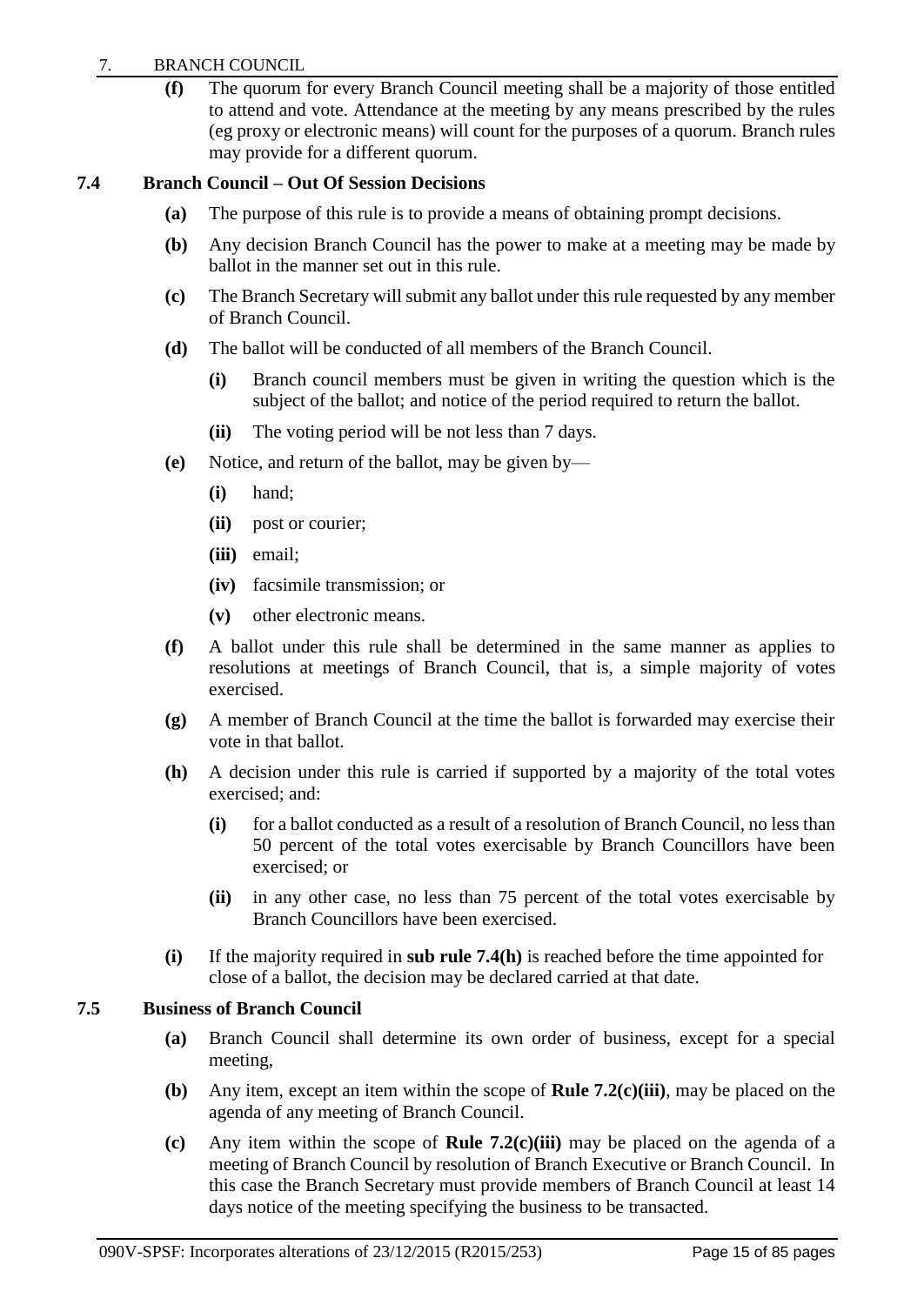**(f)** The quorum for every Branch Council meeting shall be a majority of those entitled to attend and vote. Attendance at the meeting by any means prescribed by the rules (eg proxy or electronic means) will count for the purposes of a quorum. Branch rules may provide for a different quorum.

### 7.4 Branch Council – Out Of Session Decisions

**(a)** The purpose of this rule is to provide a means of obtaining prompt decisions.

**(b)** Any decision Branch Council has the power to make at a meeting may be made by ballot in the manner set out in this rule.

**(c)** The Branch Secretary will submit any ballot under this rule requested by any member of Branch Council.

**(d)** The ballot will be conducted of all members of the Branch Council.

- **(i)** Branch council members must be given in writing the question which is the subject of the ballot; and notice of the period required to return the ballot.
- **(ii)** The voting period will be not less than 7 days.

**(e)** Notice, and return of the ballot, may be given by—

- **(i)** hand;
- **(ii)** post or courier;
- **(iii)** email;
- **(iv)** facsimile transmission; or
- **(v)** other electronic means.

**(f)** A ballot under this rule shall be determined in the same manner as applies to resolutions at meetings of Branch Council, that is, a simple majority of votes exercised.

**(g)** A member of Branch Council at the time the ballot is forwarded may exercise their vote in that ballot.

**(h)** A decision under this rule is carried if supported by a majority of the total votes exercised; and:

- **(i)** for a ballot conducted as a result of a resolution of Branch Council, no less than 50 percent of the total votes exercisable by Branch Councillors have been exercised; or
- **(ii)** in any other case, no less than 75 percent of the total votes exercisable by Branch Councillors have been exercised.

**(i)** If the majority required in **sub rule 7.4(h)** is reached before the time appointed for close of a ballot, the decision may be declared carried at that date.

### 7.5 Business of Branch Council

**(a)** Branch Council shall determine its own order of business, except for a special meeting,

**(b)** Any item, except an item within the scope of **Rule 7.2(c)(iii)**, may be placed on the agenda of any meeting of Branch Council.

**(c)** Any item within the scope of **Rule 7.2(c)(iii)** may be placed on the agenda of a meeting of Branch Council by resolution of Branch Executive or Branch Council. In this case the Branch Secretary must provide members of Branch Council at least 14 days notice of the meeting specifying the business to be transacted.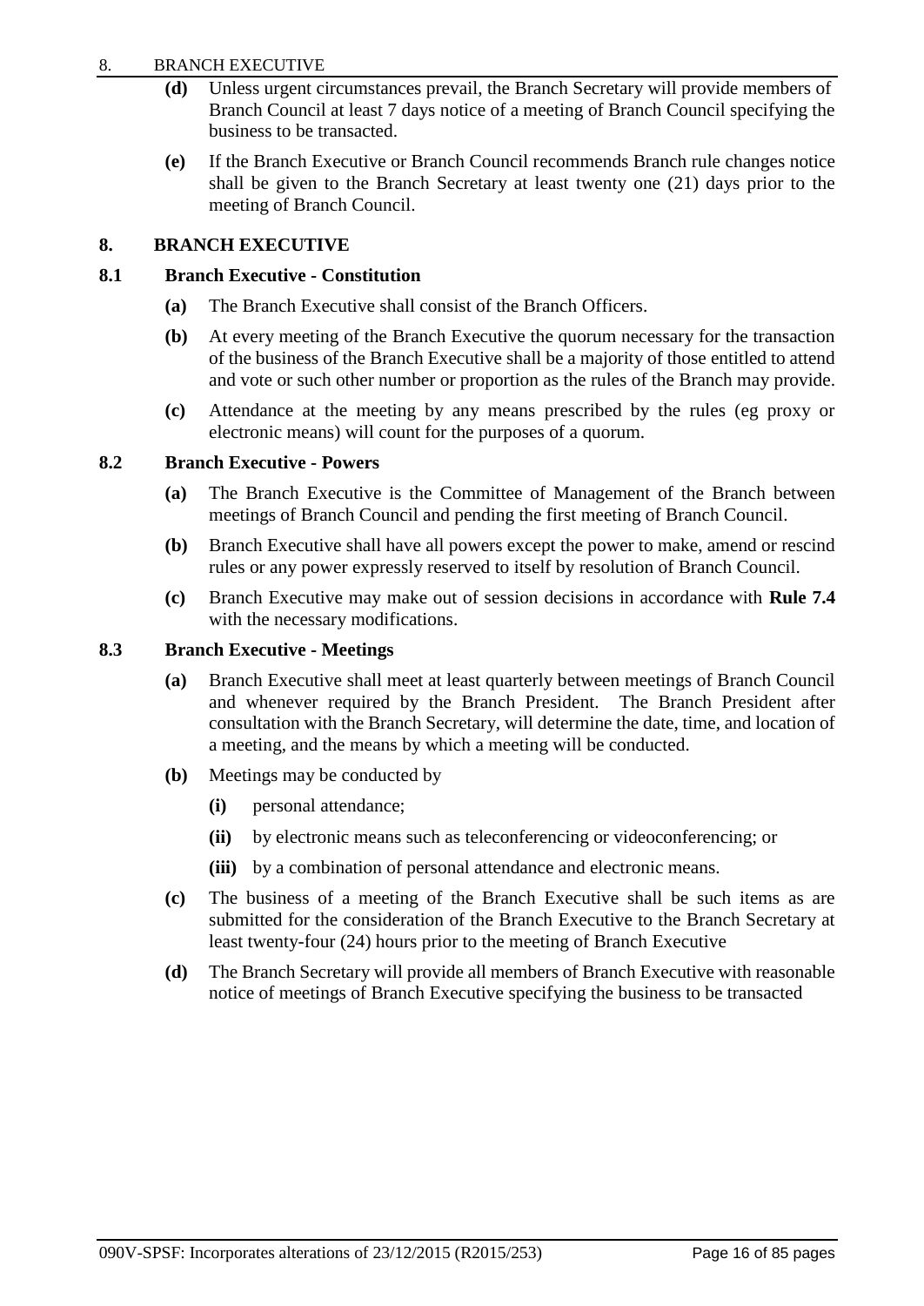**(d)** Unless urgent circumstances prevail, the Branch Secretary will provide members of Branch Council at least 7 days notice of a meeting of Branch Council specifying the business to be transacted.

**(e)** If the Branch Executive or Branch Council recommends Branch rule changes notice shall be given to the Branch Secretary at least twenty one (21) days prior to the meeting of Branch Council.

## 8. BRANCH EXECUTIVE

### 8.1 Branch Executive - Constitution

**(a)** The Branch Executive shall consist of the Branch Officers.

**(b)** At every meeting of the Branch Executive the quorum necessary for the transaction of the business of the Branch Executive shall be a majority of those entitled to attend and vote or such other number or proportion as the rules of the Branch may provide.

**(c)** Attendance at the meeting by any means prescribed by the rules (eg proxy or electronic means) will count for the purposes of a quorum.

### 8.2 Branch Executive - Powers

**(a)** The Branch Executive is the Committee of Management of the Branch between meetings of Branch Council and pending the first meeting of Branch Council.

**(b)** Branch Executive shall have all powers except the power to make, amend or rescind rules or any power expressly reserved to itself by resolution of Branch Council.

**(c)** Branch Executive may make out of session decisions in accordance with **Rule 7.4** with the necessary modifications.

### 8.3 Branch Executive - Meetings

**(a)** Branch Executive shall meet at least quarterly between meetings of Branch Council and whenever required by the Branch President. The Branch President after consultation with the Branch Secretary, will determine the date, time, and location of a meeting, and the means by which a meeting will be conducted.

**(b)** Meetings may be conducted by

- **(i)** personal attendance;
- **(ii)** by electronic means such as teleconferencing or videoconferencing; or
- **(iii)** by a combination of personal attendance and electronic means.

**(c)** The business of a meeting of the Branch Executive shall be such items as are submitted for the consideration of the Branch Executive to the Branch Secretary at least twenty-four (24) hours prior to the meeting of Branch Executive

**(d)** The Branch Secretary will provide all members of Branch Executive with reasonable notice of meetings of Branch Executive specifying the business to be transacted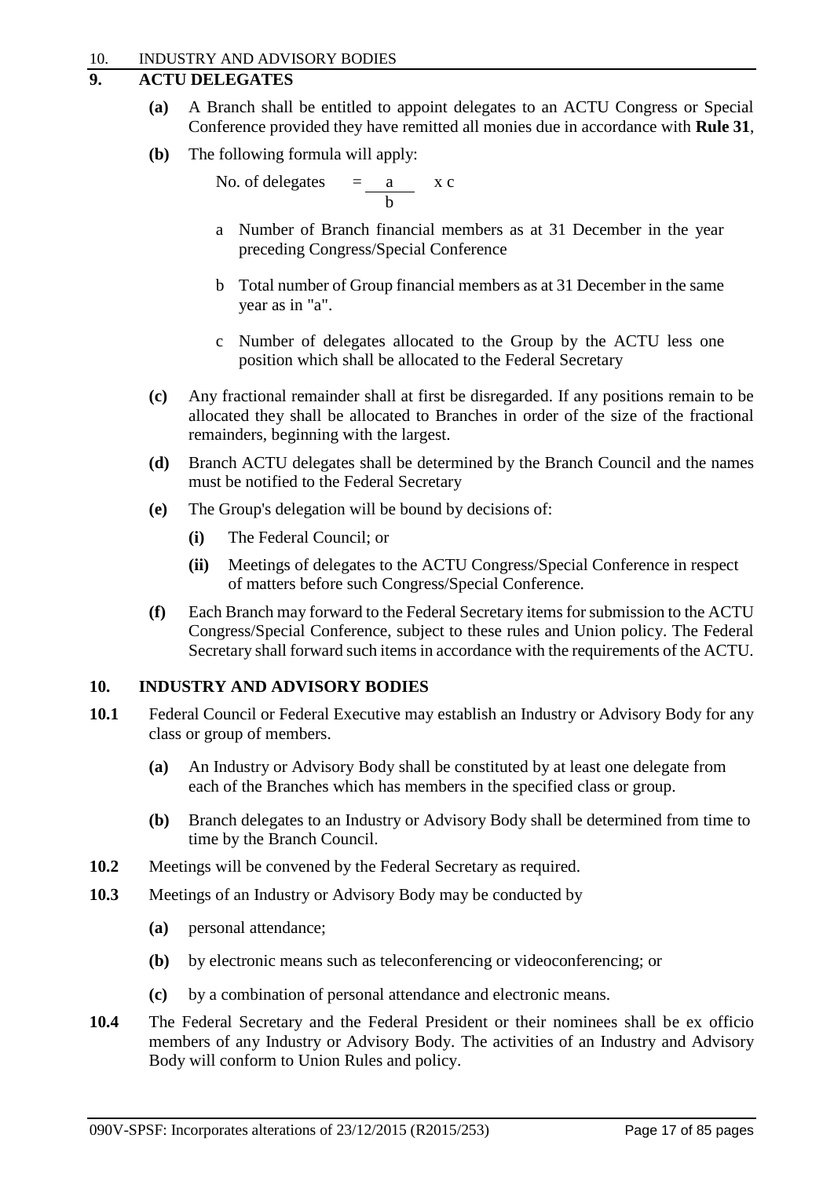## 9. ACTU DELEGATES

**(a)** A Branch shall be entitled to appoint delegates to an ACTU Congress or Special Conference provided they have remitted all monies due in accordance with **Rule 31**,

**(b)** The following formula will apply:

$$\text{No. of delegates} = \frac{a}{b} \times c$$

a Number of Branch financial members as at 31 December in the year preceding Congress/Special Conference

b Total number of Group financial members as at 31 December in the same year as in "a".

c Number of delegates allocated to the Group by the ACTU less one position which shall be allocated to the Federal Secretary

**(c)** Any fractional remainder shall at first be disregarded. If any positions remain to be allocated they shall be allocated to Branches in order of the size of the fractional remainders, beginning with the largest.

**(d)** Branch ACTU delegates shall be determined by the Branch Council and the names must be notified to the Federal Secretary

**(e)** The Group's delegation will be bound by decisions of:

- **(i)** The Federal Council; or
- **(ii)** Meetings of delegates to the ACTU Congress/Special Conference in respect of matters before such Congress/Special Conference.

**(f)** Each Branch may forward to the Federal Secretary items for submission to the ACTU Congress/Special Conference, subject to these rules and Union policy. The Federal Secretary shall forward such items in accordance with the requirements of the ACTU.

## 10. INDUSTRY AND ADVISORY BODIES

**10.1** Federal Council or Federal Executive may establish an Industry or Advisory Body for any class or group of members.

**(a)** An Industry or Advisory Body shall be constituted by at least one delegate from each of the Branches which has members in the specified class or group.

**(b)** Branch delegates to an Industry or Advisory Body shall be determined from time to time by the Branch Council.

**10.2** Meetings will be convened by the Federal Secretary as required.

**10.3** Meetings of an Industry or Advisory Body may be conducted by

**(a)** personal attendance;

**(b)** by electronic means such as teleconferencing or videoconferencing; or

**(c)** by a combination of personal attendance and electronic means.

**10.4** The Federal Secretary and the Federal President or their nominees shall be ex officio members of any Industry or Advisory Body. The activities of an Industry and Advisory Body will conform to Union Rules and policy.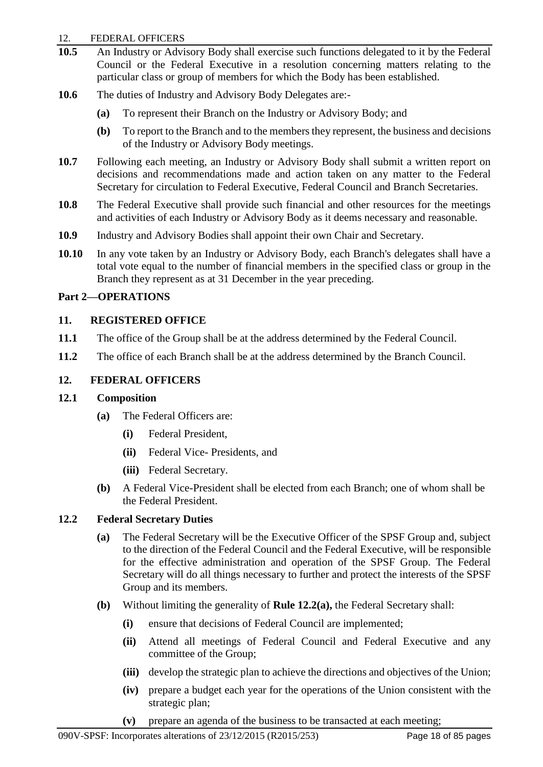**10.5** An Industry or Advisory Body shall exercise such functions delegated to it by the Federal Council or the Federal Executive in a resolution concerning matters relating to the particular class or group of members for which the Body has been established.

**10.6** The duties of Industry and Advisory Body Delegates are:-

- **(a)** To represent their Branch on the Industry or Advisory Body; and
- **(b)** To report to the Branch and to the members they represent, the business and decisions of the Industry or Advisory Body meetings.

**10.7** Following each meeting, an Industry or Advisory Body shall submit a written report on decisions and recommendations made and action taken on any matter to the Federal Secretary for circulation to Federal Executive, Federal Council and Branch Secretaries.

**10.8** The Federal Executive shall provide such financial and other resources for the meetings and activities of each Industry or Advisory Body as it deems necessary and reasonable.

**10.9** Industry and Advisory Bodies shall appoint their own Chair and Secretary.

**10.10** In any vote taken by an Industry or Advisory Body, each Branch's delegates shall have a total vote equal to the number of financial members in the specified class or group in the Branch they represent as at 31 December in the year preceding.

## Part 2—OPERATIONS

### 11. REGISTERED OFFICE

**11.1** The office of the Group shall be at the address determined by the Federal Council.

**11.2** The office of each Branch shall be at the address determined by the Branch Council.

### 12. FEDERAL OFFICERS

#### 12.1 Composition

- **(a)** The Federal Officers are:
  - **(i)** Federal President,
  - **(ii)** Federal Vice- Presidents, and
  - **(iii)** Federal Secretary.
- **(b)** A Federal Vice-President shall be elected from each Branch; one of whom shall be the Federal President.

#### 12.2 Federal Secretary Duties

- **(a)** The Federal Secretary will be the Executive Officer of the SPSF Group and, subject to the direction of the Federal Council and the Federal Executive, will be responsible for the effective administration and operation of the SPSF Group. The Federal Secretary will do all things necessary to further and protect the interests of the SPSF Group and its members.
- **(b)** Without limiting the generality of **Rule 12.2(a),** the Federal Secretary shall:
  - **(i)** ensure that decisions of Federal Council are implemented;
  - **(ii)** Attend all meetings of Federal Council and Federal Executive and any committee of the Group;
  - **(iii)** develop the strategic plan to achieve the directions and objectives of the Union;
  - **(iv)** prepare a budget each year for the operations of the Union consistent with the strategic plan;
  - **(v)** prepare an agenda of the business to be transacted at each meeting;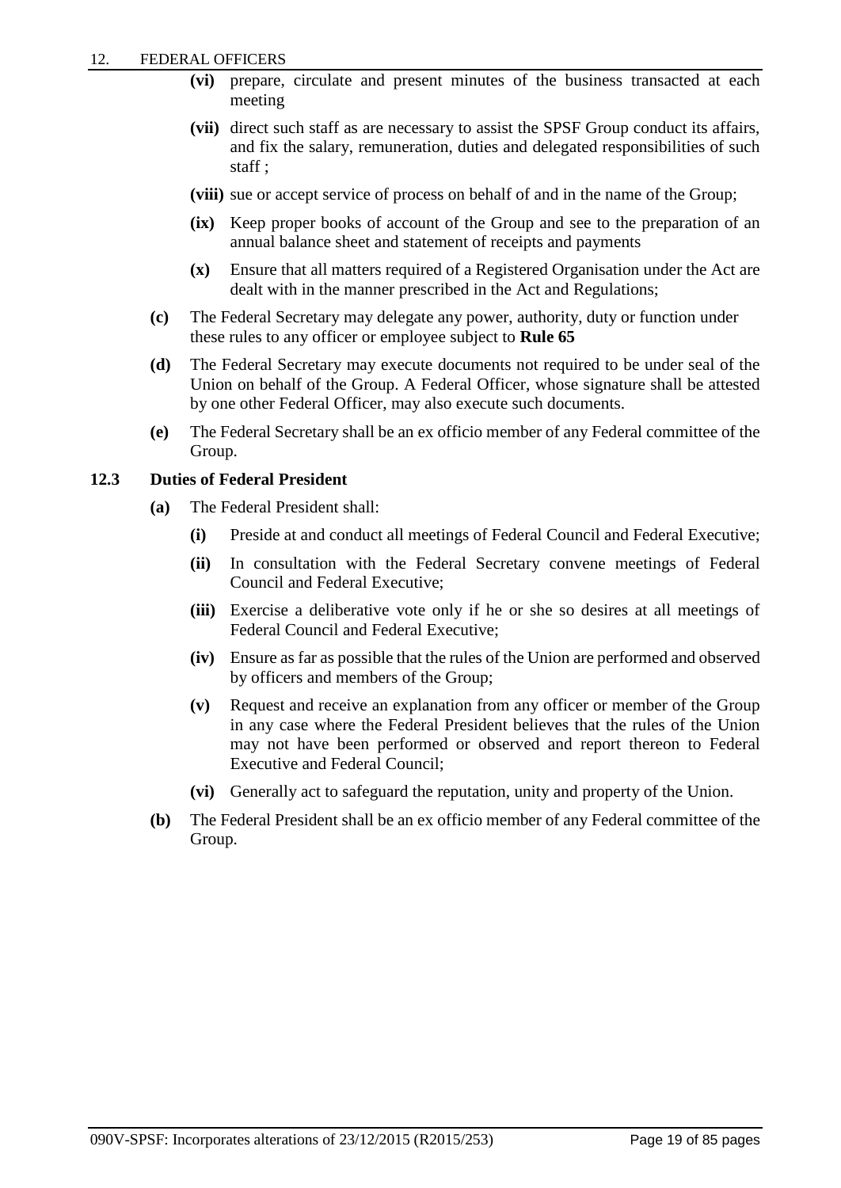- **(vi)** prepare, circulate and present minutes of the business transacted at each meeting
- **(vii)** direct such staff as are necessary to assist the SPSF Group conduct its affairs, and fix the salary, remuneration, duties and delegated responsibilities of such staff ;
- **(viii)** sue or accept service of process on behalf of and in the name of the Group;
- **(ix)** Keep proper books of account of the Group and see to the preparation of an annual balance sheet and statement of receipts and payments
- **(x)** Ensure that all matters required of a Registered Organisation under the Act are dealt with in the manner prescribed in the Act and Regulations;

**(c)** The Federal Secretary may delegate any power, authority, duty or function under these rules to any officer or employee subject to **Rule 65**

**(d)** The Federal Secretary may execute documents not required to be under seal of the Union on behalf of the Group. A Federal Officer, whose signature shall be attested by one other Federal Officer, may also execute such documents.

**(e)** The Federal Secretary shall be an ex officio member of any Federal committee of the Group.

### 12.3 Duties of Federal President

**(a)** The Federal President shall:

- **(i)** Preside at and conduct all meetings of Federal Council and Federal Executive;
- **(ii)** In consultation with the Federal Secretary convene meetings of Federal Council and Federal Executive;
- **(iii)** Exercise a deliberative vote only if he or she so desires at all meetings of Federal Council and Federal Executive;
- **(iv)** Ensure as far as possible that the rules of the Union are performed and observed by officers and members of the Group;
- **(v)** Request and receive an explanation from any officer or member of the Group in any case where the Federal President believes that the rules of the Union may not have been performed or observed and report thereon to Federal Executive and Federal Council;
- **(vi)** Generally act to safeguard the reputation, unity and property of the Union.

**(b)** The Federal President shall be an ex officio member of any Federal committee of the Group.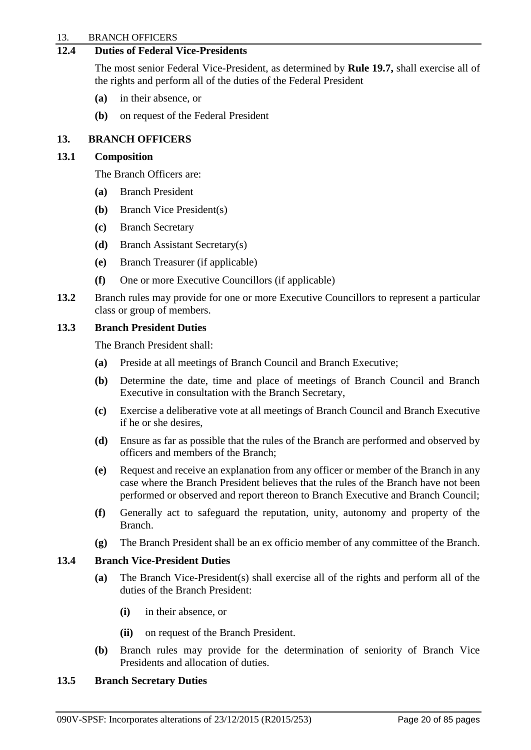### 12.4 Duties of Federal Vice-Presidents

The most senior Federal Vice-President, as determined by **Rule 19.7,** shall exercise all of the rights and perform all of the duties of the Federal President

- **(a)** in their absence, or
- **(b)** on request of the Federal President

## 13. BRANCH OFFICERS

### 13.1 Composition

The Branch Officers are:

- **(a)** Branch President
- **(b)** Branch Vice President(s)
- **(c)** Branch Secretary
- **(d)** Branch Assistant Secretary(s)
- **(e)** Branch Treasurer (if applicable)
- **(f)** One or more Executive Councillors (if applicable)

**13.2** Branch rules may provide for one or more Executive Councillors to represent a particular class or group of members.

### 13.3 Branch President Duties

The Branch President shall:

- **(a)** Preside at all meetings of Branch Council and Branch Executive;
- **(b)** Determine the date, time and place of meetings of Branch Council and Branch Executive in consultation with the Branch Secretary,
- **(c)** Exercise a deliberative vote at all meetings of Branch Council and Branch Executive if he or she desires,
- **(d)** Ensure as far as possible that the rules of the Branch are performed and observed by officers and members of the Branch;
- **(e)** Request and receive an explanation from any officer or member of the Branch in any case where the Branch President believes that the rules of the Branch have not been performed or observed and report thereon to Branch Executive and Branch Council;
- **(f)** Generally act to safeguard the reputation, unity, autonomy and property of the Branch.
- **(g)** The Branch President shall be an ex officio member of any committee of the Branch.

### 13.4 Branch Vice-President Duties

- **(a)** The Branch Vice-President(s) shall exercise all of the rights and perform all of the duties of the Branch President:
  - **(i)** in their absence, or
  - **(ii)** on request of the Branch President.
- **(b)** Branch rules may provide for the determination of seniority of Branch Vice Presidents and allocation of duties.

### 13.5 Branch Secretary Duties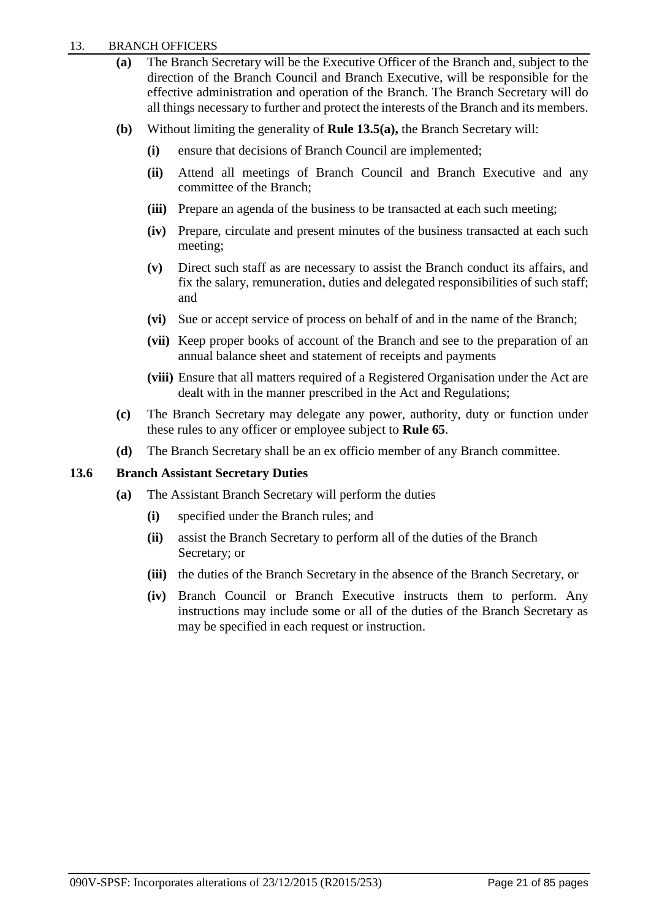**(a)** The Branch Secretary will be the Executive Officer of the Branch and, subject to the direction of the Branch Council and Branch Executive, will be responsible for the effective administration and operation of the Branch. The Branch Secretary will do all things necessary to further and protect the interests of the Branch and its members.

**(b)** Without limiting the generality of **Rule 13.5(a),** the Branch Secretary will:

- **(i)** ensure that decisions of Branch Council are implemented;
- **(ii)** Attend all meetings of Branch Council and Branch Executive and any committee of the Branch;
- **(iii)** Prepare an agenda of the business to be transacted at each such meeting;
- **(iv)** Prepare, circulate and present minutes of the business transacted at each such meeting;
- **(v)** Direct such staff as are necessary to assist the Branch conduct its affairs, and fix the salary, remuneration, duties and delegated responsibilities of such staff; and
- **(vi)** Sue or accept service of process on behalf of and in the name of the Branch;
- **(vii)** Keep proper books of account of the Branch and see to the preparation of an annual balance sheet and statement of receipts and payments
- **(viii)** Ensure that all matters required of a Registered Organisation under the Act are dealt with in the manner prescribed in the Act and Regulations;

**(c)** The Branch Secretary may delegate any power, authority, duty or function under these rules to any officer or employee subject to **Rule 65**.

**(d)** The Branch Secretary shall be an ex officio member of any Branch committee.

### 13.6 Branch Assistant Secretary Duties

**(a)** The Assistant Branch Secretary will perform the duties

- **(i)** specified under the Branch rules; and
- **(ii)** assist the Branch Secretary to perform all of the duties of the Branch Secretary; or
- **(iii)** the duties of the Branch Secretary in the absence of the Branch Secretary, or
- **(iv)** Branch Council or Branch Executive instructs them to perform. Any instructions may include some or all of the duties of the Branch Secretary as may be specified in each request or instruction.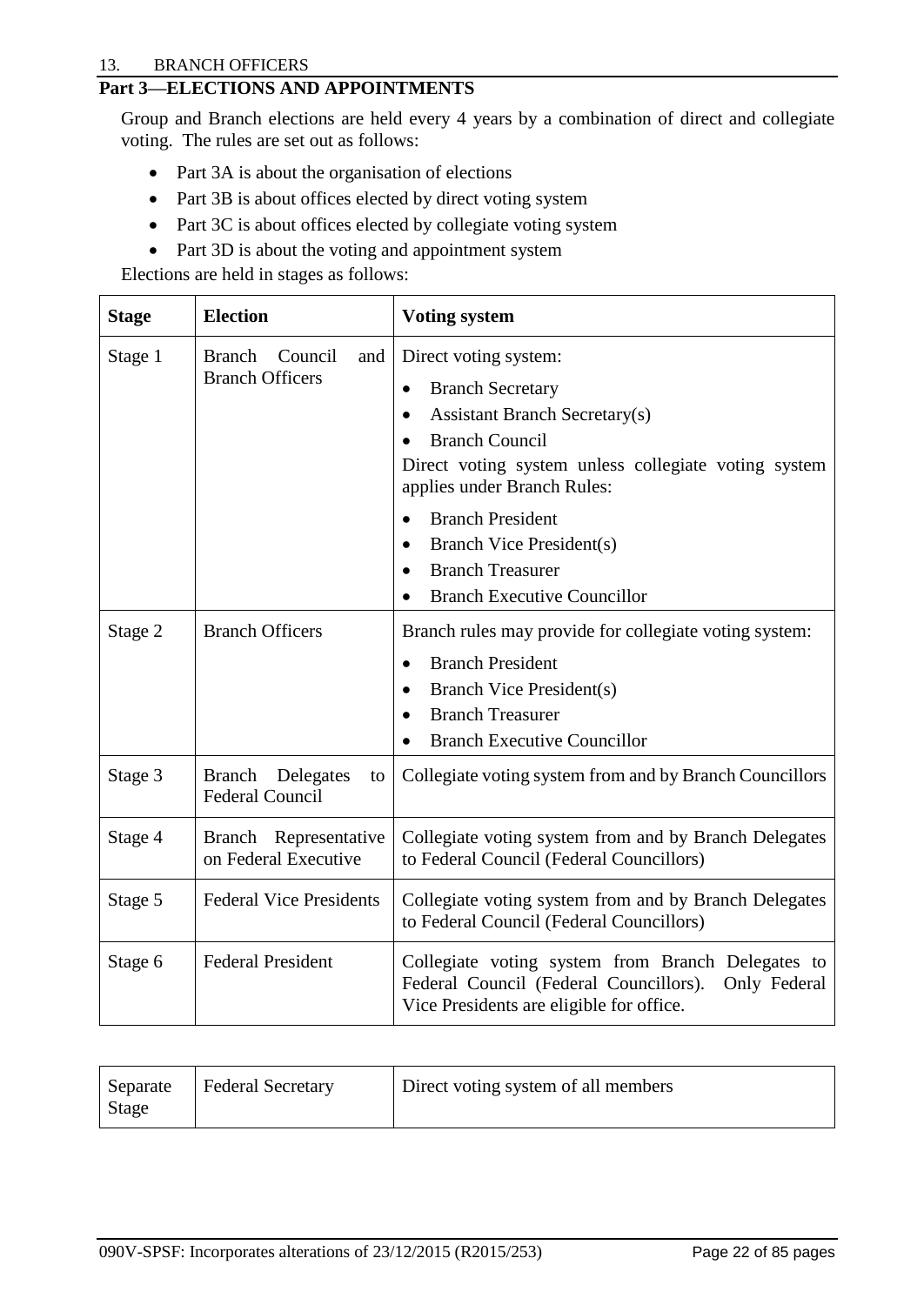## Part 3—ELECTIONS AND APPOINTMENTS

Group and Branch elections are held every 4 years by a combination of direct and collegiate voting. The rules are set out as follows:

- Part 3A is about the organisation of elections
- Part 3B is about offices elected by direct voting system
- Part 3C is about offices elected by collegiate voting system
- Part 3D is about the voting and appointment system

Elections are held in stages as follows:

| Stage | Election | Voting system |
|---|---|---|
| Stage 1 | Branch Council and Branch Officers | Direct voting system:<br>• Branch Secretary<br>• Assistant Branch Secretary(s)<br>• Branch Council<br>Direct voting system unless collegiate voting system applies under Branch Rules:<br>• Branch President<br>• Branch Vice President(s)<br>• Branch Treasurer<br>• Branch Executive Councillor |
| Stage 2 | Branch Officers | Branch rules may provide for collegiate voting system:<br>• Branch President<br>• Branch Vice President(s)<br>• Branch Treasurer<br>• Branch Executive Councillor |
| Stage 3 | Branch Delegates to Federal Council | Collegiate voting system from and by Branch Councillors |
| Stage 4 | Branch Representative on Federal Executive | Collegiate voting system from and by Branch Delegates to Federal Council (Federal Councillors) |
| Stage 5 | Federal Vice Presidents | Collegiate voting system from and by Branch Delegates to Federal Council (Federal Councillors) |
| Stage 6 | Federal President | Collegiate voting system from Branch Delegates to Federal Council (Federal Councillors). Only Federal Vice Presidents are eligible for office. |

| Separate Stage | Federal Secretary | Direct voting system of all members |
|---|---|---|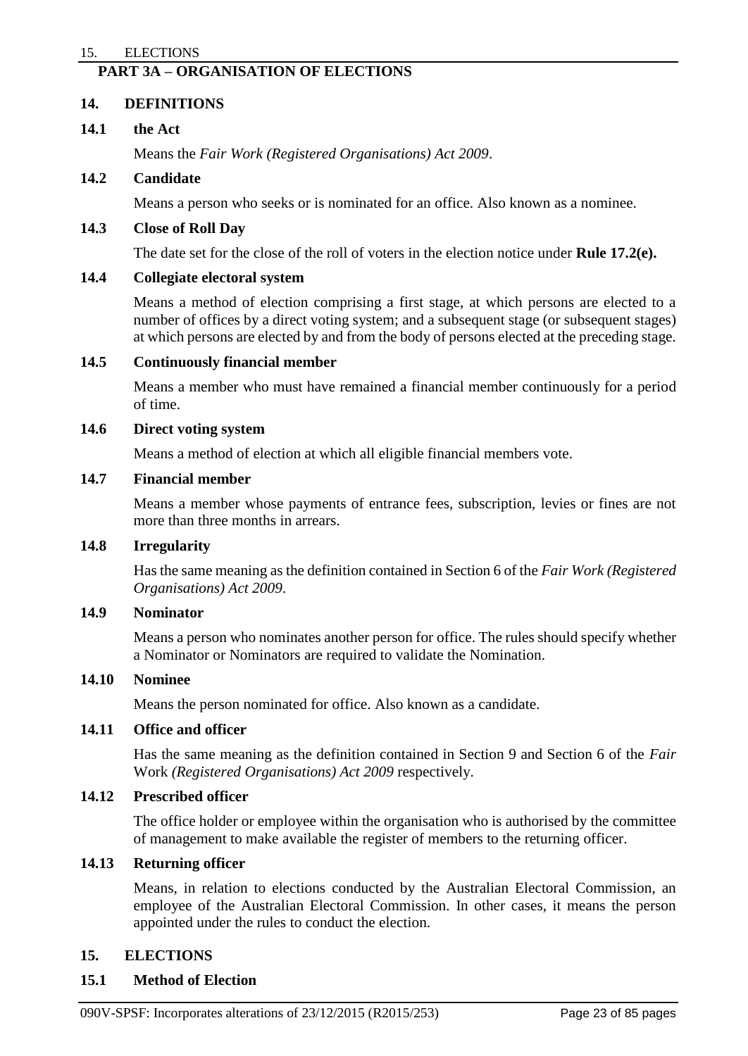## PART 3A – ORGANISATION OF ELECTIONS

### 14. DEFINITIONS

**14.1 the Act**

Means the *Fair Work (Registered Organisations) Act 2009*.

**14.2 Candidate**

Means a person who seeks or is nominated for an office. Also known as a nominee.

**14.3 Close of Roll Day**

The date set for the close of the roll of voters in the election notice under **Rule 17.2(e).**

**14.4 Collegiate electoral system**

Means a method of election comprising a first stage, at which persons are elected to a number of offices by a direct voting system; and a subsequent stage (or subsequent stages) at which persons are elected by and from the body of persons elected at the preceding stage.

**14.5 Continuously financial member**

Means a member who must have remained a financial member continuously for a period of time.

**14.6 Direct voting system**

Means a method of election at which all eligible financial members vote.

**14.7 Financial member**

Means a member whose payments of entrance fees, subscription, levies or fines are not more than three months in arrears.

**14.8 Irregularity**

Has the same meaning as the definition contained in Section 6 of the *Fair Work (Registered Organisations) Act 2009*.

**14.9 Nominator**

Means a person who nominates another person for office. The rules should specify whether a Nominator or Nominators are required to validate the Nomination.

**14.10 Nominee**

Means the person nominated for office. Also known as a candidate.

**14.11 Office and officer**

Has the same meaning as the definition contained in Section 9 and Section 6 of the *Fair* Work *(Registered Organisations) Act 2009* respectively.

**14.12 Prescribed officer**

The office holder or employee within the organisation who is authorised by the committee of management to make available the register of members to the returning officer.

**14.13 Returning officer**

Means, in relation to elections conducted by the Australian Electoral Commission, an employee of the Australian Electoral Commission. In other cases, it means the person appointed under the rules to conduct the election.

### 15. ELECTIONS

**15.1 Method of Election**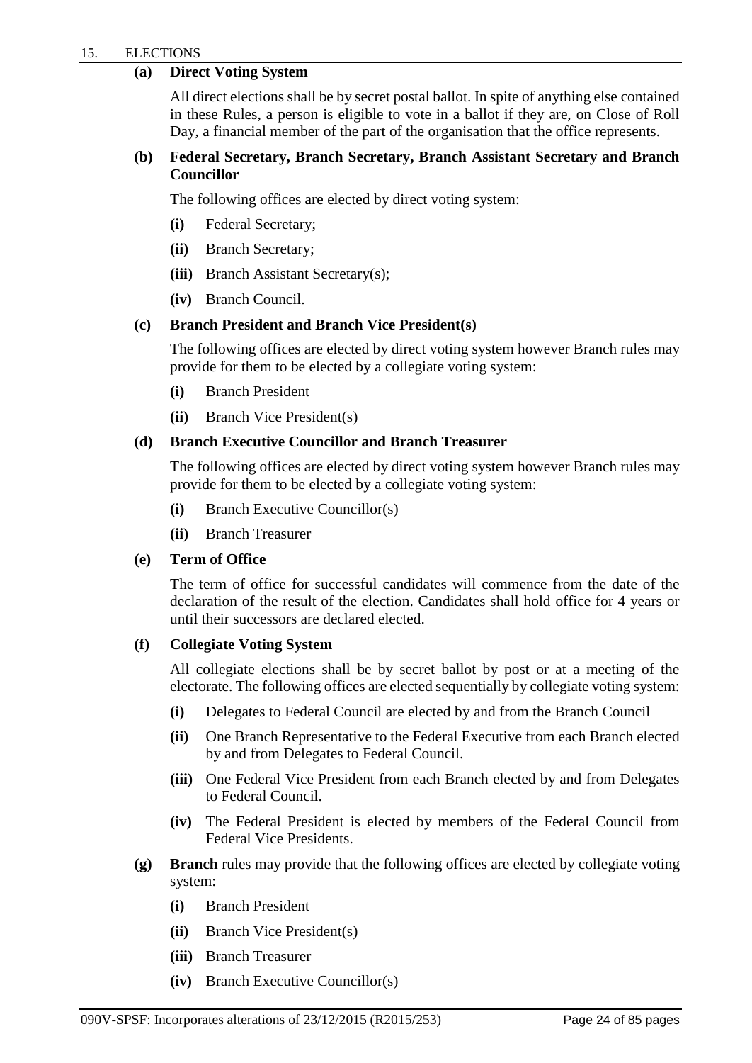## 15. ELECTIONS

**(a) Direct Voting System**

All direct elections shall be by secret postal ballot. In spite of anything else contained in these Rules, a person is eligible to vote in a ballot if they are, on Close of Roll Day, a financial member of the part of the organisation that the office represents.

**(b) Federal Secretary, Branch Secretary, Branch Assistant Secretary and Branch Councillor**

The following offices are elected by direct voting system:

- **(i)** Federal Secretary;
- **(ii)** Branch Secretary;
- **(iii)** Branch Assistant Secretary(s);
- **(iv)** Branch Council.

**(c) Branch President and Branch Vice President(s)**

The following offices are elected by direct voting system however Branch rules may provide for them to be elected by a collegiate voting system:

- **(i)** Branch President
- **(ii)** Branch Vice President(s)

**(d) Branch Executive Councillor and Branch Treasurer**

The following offices are elected by direct voting system however Branch rules may provide for them to be elected by a collegiate voting system:

- **(i)** Branch Executive Councillor(s)
- **(ii)** Branch Treasurer

**(e) Term of Office**

The term of office for successful candidates will commence from the date of the declaration of the result of the election. Candidates shall hold office for 4 years or until their successors are declared elected.

**(f) Collegiate Voting System**

All collegiate elections shall be by secret ballot by post or at a meeting of the electorate. The following offices are elected sequentially by collegiate voting system:

- **(i)** Delegates to Federal Council are elected by and from the Branch Council
- **(ii)** One Branch Representative to the Federal Executive from each Branch elected by and from Delegates to Federal Council.
- **(iii)** One Federal Vice President from each Branch elected by and from Delegates to Federal Council.
- **(iv)** The Federal President is elected by members of the Federal Council from Federal Vice Presidents.

**(g)** **Branch** rules may provide that the following offices are elected by collegiate voting system:

- **(i)** Branch President
- **(ii)** Branch Vice President(s)
- **(iii)** Branch Treasurer
- **(iv)** Branch Executive Councillor(s)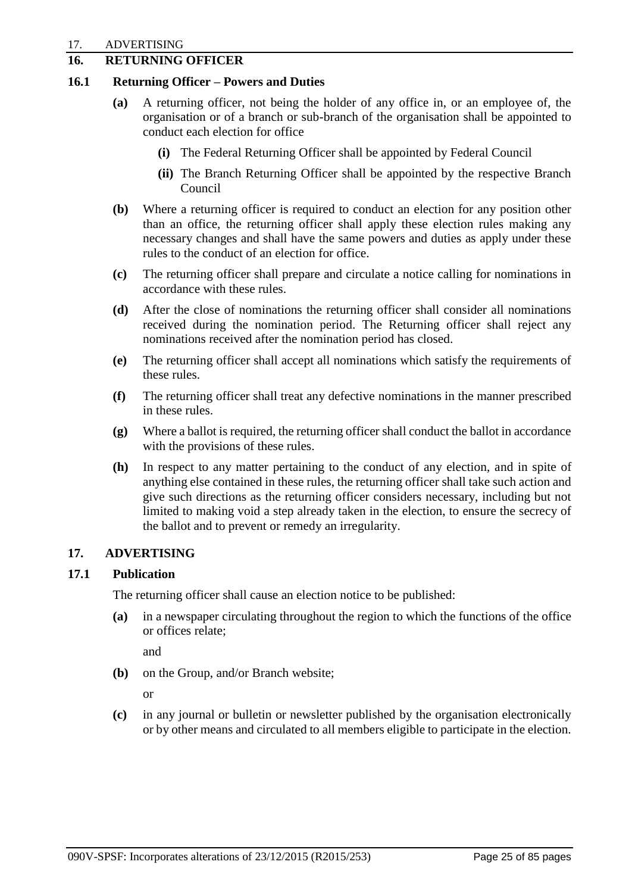## 16. RETURNING OFFICER

### 16.1 Returning Officer – Powers and Duties

**(a)** A returning officer, not being the holder of any office in, or an employee of, the organisation or of a branch or sub-branch of the organisation shall be appointed to conduct each election for office

**(i)** The Federal Returning Officer shall be appointed by Federal Council

**(ii)** The Branch Returning Officer shall be appointed by the respective Branch Council

**(b)** Where a returning officer is required to conduct an election for any position other than an office, the returning officer shall apply these election rules making any necessary changes and shall have the same powers and duties as apply under these rules to the conduct of an election for office.

**(c)** The returning officer shall prepare and circulate a notice calling for nominations in accordance with these rules.

**(d)** After the close of nominations the returning officer shall consider all nominations received during the nomination period. The Returning officer shall reject any nominations received after the nomination period has closed.

**(e)** The returning officer shall accept all nominations which satisfy the requirements of these rules.

**(f)** The returning officer shall treat any defective nominations in the manner prescribed in these rules.

**(g)** Where a ballot is required, the returning officer shall conduct the ballot in accordance with the provisions of these rules.

**(h)** In respect to any matter pertaining to the conduct of any election, and in spite of anything else contained in these rules, the returning officer shall take such action and give such directions as the returning officer considers necessary, including but not limited to making void a step already taken in the election, to ensure the secrecy of the ballot and to prevent or remedy an irregularity.

## 17. ADVERTISING

### 17.1 Publication

The returning officer shall cause an election notice to be published:

**(a)** in a newspaper circulating throughout the region to which the functions of the office or offices relate;

and

**(b)** on the Group, and/or Branch website;

or

**(c)** in any journal or bulletin or newsletter published by the organisation electronically or by other means and circulated to all members eligible to participate in the election.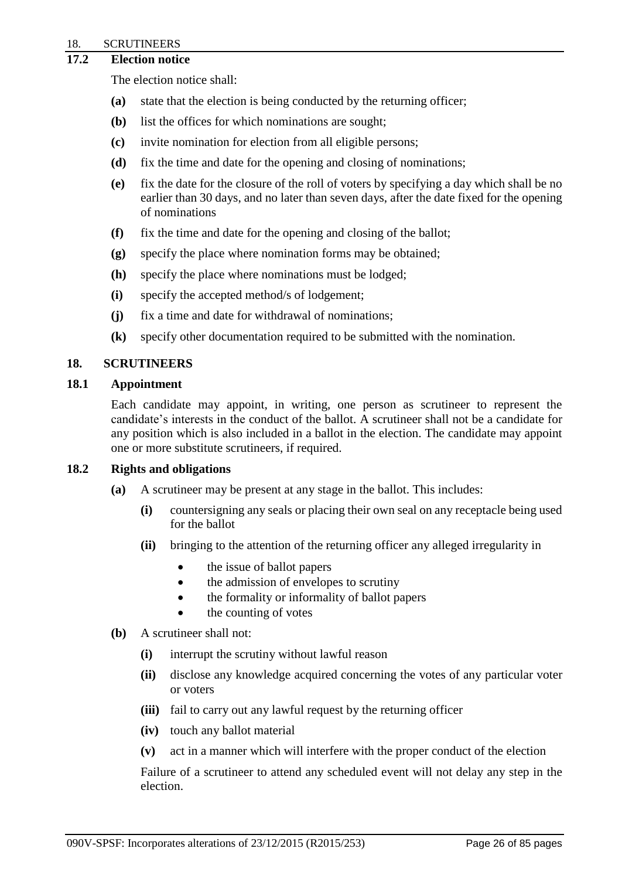### 17.2 Election notice

The election notice shall:

- **(a)** state that the election is being conducted by the returning officer;
- **(b)** list the offices for which nominations are sought;
- **(c)** invite nomination for election from all eligible persons;
- **(d)** fix the time and date for the opening and closing of nominations;
- **(e)** fix the date for the closure of the roll of voters by specifying a day which shall be no earlier than 30 days, and no later than seven days, after the date fixed for the opening of nominations
- **(f)** fix the time and date for the opening and closing of the ballot;
- **(g)** specify the place where nomination forms may be obtained;
- **(h)** specify the place where nominations must be lodged;
- **(i)** specify the accepted method/s of lodgement;
- **(j)** fix a time and date for withdrawal of nominations;
- **(k)** specify other documentation required to be submitted with the nomination.

## 18. SCRUTINEERS

### 18.1 Appointment

Each candidate may appoint, in writing, one person as scrutineer to represent the candidate's interests in the conduct of the ballot. A scrutineer shall not be a candidate for any position which is also included in a ballot in the election. The candidate may appoint one or more substitute scrutineers, if required.

### 18.2 Rights and obligations

- **(a)** A scrutineer may be present at any stage in the ballot. This includes:
  - **(i)** countersigning any seals or placing their own seal on any receptacle being used for the ballot
  - **(ii)** bringing to the attention of the returning officer any alleged irregularity in
    - the issue of ballot papers
    - the admission of envelopes to scrutiny
    - the formality or informality of ballot papers
    - the counting of votes
- **(b)** A scrutineer shall not:
  - **(i)** interrupt the scrutiny without lawful reason
  - **(ii)** disclose any knowledge acquired concerning the votes of any particular voter or voters
  - **(iii)** fail to carry out any lawful request by the returning officer
  - **(iv)** touch any ballot material
  - **(v)** act in a manner which will interfere with the proper conduct of the election

  Failure of a scrutineer to attend any scheduled event will not delay any step in the election.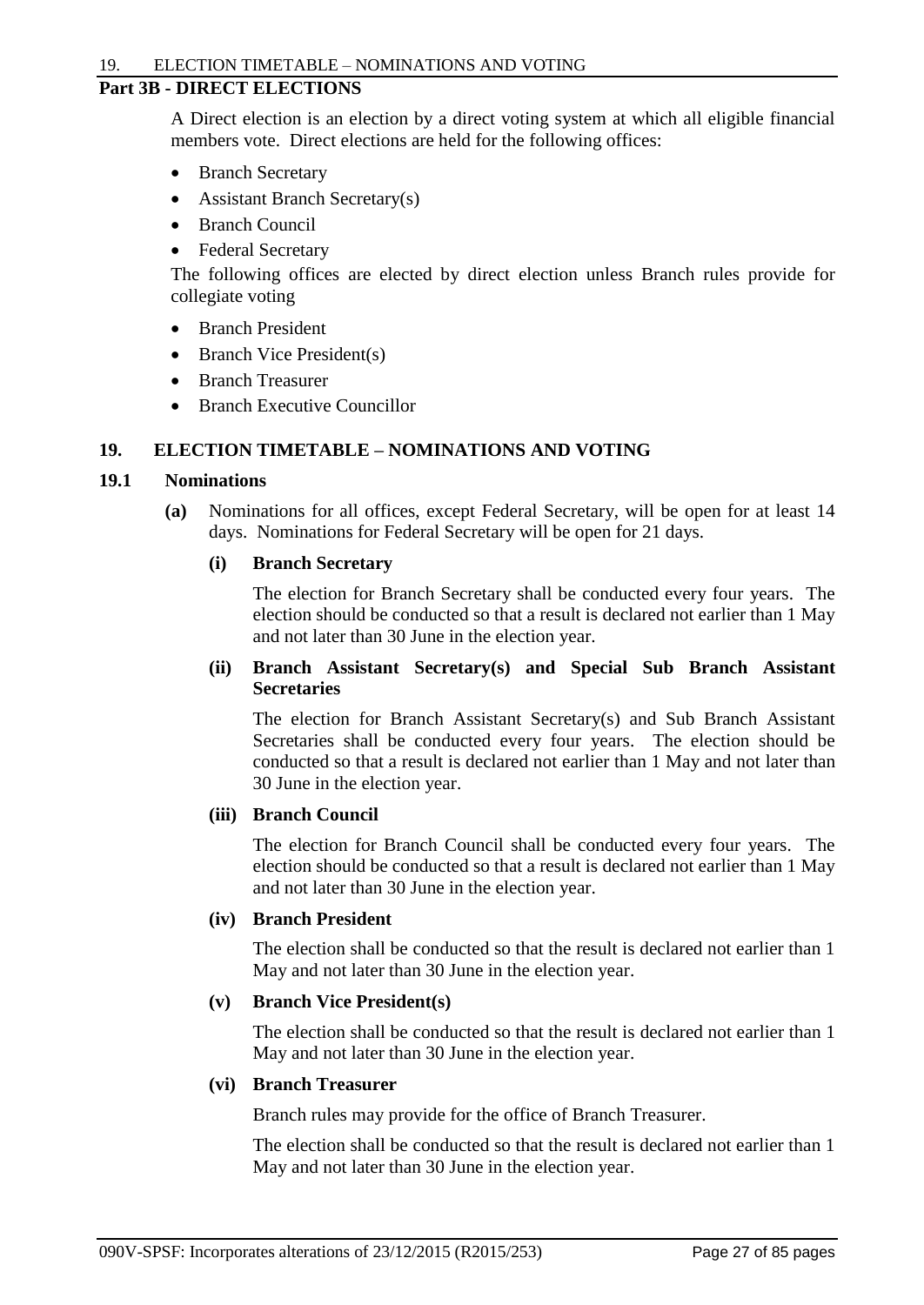## Part 3B - DIRECT ELECTIONS

A Direct election is an election by a direct voting system at which all eligible financial members vote. Direct elections are held for the following offices:

- Branch Secretary
- Assistant Branch Secretary(s)
- Branch Council
- Federal Secretary

The following offices are elected by direct election unless Branch rules provide for collegiate voting

- Branch President
- Branch Vice President(s)
- Branch Treasurer
- Branch Executive Councillor

## 19. ELECTION TIMETABLE – NOMINATIONS AND VOTING

### 19.1 Nominations

**(a)** Nominations for all offices, except Federal Secretary, will be open for at least 14 days. Nominations for Federal Secretary will be open for 21 days.

**(i) Branch Secretary**

The election for Branch Secretary shall be conducted every four years. The election should be conducted so that a result is declared not earlier than 1 May and not later than 30 June in the election year.

**(ii) Branch Assistant Secretary(s) and Special Sub Branch Assistant Secretaries**

The election for Branch Assistant Secretary(s) and Sub Branch Assistant Secretaries shall be conducted every four years. The election should be conducted so that a result is declared not earlier than 1 May and not later than 30 June in the election year.

**(iii) Branch Council**

The election for Branch Council shall be conducted every four years. The election should be conducted so that a result is declared not earlier than 1 May and not later than 30 June in the election year.

**(iv) Branch President**

The election shall be conducted so that the result is declared not earlier than 1 May and not later than 30 June in the election year.

**(v) Branch Vice President(s)**

The election shall be conducted so that the result is declared not earlier than 1 May and not later than 30 June in the election year.

**(vi) Branch Treasurer**

Branch rules may provide for the office of Branch Treasurer.

The election shall be conducted so that the result is declared not earlier than 1 May and not later than 30 June in the election year.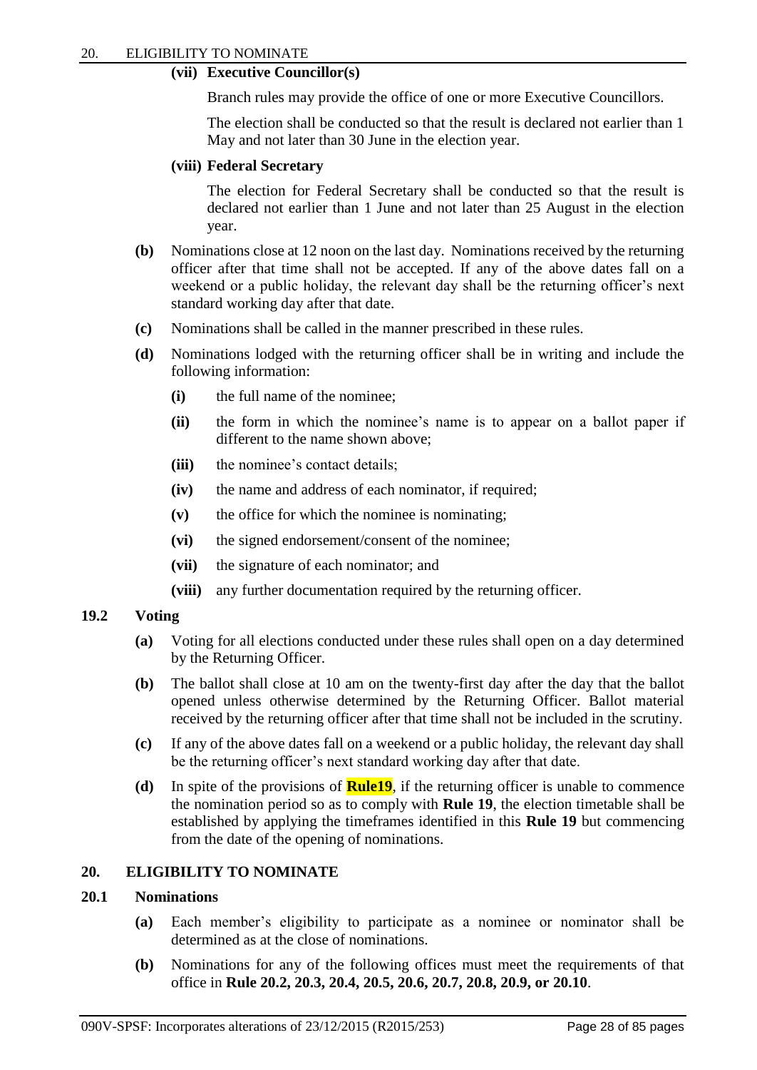**(vii) Executive Councillor(s)**

Branch rules may provide the office of one or more Executive Councillors.

The election shall be conducted so that the result is declared not earlier than 1 May and not later than 30 June in the election year.

**(viii) Federal Secretary**

The election for Federal Secretary shall be conducted so that the result is declared not earlier than 1 June and not later than 25 August in the election year.

**(b)** Nominations close at 12 noon on the last day. Nominations received by the returning officer after that time shall not be accepted. If any of the above dates fall on a weekend or a public holiday, the relevant day shall be the returning officer's next standard working day after that date.

**(c)** Nominations shall be called in the manner prescribed in these rules.

**(d)** Nominations lodged with the returning officer shall be in writing and include the following information:

- **(i)** the full name of the nominee;
- **(ii)** the form in which the nominee's name is to appear on a ballot paper if different to the name shown above;
- **(iii)** the nominee's contact details;
- **(iv)** the name and address of each nominator, if required;
- **(v)** the office for which the nominee is nominating;
- **(vi)** the signed endorsement/consent of the nominee;
- **(vii)** the signature of each nominator; and
- **(viii)** any further documentation required by the returning officer.

### 19.2 Voting

**(a)** Voting for all elections conducted under these rules shall open on a day determined by the Returning Officer.

**(b)** The ballot shall close at 10 am on the twenty-first day after the day that the ballot opened unless otherwise determined by the Returning Officer. Ballot material received by the returning officer after that time shall not be included in the scrutiny.

**(c)** If any of the above dates fall on a weekend or a public holiday, the relevant day shall be the returning officer's next standard working day after that date.

**(d)** In spite of the provisions of **Rule19**, if the returning officer is unable to commence the nomination period so as to comply with **Rule 19**, the election timetable shall be established by applying the timeframes identified in this **Rule 19** but commencing from the date of the opening of nominations.

## 20. ELIGIBILITY TO NOMINATE

### 20.1 Nominations

**(a)** Each member's eligibility to participate as a nominee or nominator shall be determined as at the close of nominations.

**(b)** Nominations for any of the following offices must meet the requirements of that office in **Rule 20.2, 20.3, 20.4, 20.5, 20.6, 20.7, 20.8, 20.9, or 20.10**.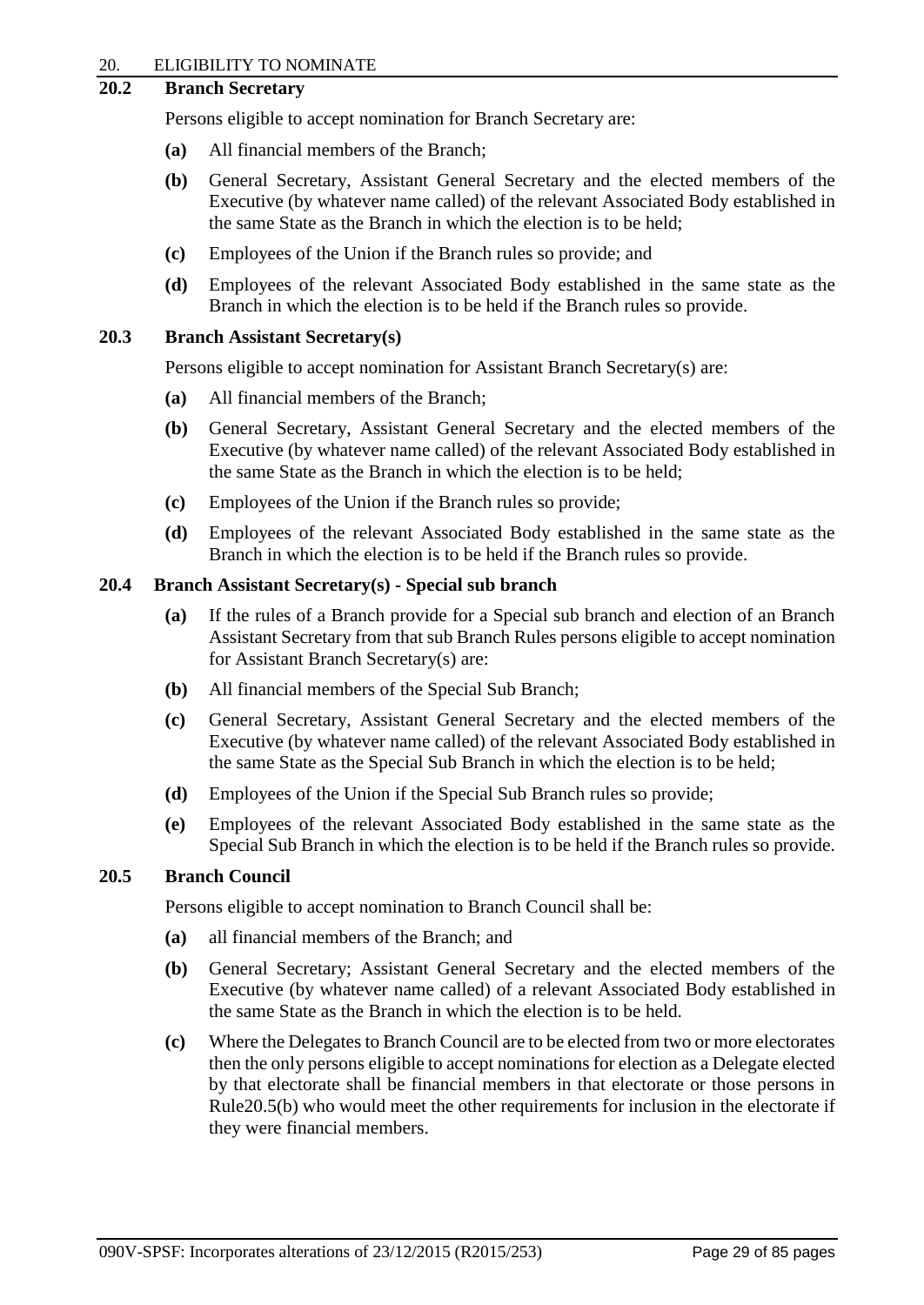### 20.2 Branch Secretary

Persons eligible to accept nomination for Branch Secretary are:

**(a)** All financial members of the Branch;

**(b)** General Secretary, Assistant General Secretary and the elected members of the Executive (by whatever name called) of the relevant Associated Body established in the same State as the Branch in which the election is to be held;

**(c)** Employees of the Union if the Branch rules so provide; and

**(d)** Employees of the relevant Associated Body established in the same state as the Branch in which the election is to be held if the Branch rules so provide.

### 20.3 Branch Assistant Secretary(s)

Persons eligible to accept nomination for Assistant Branch Secretary(s) are:

**(a)** All financial members of the Branch;

**(b)** General Secretary, Assistant General Secretary and the elected members of the Executive (by whatever name called) of the relevant Associated Body established in the same State as the Branch in which the election is to be held;

**(c)** Employees of the Union if the Branch rules so provide;

**(d)** Employees of the relevant Associated Body established in the same state as the Branch in which the election is to be held if the Branch rules so provide.

### 20.4 Branch Assistant Secretary(s) - Special sub branch

**(a)** If the rules of a Branch provide for a Special sub branch and election of an Branch Assistant Secretary from that sub Branch Rules persons eligible to accept nomination for Assistant Branch Secretary(s) are:

**(b)** All financial members of the Special Sub Branch;

**(c)** General Secretary, Assistant General Secretary and the elected members of the Executive (by whatever name called) of the relevant Associated Body established in the same State as the Special Sub Branch in which the election is to be held;

**(d)** Employees of the Union if the Special Sub Branch rules so provide;

**(e)** Employees of the relevant Associated Body established in the same state as the Special Sub Branch in which the election is to be held if the Branch rules so provide.

### 20.5 Branch Council

Persons eligible to accept nomination to Branch Council shall be:

**(a)** all financial members of the Branch; and

**(b)** General Secretary; Assistant General Secretary and the elected members of the Executive (by whatever name called) of a relevant Associated Body established in the same State as the Branch in which the election is to be held.

**(c)** Where the Delegates to Branch Council are to be elected from two or more electorates then the only persons eligible to accept nominations for election as a Delegate elected by that electorate shall be financial members in that electorate or those persons in Rule20.5(b) who would meet the other requirements for inclusion in the electorate if they were financial members.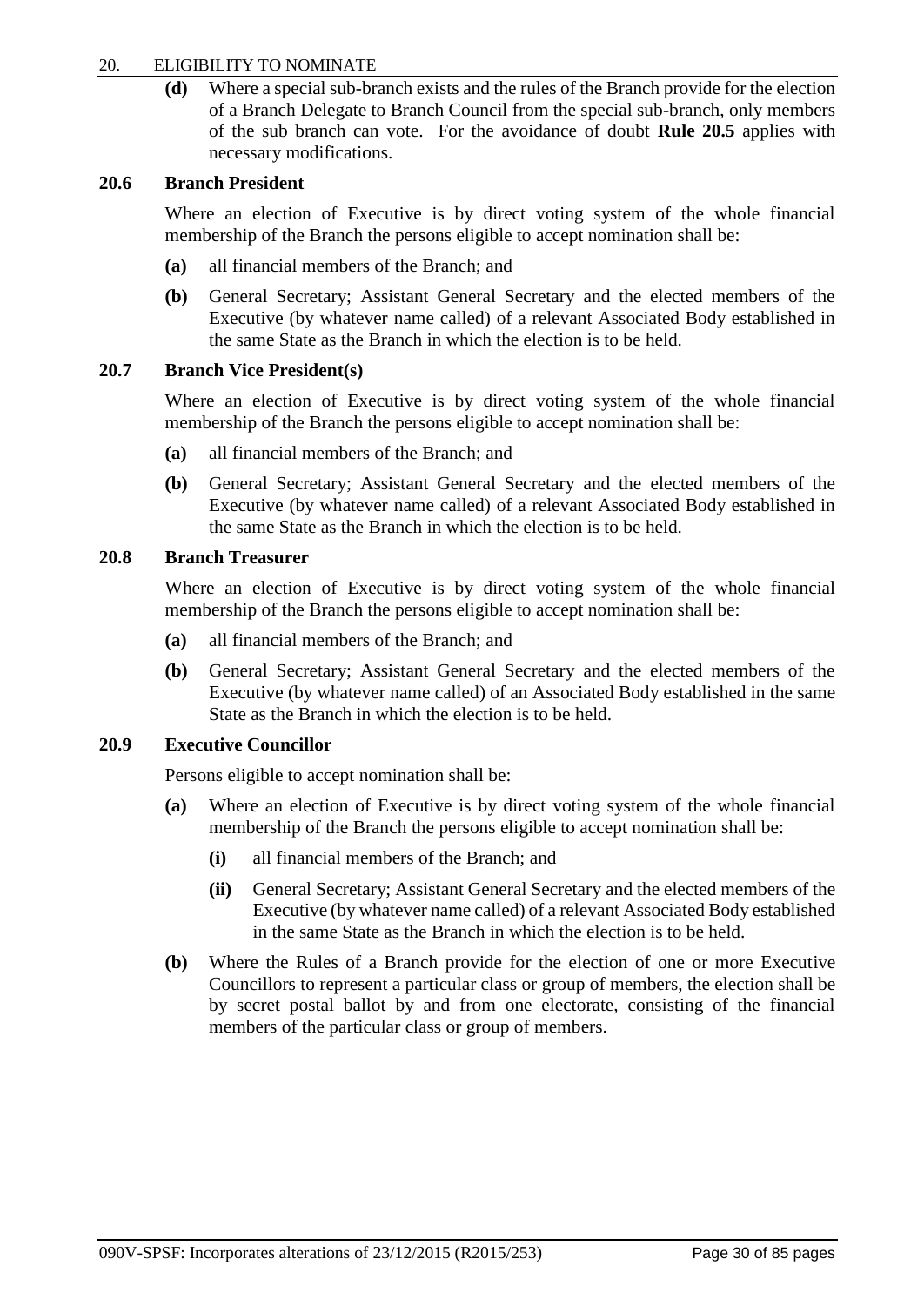**(d)** Where a special sub-branch exists and the rules of the Branch provide for the election of a Branch Delegate to Branch Council from the special sub-branch, only members of the sub branch can vote. For the avoidance of doubt **Rule 20.5** applies with necessary modifications.

### 20.6 Branch President

Where an election of Executive is by direct voting system of the whole financial membership of the Branch the persons eligible to accept nomination shall be:

**(a)** all financial members of the Branch; and

**(b)** General Secretary; Assistant General Secretary and the elected members of the Executive (by whatever name called) of a relevant Associated Body established in the same State as the Branch in which the election is to be held.

### 20.7 Branch Vice President(s)

Where an election of Executive is by direct voting system of the whole financial membership of the Branch the persons eligible to accept nomination shall be:

**(a)** all financial members of the Branch; and

**(b)** General Secretary; Assistant General Secretary and the elected members of the Executive (by whatever name called) of a relevant Associated Body established in the same State as the Branch in which the election is to be held.

### 20.8 Branch Treasurer

Where an election of Executive is by direct voting system of the whole financial membership of the Branch the persons eligible to accept nomination shall be:

**(a)** all financial members of the Branch; and

**(b)** General Secretary; Assistant General Secretary and the elected members of the Executive (by whatever name called) of an Associated Body established in the same State as the Branch in which the election is to be held.

### 20.9 Executive Councillor

Persons eligible to accept nomination shall be:

**(a)** Where an election of Executive is by direct voting system of the whole financial membership of the Branch the persons eligible to accept nomination shall be:

  **(i)** all financial members of the Branch; and

  **(ii)** General Secretary; Assistant General Secretary and the elected members of the Executive (by whatever name called) of a relevant Associated Body established in the same State as the Branch in which the election is to be held.

**(b)** Where the Rules of a Branch provide for the election of one or more Executive Councillors to represent a particular class or group of members, the election shall be by secret postal ballot by and from one electorate, consisting of the financial members of the particular class or group of members.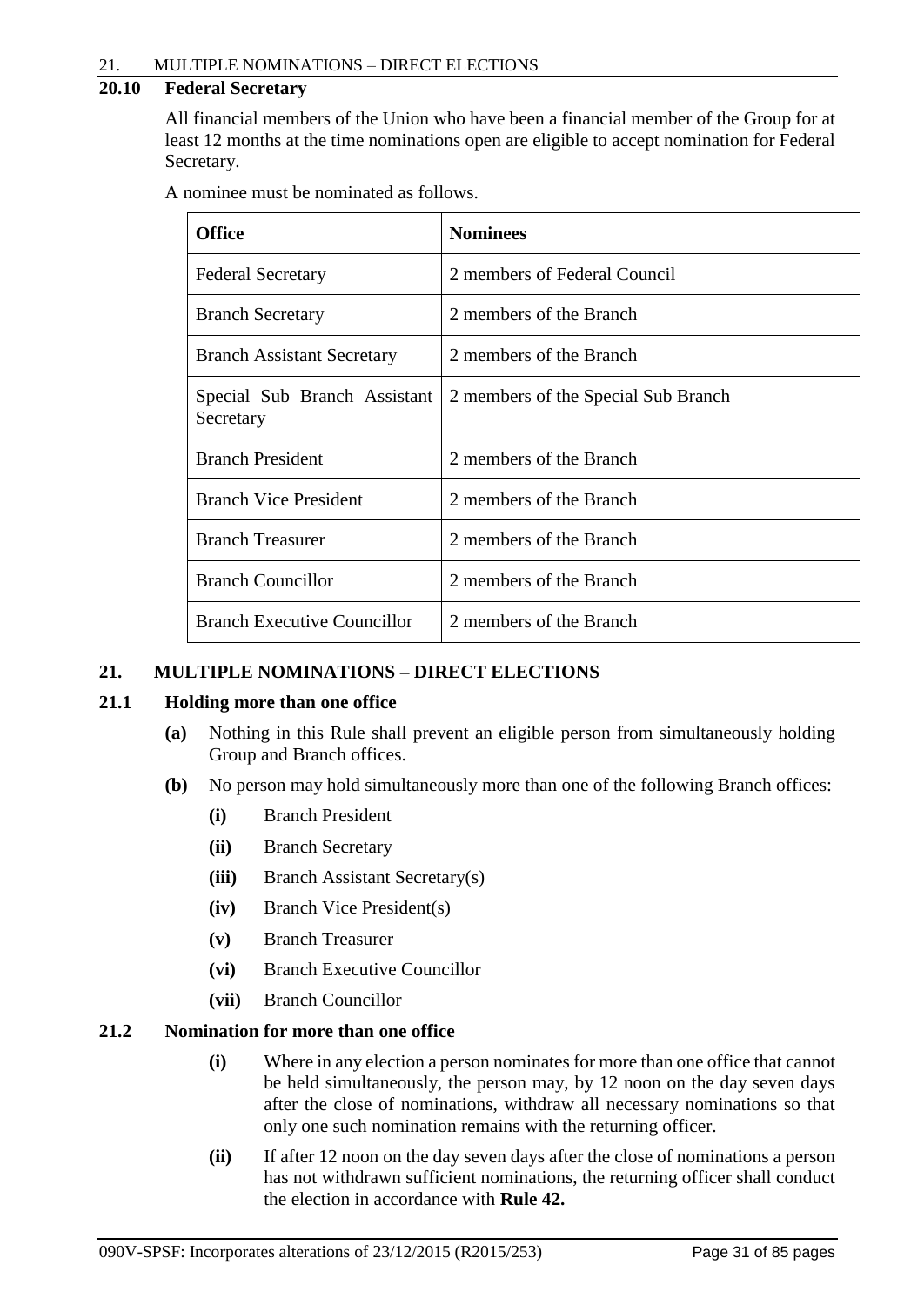### 20.10 Federal Secretary

All financial members of the Union who have been a financial member of the Group for at least 12 months at the time nominations open are eligible to accept nomination for Federal Secretary.

A nominee must be nominated as follows.

| Office | Nominees |
|---|---|
| Federal Secretary | 2 members of Federal Council |
| Branch Secretary | 2 members of the Branch |
| Branch Assistant Secretary | 2 members of the Branch |
| Special Sub Branch Assistant Secretary | 2 members of the Special Sub Branch |
| Branch President | 2 members of the Branch |
| Branch Vice President | 2 members of the Branch |
| Branch Treasurer | 2 members of the Branch |
| Branch Councillor | 2 members of the Branch |
| Branch Executive Councillor | 2 members of the Branch |

## 21. MULTIPLE NOMINATIONS – DIRECT ELECTIONS

### 21.1 Holding more than one office

**(a)** Nothing in this Rule shall prevent an eligible person from simultaneously holding Group and Branch offices.

**(b)** No person may hold simultaneously more than one of the following Branch offices:

- **(i)** Branch President
- **(ii)** Branch Secretary
- **(iii)** Branch Assistant Secretary(s)
- **(iv)** Branch Vice President(s)
- **(v)** Branch Treasurer
- **(vi)** Branch Executive Councillor
- **(vii)** Branch Councillor

### 21.2 Nomination for more than one office

**(i)** Where in any election a person nominates for more than one office that cannot be held simultaneously, the person may, by 12 noon on the day seven days after the close of nominations, withdraw all necessary nominations so that only one such nomination remains with the returning officer.

**(ii)** If after 12 noon on the day seven days after the close of nominations a person has not withdrawn sufficient nominations, the returning officer shall conduct the election in accordance with **Rule 42.**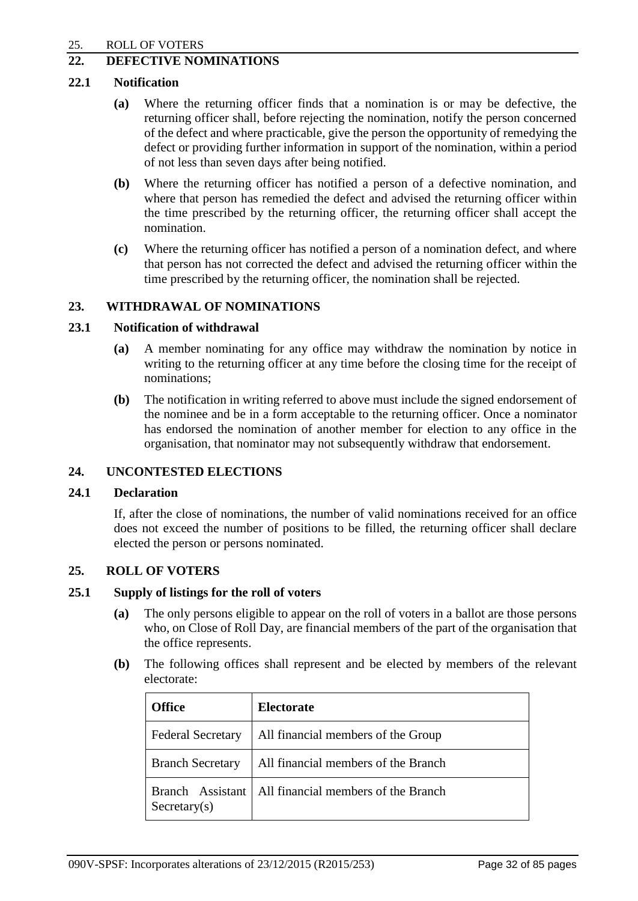## 22. DEFECTIVE NOMINATIONS

### 22.1 Notification

**(a)** Where the returning officer finds that a nomination is or may be defective, the returning officer shall, before rejecting the nomination, notify the person concerned of the defect and where practicable, give the person the opportunity of remedying the defect or providing further information in support of the nomination, within a period of not less than seven days after being notified.

**(b)** Where the returning officer has notified a person of a defective nomination, and where that person has remedied the defect and advised the returning officer within the time prescribed by the returning officer, the returning officer shall accept the nomination.

**(c)** Where the returning officer has notified a person of a nomination defect, and where that person has not corrected the defect and advised the returning officer within the time prescribed by the returning officer, the nomination shall be rejected.

## 23. WITHDRAWAL OF NOMINATIONS

### 23.1 Notification of withdrawal

**(a)** A member nominating for any office may withdraw the nomination by notice in writing to the returning officer at any time before the closing time for the receipt of nominations;

**(b)** The notification in writing referred to above must include the signed endorsement of the nominee and be in a form acceptable to the returning officer. Once a nominator has endorsed the nomination of another member for election to any office in the organisation, that nominator may not subsequently withdraw that endorsement.

## 24. UNCONTESTED ELECTIONS

### 24.1 Declaration

If, after the close of nominations, the number of valid nominations received for an office does not exceed the number of positions to be filled, the returning officer shall declare elected the person or persons nominated.

## 25. ROLL OF VOTERS

### 25.1 Supply of listings for the roll of voters

**(a)** The only persons eligible to appear on the roll of voters in a ballot are those persons who, on Close of Roll Day, are financial members of the part of the organisation that the office represents.

**(b)** The following offices shall represent and be elected by members of the relevant electorate:

| Office | Electorate |
|---|---|
| Federal Secretary | All financial members of the Group |
| Branch Secretary | All financial members of the Branch |
| Branch Assistant Secretary(s) | All financial members of the Branch |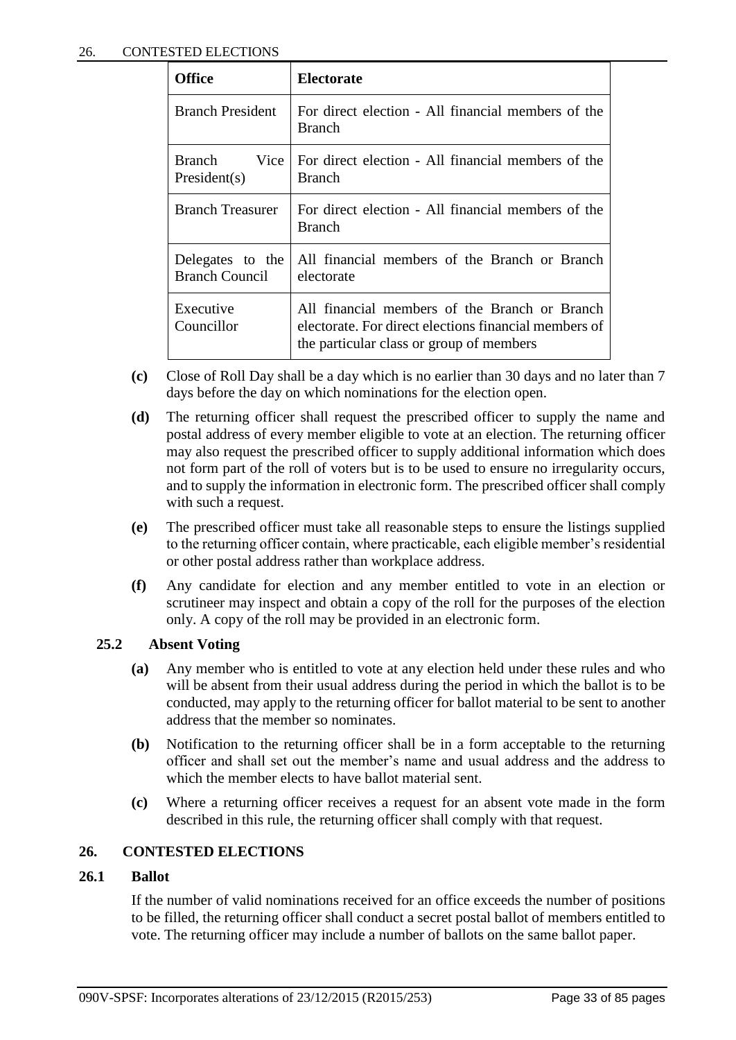| Office | Electorate |
|---|---|
| Branch President | For direct election - All financial members of the Branch |
| Branch Vice President(s) | For direct election - All financial members of the Branch |
| Branch Treasurer | For direct election - All financial members of the Branch |
| Delegates to the Branch Council | All financial members of the Branch or Branch electorate |
| Executive Councillor | All financial members of the Branch or Branch electorate. For direct elections financial members of the particular class or group of members |

**(c)** Close of Roll Day shall be a day which is no earlier than 30 days and no later than 7 days before the day on which nominations for the election open.

**(d)** The returning officer shall request the prescribed officer to supply the name and postal address of every member eligible to vote at an election. The returning officer may also request the prescribed officer to supply additional information which does not form part of the roll of voters but is to be used to ensure no irregularity occurs, and to supply the information in electronic form. The prescribed officer shall comply with such a request.

**(e)** The prescribed officer must take all reasonable steps to ensure the listings supplied to the returning officer contain, where practicable, each eligible member's residential or other postal address rather than workplace address.

**(f)** Any candidate for election and any member entitled to vote in an election or scrutineer may inspect and obtain a copy of the roll for the purposes of the election only. A copy of the roll may be provided in an electronic form.

### 25.2 Absent Voting

**(a)** Any member who is entitled to vote at any election held under these rules and who will be absent from their usual address during the period in which the ballot is to be conducted, may apply to the returning officer for ballot material to be sent to another address that the member so nominates.

**(b)** Notification to the returning officer shall be in a form acceptable to the returning officer and shall set out the member's name and usual address and the address to which the member elects to have ballot material sent.

**(c)** Where a returning officer receives a request for an absent vote made in the form described in this rule, the returning officer shall comply with that request.

## 26. CONTESTED ELECTIONS

### 26.1 Ballot

If the number of valid nominations received for an office exceeds the number of positions to be filled, the returning officer shall conduct a secret postal ballot of members entitled to vote. The returning officer may include a number of ballots on the same ballot paper.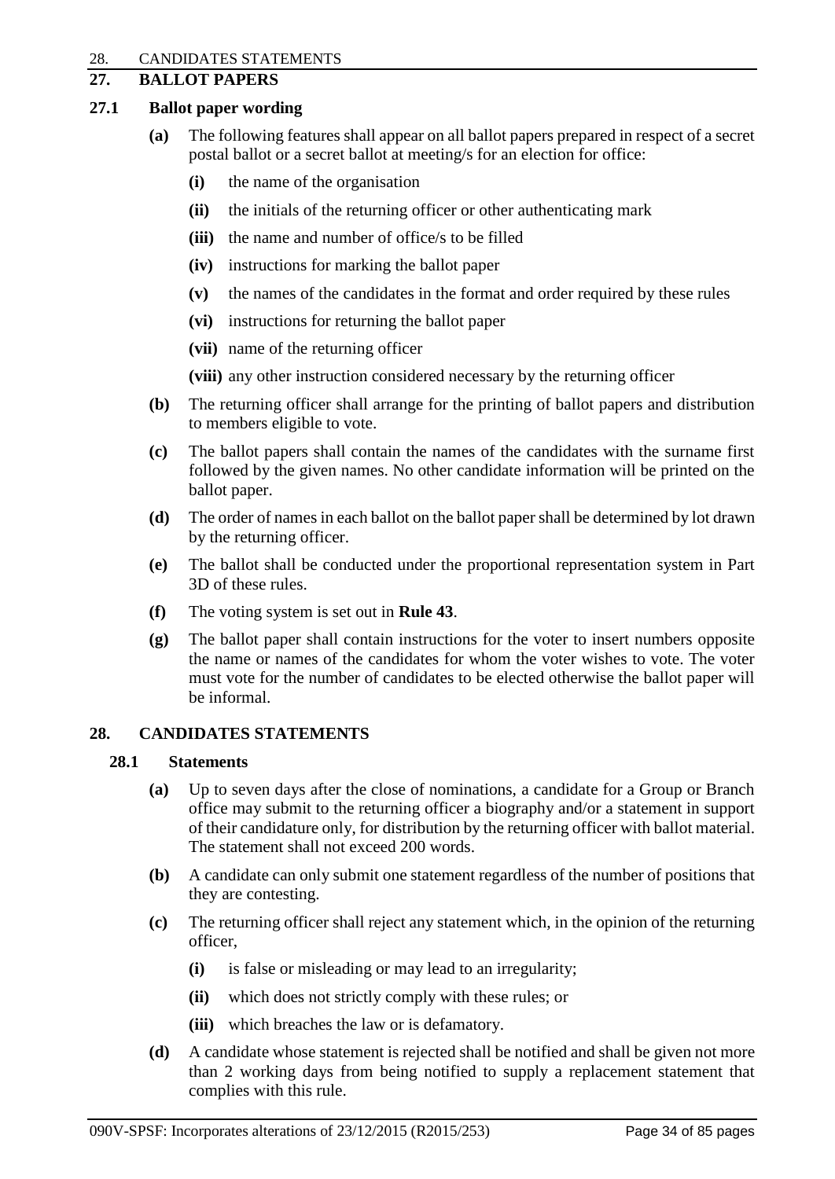## 27. BALLOT PAPERS

### 27.1 Ballot paper wording

**(a)** The following features shall appear on all ballot papers prepared in respect of a secret postal ballot or a secret ballot at meeting/s for an election for office:

**(i)** the name of the organisation

**(ii)** the initials of the returning officer or other authenticating mark

**(iii)** the name and number of office/s to be filled

**(iv)** instructions for marking the ballot paper

**(v)** the names of the candidates in the format and order required by these rules

**(vi)** instructions for returning the ballot paper

**(vii)** name of the returning officer

**(viii)** any other instruction considered necessary by the returning officer

**(b)** The returning officer shall arrange for the printing of ballot papers and distribution to members eligible to vote.

**(c)** The ballot papers shall contain the names of the candidates with the surname first followed by the given names. No other candidate information will be printed on the ballot paper.

**(d)** The order of names in each ballot on the ballot paper shall be determined by lot drawn by the returning officer.

**(e)** The ballot shall be conducted under the proportional representation system in Part 3D of these rules.

**(f)** The voting system is set out in **Rule 43**.

**(g)** The ballot paper shall contain instructions for the voter to insert numbers opposite the name or names of the candidates for whom the voter wishes to vote. The voter must vote for the number of candidates to be elected otherwise the ballot paper will be informal.

## 28. CANDIDATES STATEMENTS

### 28.1 Statements

**(a)** Up to seven days after the close of nominations, a candidate for a Group or Branch office may submit to the returning officer a biography and/or a statement in support of their candidature only, for distribution by the returning officer with ballot material. The statement shall not exceed 200 words.

**(b)** A candidate can only submit one statement regardless of the number of positions that they are contesting.

**(c)** The returning officer shall reject any statement which, in the opinion of the returning officer,

**(i)** is false or misleading or may lead to an irregularity;

**(ii)** which does not strictly comply with these rules; or

**(iii)** which breaches the law or is defamatory.

**(d)** A candidate whose statement is rejected shall be notified and shall be given not more than 2 working days from being notified to supply a replacement statement that complies with this rule.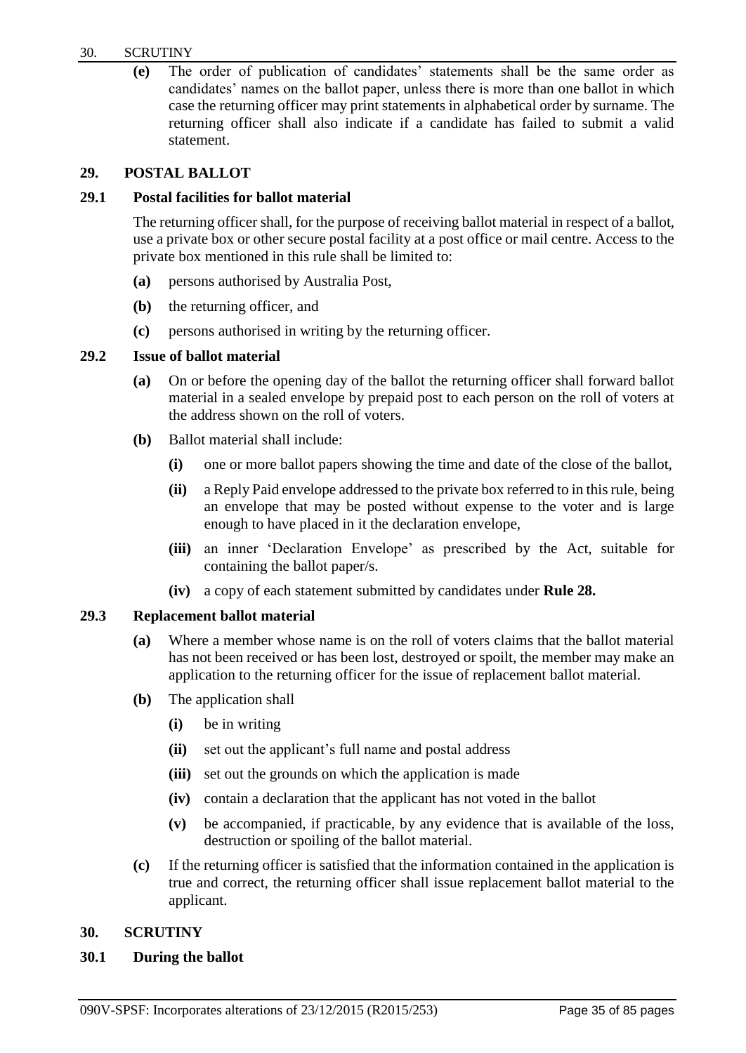**(e)** The order of publication of candidates' statements shall be the same order as candidates' names on the ballot paper, unless there is more than one ballot in which case the returning officer may print statements in alphabetical order by surname. The returning officer shall also indicate if a candidate has failed to submit a valid statement.

## 29. POSTAL BALLOT

### 29.1 Postal facilities for ballot material

The returning officer shall, for the purpose of receiving ballot material in respect of a ballot, use a private box or other secure postal facility at a post office or mail centre. Access to the private box mentioned in this rule shall be limited to:

**(a)** persons authorised by Australia Post,

**(b)** the returning officer, and

**(c)** persons authorised in writing by the returning officer.

### 29.2 Issue of ballot material

**(a)** On or before the opening day of the ballot the returning officer shall forward ballot material in a sealed envelope by prepaid post to each person on the roll of voters at the address shown on the roll of voters.

**(b)** Ballot material shall include:

**(i)** one or more ballot papers showing the time and date of the close of the ballot,

**(ii)** a Reply Paid envelope addressed to the private box referred to in this rule, being an envelope that may be posted without expense to the voter and is large enough to have placed in it the declaration envelope,

**(iii)** an inner 'Declaration Envelope' as prescribed by the Act, suitable for containing the ballot paper/s.

**(iv)** a copy of each statement submitted by candidates under **Rule 28.**

### 29.3 Replacement ballot material

**(a)** Where a member whose name is on the roll of voters claims that the ballot material has not been received or has been lost, destroyed or spoilt, the member may make an application to the returning officer for the issue of replacement ballot material.

**(b)** The application shall

**(i)** be in writing

**(ii)** set out the applicant's full name and postal address

**(iii)** set out the grounds on which the application is made

**(iv)** contain a declaration that the applicant has not voted in the ballot

**(v)** be accompanied, if practicable, by any evidence that is available of the loss, destruction or spoiling of the ballot material.

**(c)** If the returning officer is satisfied that the information contained in the application is true and correct, the returning officer shall issue replacement ballot material to the applicant.

## 30. SCRUTINY

### 30.1 During the ballot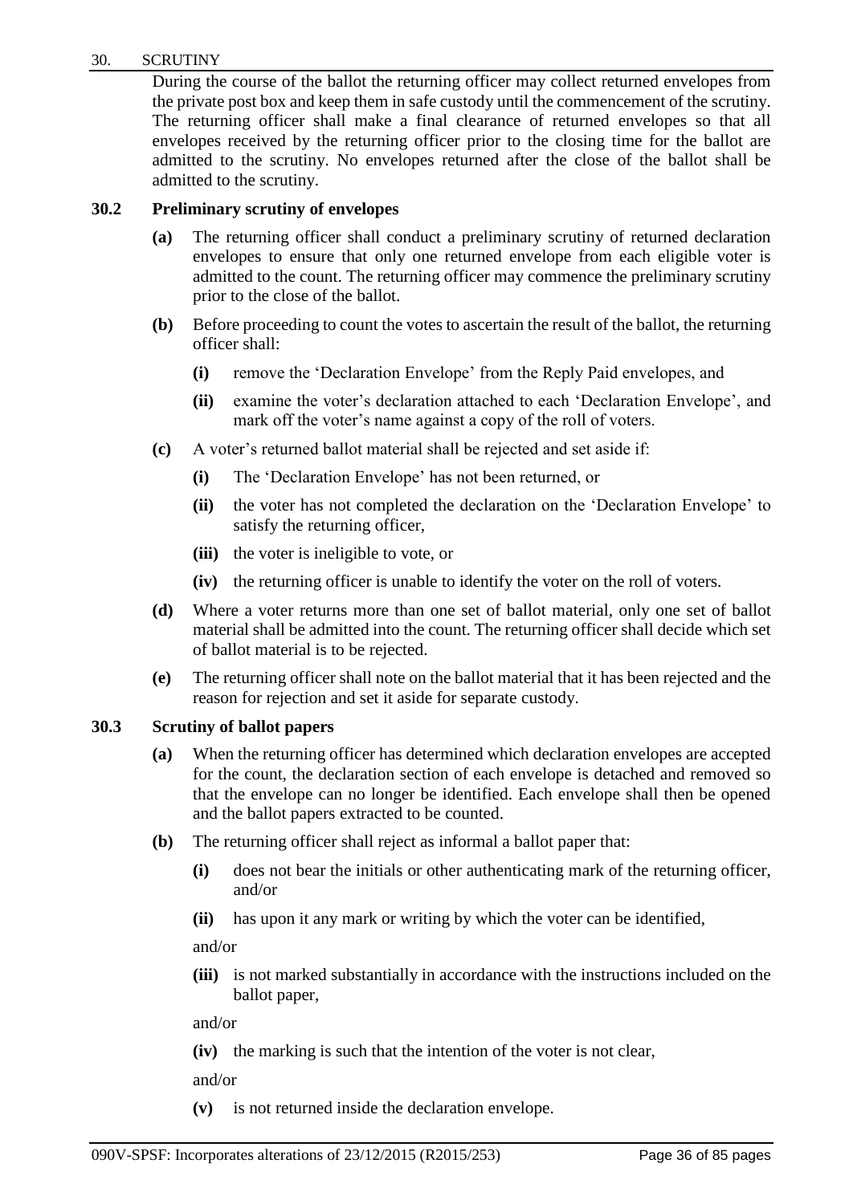30. SCRUTINY

During the course of the ballot the returning officer may collect returned envelopes from the private post box and keep them in safe custody until the commencement of the scrutiny. The returning officer shall make a final clearance of returned envelopes so that all envelopes received by the returning officer prior to the closing time for the ballot are admitted to the scrutiny. No envelopes returned after the close of the ballot shall be admitted to the scrutiny.

### 30.2 Preliminary scrutiny of envelopes

**(a)** The returning officer shall conduct a preliminary scrutiny of returned declaration envelopes to ensure that only one returned envelope from each eligible voter is admitted to the count. The returning officer may commence the preliminary scrutiny prior to the close of the ballot.

**(b)** Before proceeding to count the votes to ascertain the result of the ballot, the returning officer shall:

- **(i)** remove the 'Declaration Envelope' from the Reply Paid envelopes, and
- **(ii)** examine the voter's declaration attached to each 'Declaration Envelope', and mark off the voter's name against a copy of the roll of voters.

**(c)** A voter's returned ballot material shall be rejected and set aside if:

- **(i)** The 'Declaration Envelope' has not been returned, or
- **(ii)** the voter has not completed the declaration on the 'Declaration Envelope' to satisfy the returning officer,
- **(iii)** the voter is ineligible to vote, or
- **(iv)** the returning officer is unable to identify the voter on the roll of voters.

**(d)** Where a voter returns more than one set of ballot material, only one set of ballot material shall be admitted into the count. The returning officer shall decide which set of ballot material is to be rejected.

**(e)** The returning officer shall note on the ballot material that it has been rejected and the reason for rejection and set it aside for separate custody.

### 30.3 Scrutiny of ballot papers

**(a)** When the returning officer has determined which declaration envelopes are accepted for the count, the declaration section of each envelope is detached and removed so that the envelope can no longer be identified. Each envelope shall then be opened and the ballot papers extracted to be counted.

**(b)** The returning officer shall reject as informal a ballot paper that:

- **(i)** does not bear the initials or other authenticating mark of the returning officer, and/or
- **(ii)** has upon it any mark or writing by which the voter can be identified,

  and/or

- **(iii)** is not marked substantially in accordance with the instructions included on the ballot paper,

  and/or

- **(iv)** the marking is such that the intention of the voter is not clear,

  and/or

- **(v)** is not returned inside the declaration envelope.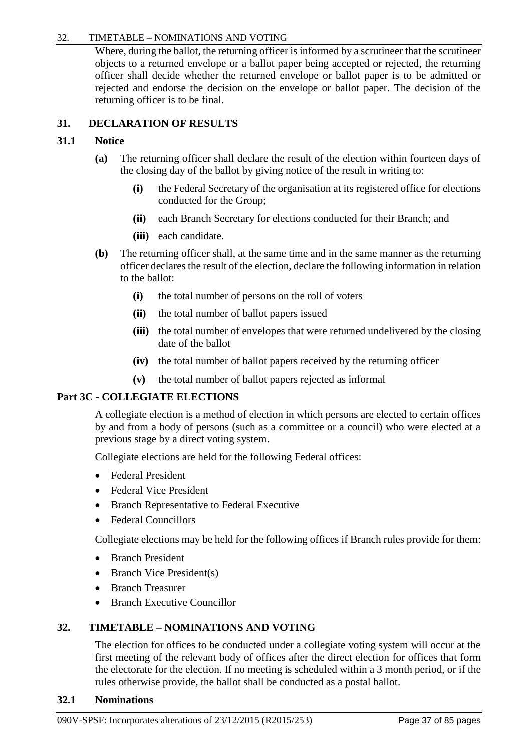Where, during the ballot, the returning officer is informed by a scrutineer that the scrutineer objects to a returned envelope or a ballot paper being accepted or rejected, the returning officer shall decide whether the returned envelope or ballot paper is to be admitted or rejected and endorse the decision on the envelope or ballot paper. The decision of the returning officer is to be final.

## 31. DECLARATION OF RESULTS

### 31.1 Notice

**(a)** The returning officer shall declare the result of the election within fourteen days of the closing day of the ballot by giving notice of the result in writing to:

- **(i)** the Federal Secretary of the organisation at its registered office for elections conducted for the Group;
- **(ii)** each Branch Secretary for elections conducted for their Branch; and
- **(iii)** each candidate.

**(b)** The returning officer shall, at the same time and in the same manner as the returning officer declares the result of the election, declare the following information in relation to the ballot:

- **(i)** the total number of persons on the roll of voters
- **(ii)** the total number of ballot papers issued
- **(iii)** the total number of envelopes that were returned undelivered by the closing date of the ballot
- **(iv)** the total number of ballot papers received by the returning officer
- **(v)** the total number of ballot papers rejected as informal

## Part 3C - COLLEGIATE ELECTIONS

A collegiate election is a method of election in which persons are elected to certain offices by and from a body of persons (such as a committee or a council) who were elected at a previous stage by a direct voting system.

Collegiate elections are held for the following Federal offices:

- Federal President
- Federal Vice President
- Branch Representative to Federal Executive
- Federal Councillors

Collegiate elections may be held for the following offices if Branch rules provide for them:

- Branch President
- Branch Vice President(s)
- Branch Treasurer
- Branch Executive Councillor

## 32. TIMETABLE – NOMINATIONS AND VOTING

The election for offices to be conducted under a collegiate voting system will occur at the first meeting of the relevant body of offices after the direct election for offices that form the electorate for the election. If no meeting is scheduled within a 3 month period, or if the rules otherwise provide, the ballot shall be conducted as a postal ballot.

### 32.1 Nominations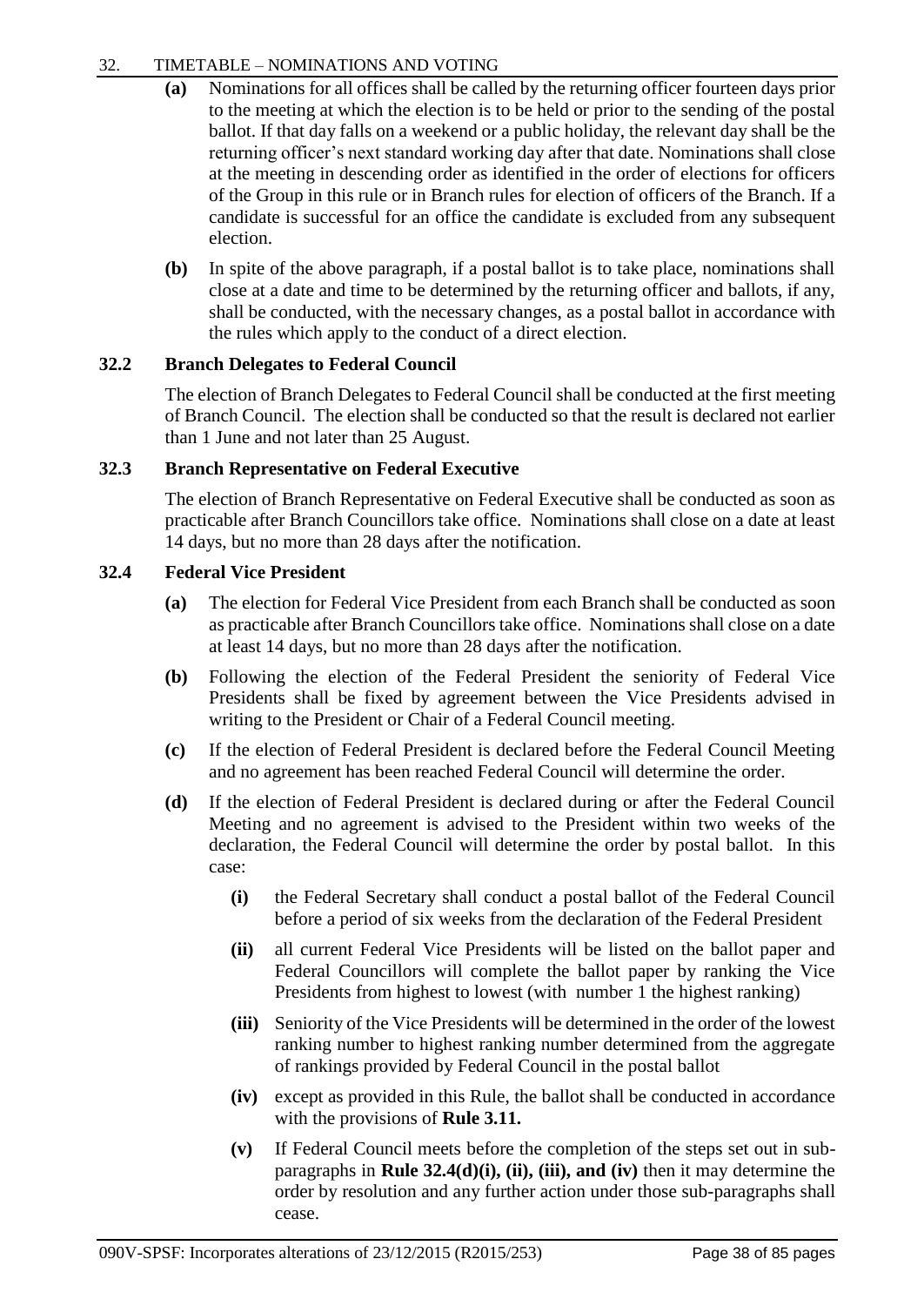## 32. TIMETABLE – NOMINATIONS AND VOTING

**(a)** Nominations for all offices shall be called by the returning officer fourteen days prior to the meeting at which the election is to be held or prior to the sending of the postal ballot. If that day falls on a weekend or a public holiday, the relevant day shall be the returning officer's next standard working day after that date. Nominations shall close at the meeting in descending order as identified in the order of elections for officers of the Group in this rule or in Branch rules for election of officers of the Branch. If a candidate is successful for an office the candidate is excluded from any subsequent election.

**(b)** In spite of the above paragraph, if a postal ballot is to take place, nominations shall close at a date and time to be determined by the returning officer and ballots, if any, shall be conducted, with the necessary changes, as a postal ballot in accordance with the rules which apply to the conduct of a direct election.

### 32.2 Branch Delegates to Federal Council

The election of Branch Delegates to Federal Council shall be conducted at the first meeting of Branch Council. The election shall be conducted so that the result is declared not earlier than 1 June and not later than 25 August.

### 32.3 Branch Representative on Federal Executive

The election of Branch Representative on Federal Executive shall be conducted as soon as practicable after Branch Councillors take office. Nominations shall close on a date at least 14 days, but no more than 28 days after the notification.

### 32.4 Federal Vice President

**(a)** The election for Federal Vice President from each Branch shall be conducted as soon as practicable after Branch Councillors take office. Nominations shall close on a date at least 14 days, but no more than 28 days after the notification.

**(b)** Following the election of the Federal President the seniority of Federal Vice Presidents shall be fixed by agreement between the Vice Presidents advised in writing to the President or Chair of a Federal Council meeting.

**(c)** If the election of Federal President is declared before the Federal Council Meeting and no agreement has been reached Federal Council will determine the order.

**(d)** If the election of Federal President is declared during or after the Federal Council Meeting and no agreement is advised to the President within two weeks of the declaration, the Federal Council will determine the order by postal ballot. In this case:

- **(i)** the Federal Secretary shall conduct a postal ballot of the Federal Council before a period of six weeks from the declaration of the Federal President
- **(ii)** all current Federal Vice Presidents will be listed on the ballot paper and Federal Councillors will complete the ballot paper by ranking the Vice Presidents from highest to lowest (with number 1 the highest ranking)
- **(iii)** Seniority of the Vice Presidents will be determined in the order of the lowest ranking number to highest ranking number determined from the aggregate of rankings provided by Federal Council in the postal ballot
- **(iv)** except as provided in this Rule, the ballot shall be conducted in accordance with the provisions of **Rule 3.11.**
- **(v)** If Federal Council meets before the completion of the steps set out in sub-paragraphs in **Rule 32.4(d)(i), (ii), (iii), and (iv)** then it may determine the order by resolution and any further action under those sub-paragraphs shall cease.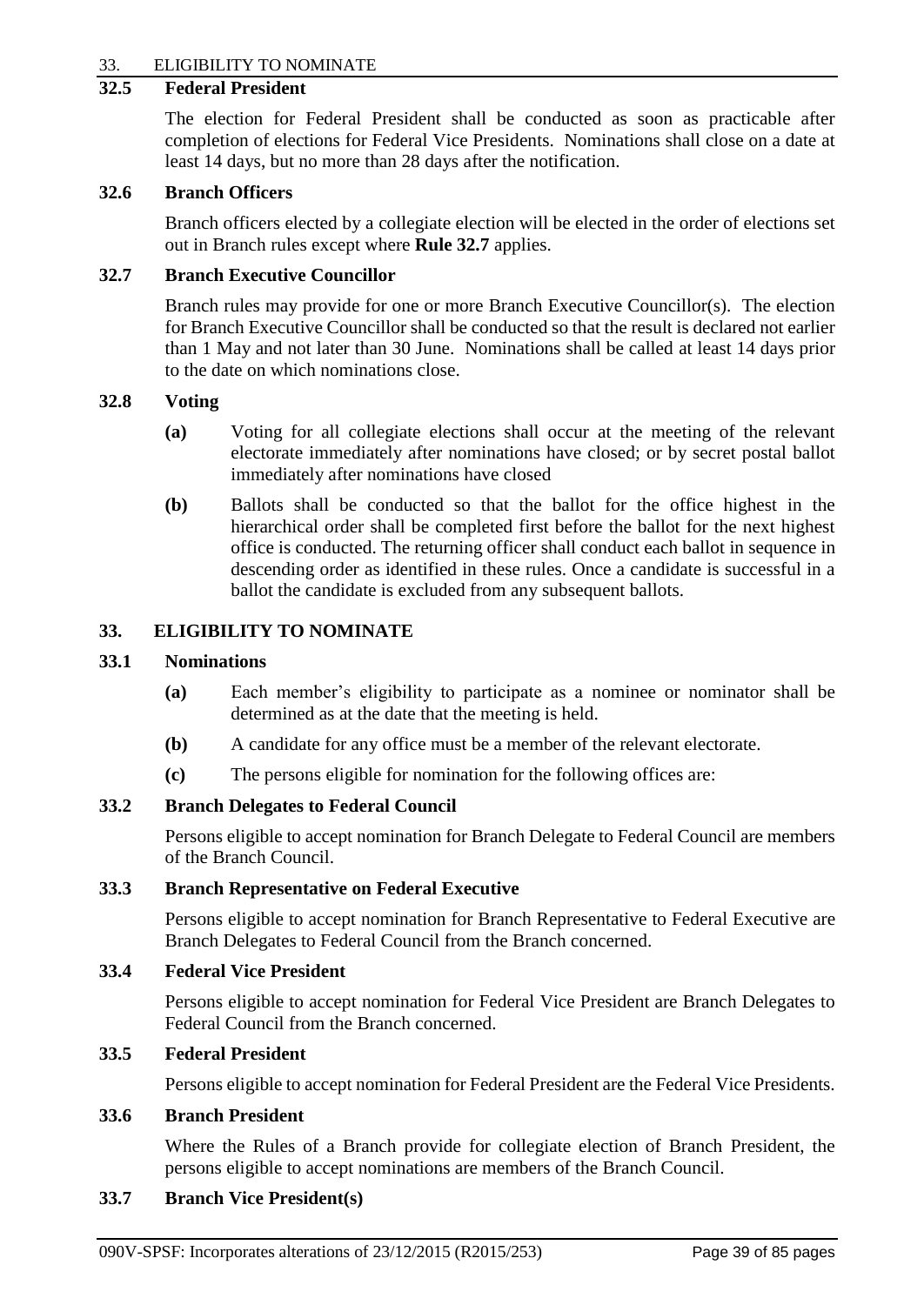### 32.5 Federal President

The election for Federal President shall be conducted as soon as practicable after completion of elections for Federal Vice Presidents. Nominations shall close on a date at least 14 days, but no more than 28 days after the notification.

### 32.6 Branch Officers

Branch officers elected by a collegiate election will be elected in the order of elections set out in Branch rules except where **Rule 32.7** applies.

### 32.7 Branch Executive Councillor

Branch rules may provide for one or more Branch Executive Councillor(s). The election for Branch Executive Councillor shall be conducted so that the result is declared not earlier than 1 May and not later than 30 June. Nominations shall be called at least 14 days prior to the date on which nominations close.

### 32.8 Voting

**(a)** Voting for all collegiate elections shall occur at the meeting of the relevant electorate immediately after nominations have closed; or by secret postal ballot immediately after nominations have closed

**(b)** Ballots shall be conducted so that the ballot for the office highest in the hierarchical order shall be completed first before the ballot for the next highest office is conducted. The returning officer shall conduct each ballot in sequence in descending order as identified in these rules. Once a candidate is successful in a ballot the candidate is excluded from any subsequent ballots.

## 33. ELIGIBILITY TO NOMINATE

### 33.1 Nominations

**(a)** Each member's eligibility to participate as a nominee or nominator shall be determined as at the date that the meeting is held.

**(b)** A candidate for any office must be a member of the relevant electorate.

**(c)** The persons eligible for nomination for the following offices are:

### 33.2 Branch Delegates to Federal Council

Persons eligible to accept nomination for Branch Delegate to Federal Council are members of the Branch Council.

### 33.3 Branch Representative on Federal Executive

Persons eligible to accept nomination for Branch Representative to Federal Executive are Branch Delegates to Federal Council from the Branch concerned.

### 33.4 Federal Vice President

Persons eligible to accept nomination for Federal Vice President are Branch Delegates to Federal Council from the Branch concerned.

### 33.5 Federal President

Persons eligible to accept nomination for Federal President are the Federal Vice Presidents.

### 33.6 Branch President

Where the Rules of a Branch provide for collegiate election of Branch President, the persons eligible to accept nominations are members of the Branch Council.

### 33.7 Branch Vice President(s)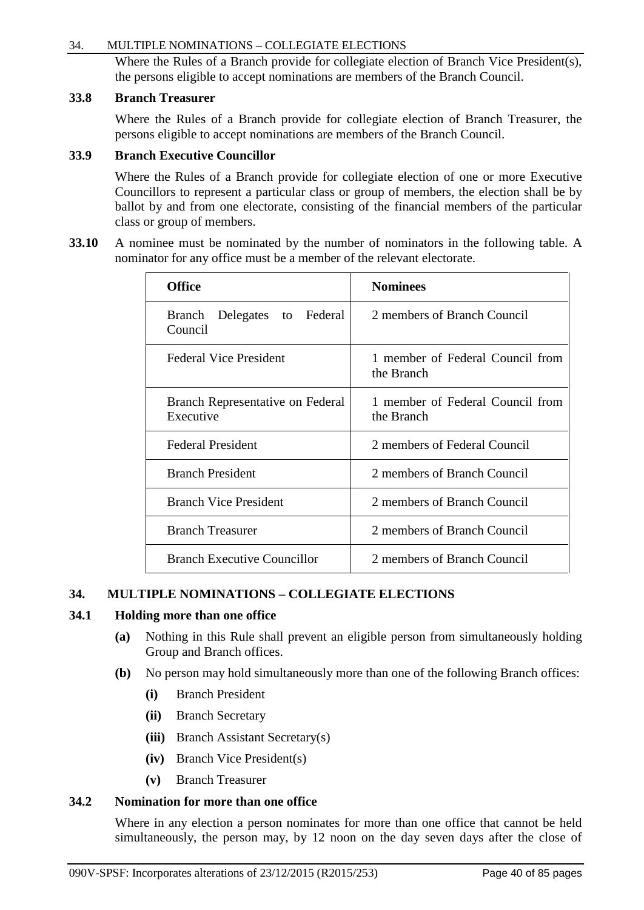Where the Rules of a Branch provide for collegiate election of Branch Vice President(s), the persons eligible to accept nominations are members of the Branch Council.

### 33.8 Branch Treasurer

Where the Rules of a Branch provide for collegiate election of Branch Treasurer, the persons eligible to accept nominations are members of the Branch Council.

### 33.9 Branch Executive Councillor

Where the Rules of a Branch provide for collegiate election of one or more Executive Councillors to represent a particular class or group of members, the election shall be by ballot by and from one electorate, consisting of the financial members of the particular class or group of members.

**33.10** A nominee must be nominated by the number of nominators in the following table. A nominator for any office must be a member of the relevant electorate.

| Office | Nominees |
|---|---|
| Branch Delegates to Federal Council | 2 members of Branch Council |
| Federal Vice President | 1 member of Federal Council from the Branch |
| Branch Representative on Federal Executive | 1 member of Federal Council from the Branch |
| Federal President | 2 members of Federal Council |
| Branch President | 2 members of Branch Council |
| Branch Vice President | 2 members of Branch Council |
| Branch Treasurer | 2 members of Branch Council |
| Branch Executive Councillor | 2 members of Branch Council |

## 34. MULTIPLE NOMINATIONS – COLLEGIATE ELECTIONS

### 34.1 Holding more than one office

**(a)** Nothing in this Rule shall prevent an eligible person from simultaneously holding Group and Branch offices.

**(b)** No person may hold simultaneously more than one of the following Branch offices:

- **(i)** Branch President
- **(ii)** Branch Secretary
- **(iii)** Branch Assistant Secretary(s)
- **(iv)** Branch Vice President(s)
- **(v)** Branch Treasurer

### 34.2 Nomination for more than one office

Where in any election a person nominates for more than one office that cannot be held simultaneously, the person may, by 12 noon on the day seven days after the close of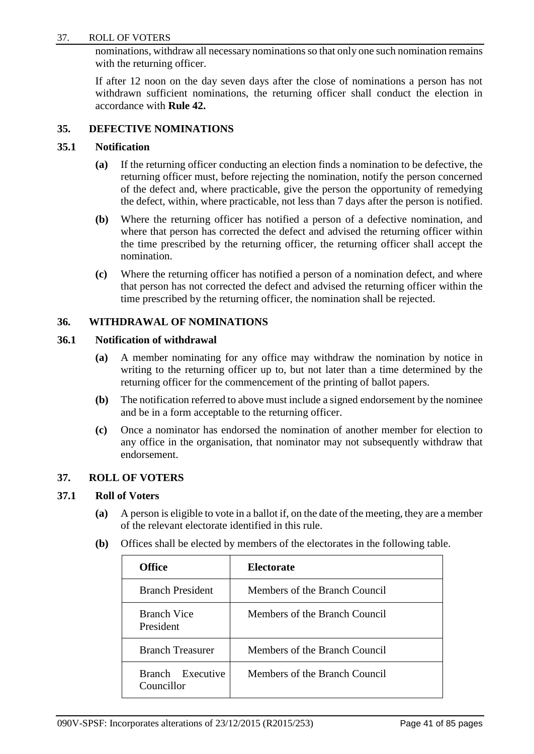nominations, withdraw all necessary nominations so that only one such nomination remains with the returning officer.

If after 12 noon on the day seven days after the close of nominations a person has not withdrawn sufficient nominations, the returning officer shall conduct the election in accordance with **Rule 42.**

## 35. DEFECTIVE NOMINATIONS

### 35.1 Notification

**(a)** If the returning officer conducting an election finds a nomination to be defective, the returning officer must, before rejecting the nomination, notify the person concerned of the defect and, where practicable, give the person the opportunity of remedying the defect, within, where practicable, not less than 7 days after the person is notified.

**(b)** Where the returning officer has notified a person of a defective nomination, and where that person has corrected the defect and advised the returning officer within the time prescribed by the returning officer, the returning officer shall accept the nomination.

**(c)** Where the returning officer has notified a person of a nomination defect, and where that person has not corrected the defect and advised the returning officer within the time prescribed by the returning officer, the nomination shall be rejected.

## 36. WITHDRAWAL OF NOMINATIONS

### 36.1 Notification of withdrawal

**(a)** A member nominating for any office may withdraw the nomination by notice in writing to the returning officer up to, but not later than a time determined by the returning officer for the commencement of the printing of ballot papers.

**(b)** The notification referred to above must include a signed endorsement by the nominee and be in a form acceptable to the returning officer.

**(c)** Once a nominator has endorsed the nomination of another member for election to any office in the organisation, that nominator may not subsequently withdraw that endorsement.

## 37. ROLL OF VOTERS

### 37.1 Roll of Voters

**(a)** A person is eligible to vote in a ballot if, on the date of the meeting, they are a member of the relevant electorate identified in this rule.

**(b)** Offices shall be elected by members of the electorates in the following table.

| Office | Electorate |
|---|---|
| Branch President | Members of the Branch Council |
| Branch Vice President | Members of the Branch Council |
| Branch Treasurer | Members of the Branch Council |
| Branch Executive Councillor | Members of the Branch Council |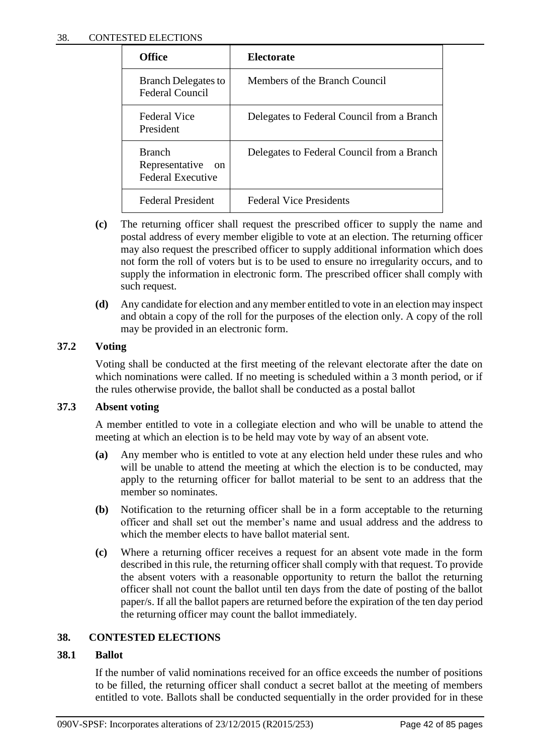| Office | Electorate |
| --- | --- |
| Branch Delegates to Federal Council | Members of the Branch Council |
| Federal Vice President | Delegates to Federal Council from a Branch |
| Branch Representative on Federal Executive | Delegates to Federal Council from a Branch |
| Federal President | Federal Vice Presidents |

**(c)** The returning officer shall request the prescribed officer to supply the name and postal address of every member eligible to vote at an election. The returning officer may also request the prescribed officer to supply additional information which does not form the roll of voters but is to be used to ensure no irregularity occurs, and to supply the information in electronic form. The prescribed officer shall comply with such request.

**(d)** Any candidate for election and any member entitled to vote in an election may inspect and obtain a copy of the roll for the purposes of the election only. A copy of the roll may be provided in an electronic form.

### 37.2 Voting

Voting shall be conducted at the first meeting of the relevant electorate after the date on which nominations were called. If no meeting is scheduled within a 3 month period, or if the rules otherwise provide, the ballot shall be conducted as a postal ballot

### 37.3 Absent voting

A member entitled to vote in a collegiate election and who will be unable to attend the meeting at which an election is to be held may vote by way of an absent vote.

**(a)** Any member who is entitled to vote at any election held under these rules and who will be unable to attend the meeting at which the election is to be conducted, may apply to the returning officer for ballot material to be sent to an address that the member so nominates.

**(b)** Notification to the returning officer shall be in a form acceptable to the returning officer and shall set out the member's name and usual address and the address to which the member elects to have ballot material sent.

**(c)** Where a returning officer receives a request for an absent vote made in the form described in this rule, the returning officer shall comply with that request. To provide the absent voters with a reasonable opportunity to return the ballot the returning officer shall not count the ballot until ten days from the date of posting of the ballot paper/s. If all the ballot papers are returned before the expiration of the ten day period the returning officer may count the ballot immediately.

## 38. CONTESTED ELECTIONS

### 38.1 Ballot

If the number of valid nominations received for an office exceeds the number of positions to be filled, the returning officer shall conduct a secret ballot at the meeting of members entitled to vote. Ballots shall be conducted sequentially in the order provided for in these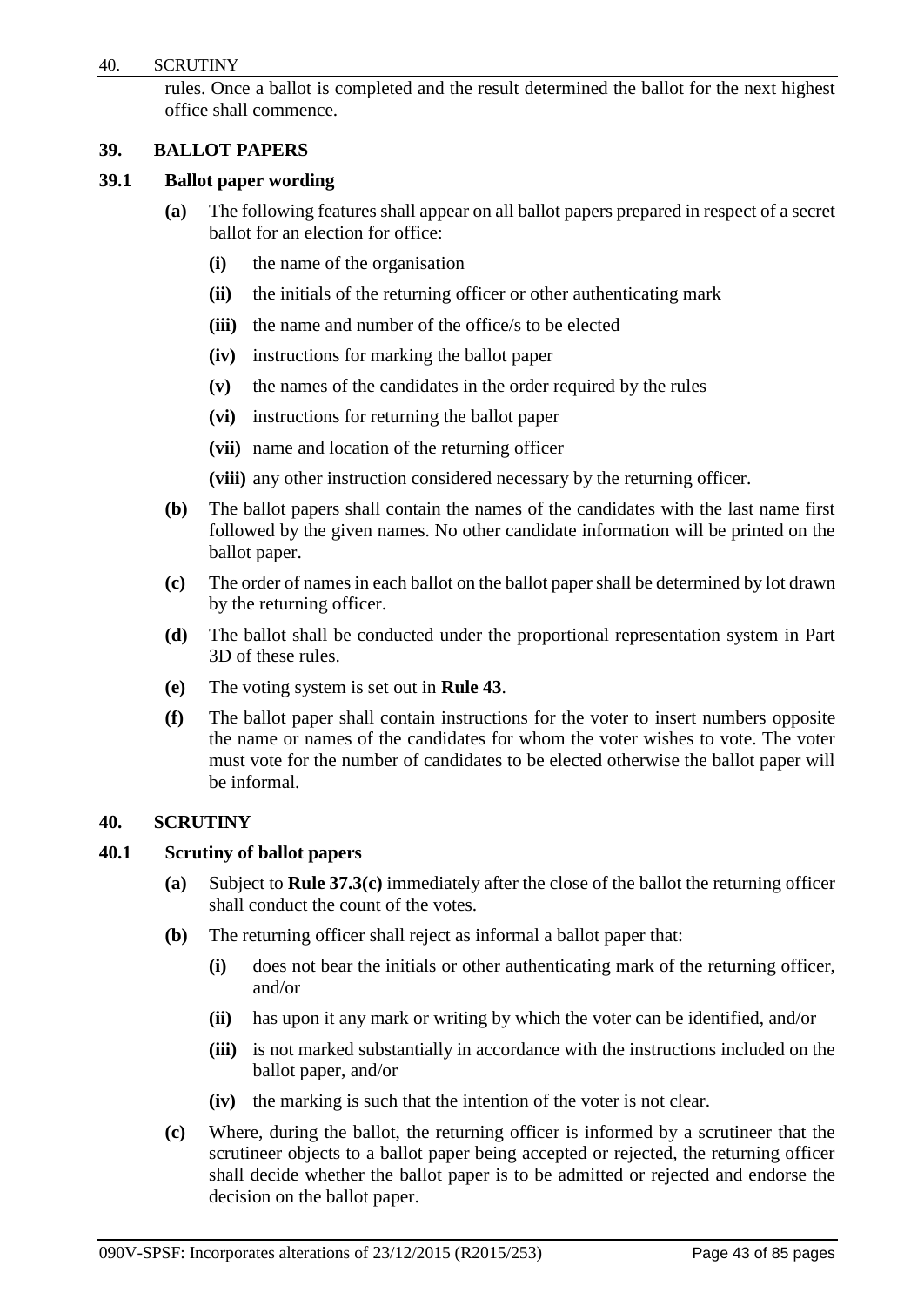rules. Once a ballot is completed and the result determined the ballot for the next highest office shall commence.

## 39. BALLOT PAPERS

### 39.1 Ballot paper wording

**(a)** The following features shall appear on all ballot papers prepared in respect of a secret ballot for an election for office:

- **(i)** the name of the organisation
- **(ii)** the initials of the returning officer or other authenticating mark
- **(iii)** the name and number of the office/s to be elected
- **(iv)** instructions for marking the ballot paper
- **(v)** the names of the candidates in the order required by the rules
- **(vi)** instructions for returning the ballot paper
- **(vii)** name and location of the returning officer
- **(viii)** any other instruction considered necessary by the returning officer.

**(b)** The ballot papers shall contain the names of the candidates with the last name first followed by the given names. No other candidate information will be printed on the ballot paper.

**(c)** The order of names in each ballot on the ballot paper shall be determined by lot drawn by the returning officer.

**(d)** The ballot shall be conducted under the proportional representation system in Part 3D of these rules.

**(e)** The voting system is set out in **Rule 43**.

**(f)** The ballot paper shall contain instructions for the voter to insert numbers opposite the name or names of the candidates for whom the voter wishes to vote. The voter must vote for the number of candidates to be elected otherwise the ballot paper will be informal.

## 40. SCRUTINY

### 40.1 Scrutiny of ballot papers

**(a)** Subject to **Rule 37.3(c)** immediately after the close of the ballot the returning officer shall conduct the count of the votes.

**(b)** The returning officer shall reject as informal a ballot paper that:

- **(i)** does not bear the initials or other authenticating mark of the returning officer, and/or
- **(ii)** has upon it any mark or writing by which the voter can be identified, and/or
- **(iii)** is not marked substantially in accordance with the instructions included on the ballot paper, and/or
- **(iv)** the marking is such that the intention of the voter is not clear.

**(c)** Where, during the ballot, the returning officer is informed by a scrutineer that the scrutineer objects to a ballot paper being accepted or rejected, the returning officer shall decide whether the ballot paper is to be admitted or rejected and endorse the decision on the ballot paper.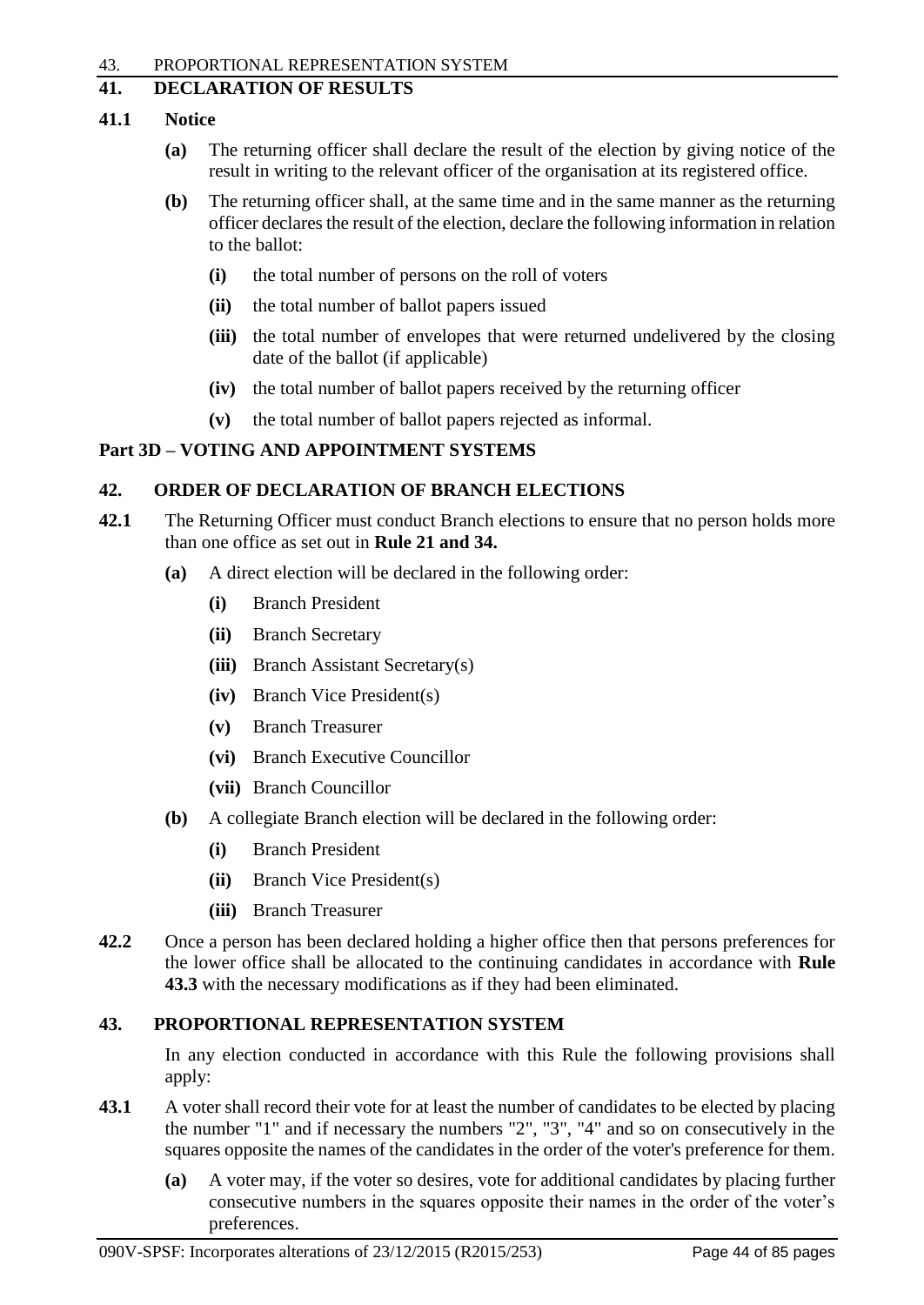## 41. DECLARATION OF RESULTS

### 41.1 Notice

**(a)** The returning officer shall declare the result of the election by giving notice of the result in writing to the relevant officer of the organisation at its registered office.

**(b)** The returning officer shall, at the same time and in the same manner as the returning officer declares the result of the election, declare the following information in relation to the ballot:

- **(i)** the total number of persons on the roll of voters
- **(ii)** the total number of ballot papers issued
- **(iii)** the total number of envelopes that were returned undelivered by the closing date of the ballot (if applicable)
- **(iv)** the total number of ballot papers received by the returning officer
- **(v)** the total number of ballot papers rejected as informal.

## Part 3D – VOTING AND APPOINTMENT SYSTEMS

## 42. ORDER OF DECLARATION OF BRANCH ELECTIONS

**42.1** The Returning Officer must conduct Branch elections to ensure that no person holds more than one office as set out in **Rule 21 and 34.**

**(a)** A direct election will be declared in the following order:

- **(i)** Branch President
- **(ii)** Branch Secretary
- **(iii)** Branch Assistant Secretary(s)
- **(iv)** Branch Vice President(s)
- **(v)** Branch Treasurer
- **(vi)** Branch Executive Councillor
- **(vii)** Branch Councillor

**(b)** A collegiate Branch election will be declared in the following order:

- **(i)** Branch President
- **(ii)** Branch Vice President(s)
- **(iii)** Branch Treasurer

**42.2** Once a person has been declared holding a higher office then that persons preferences for the lower office shall be allocated to the continuing candidates in accordance with **Rule 43.3** with the necessary modifications as if they had been eliminated.

## 43. PROPORTIONAL REPRESENTATION SYSTEM

In any election conducted in accordance with this Rule the following provisions shall apply:

**43.1** A voter shall record their vote for at least the number of candidates to be elected by placing the number "1" and if necessary the numbers "2", "3", "4" and so on consecutively in the squares opposite the names of the candidates in the order of the voter's preference for them.

**(a)** A voter may, if the voter so desires, vote for additional candidates by placing further consecutive numbers in the squares opposite their names in the order of the voter's preferences.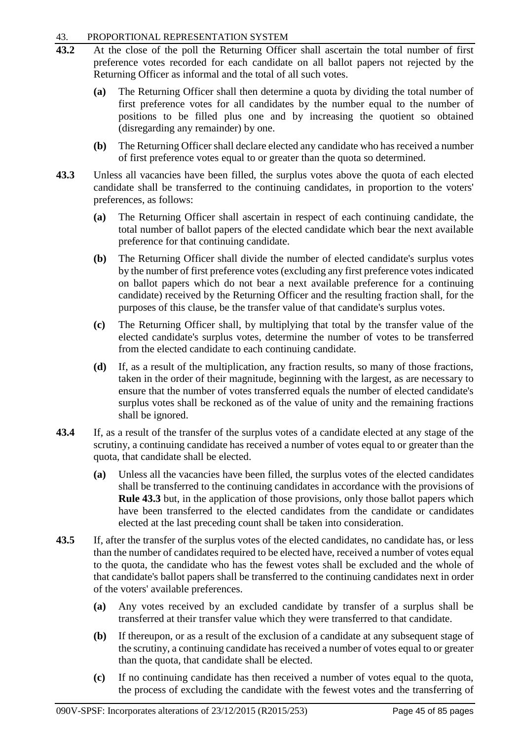43. PROPORTIONAL REPRESENTATION SYSTEM

**43.2** At the close of the poll the Returning Officer shall ascertain the total number of first preference votes recorded for each candidate on all ballot papers not rejected by the Returning Officer as informal and the total of all such votes.

- **(a)** The Returning Officer shall then determine a quota by dividing the total number of first preference votes for all candidates by the number equal to the number of positions to be filled plus one and by increasing the quotient so obtained (disregarding any remainder) by one.
- **(b)** The Returning Officer shall declare elected any candidate who has received a number of first preference votes equal to or greater than the quota so determined.

**43.3** Unless all vacancies have been filled, the surplus votes above the quota of each elected candidate shall be transferred to the continuing candidates, in proportion to the voters' preferences, as follows:

- **(a)** The Returning Officer shall ascertain in respect of each continuing candidate, the total number of ballot papers of the elected candidate which bear the next available preference for that continuing candidate.
- **(b)** The Returning Officer shall divide the number of elected candidate's surplus votes by the number of first preference votes (excluding any first preference votes indicated on ballot papers which do not bear a next available preference for a continuing candidate) received by the Returning Officer and the resulting fraction shall, for the purposes of this clause, be the transfer value of that candidate's surplus votes.
- **(c)** The Returning Officer shall, by multiplying that total by the transfer value of the elected candidate's surplus votes, determine the number of votes to be transferred from the elected candidate to each continuing candidate.
- **(d)** If, as a result of the multiplication, any fraction results, so many of those fractions, taken in the order of their magnitude, beginning with the largest, as are necessary to ensure that the number of votes transferred equals the number of elected candidate's surplus votes shall be reckoned as of the value of unity and the remaining fractions shall be ignored.

**43.4** If, as a result of the transfer of the surplus votes of a candidate elected at any stage of the scrutiny, a continuing candidate has received a number of votes equal to or greater than the quota, that candidate shall be elected.

- **(a)** Unless all the vacancies have been filled, the surplus votes of the elected candidates shall be transferred to the continuing candidates in accordance with the provisions of **Rule 43.3** but, in the application of those provisions, only those ballot papers which have been transferred to the elected candidates from the candidate or candidates elected at the last preceding count shall be taken into consideration.

**43.5** If, after the transfer of the surplus votes of the elected candidates, no candidate has, or less than the number of candidates required to be elected have, received a number of votes equal to the quota, the candidate who has the fewest votes shall be excluded and the whole of that candidate's ballot papers shall be transferred to the continuing candidates next in order of the voters' available preferences.

- **(a)** Any votes received by an excluded candidate by transfer of a surplus shall be transferred at their transfer value which they were transferred to that candidate.
- **(b)** If thereupon, or as a result of the exclusion of a candidate at any subsequent stage of the scrutiny, a continuing candidate has received a number of votes equal to or greater than the quota, that candidate shall be elected.
- **(c)** If no continuing candidate has then received a number of votes equal to the quota, the process of excluding the candidate with the fewest votes and the transferring of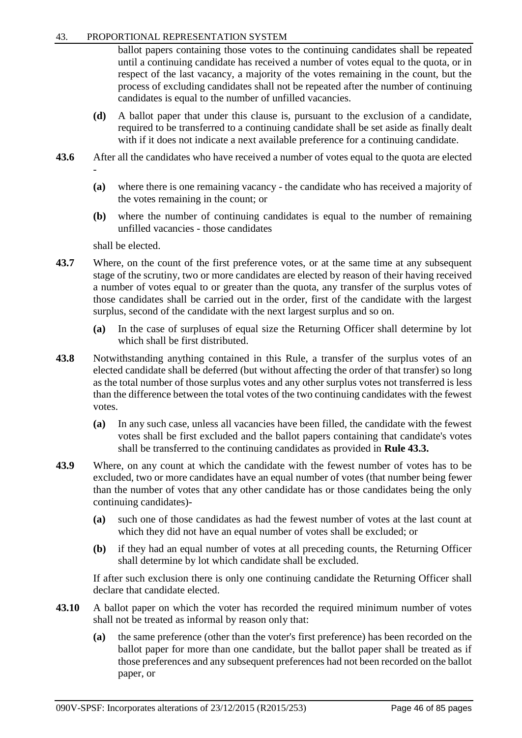ballot papers containing those votes to the continuing candidates shall be repeated until a continuing candidate has received a number of votes equal to the quota, or in respect of the last vacancy, a majority of the votes remaining in the count, but the process of excluding candidates shall not be repeated after the number of continuing candidates is equal to the number of unfilled vacancies.

**(d)** A ballot paper that under this clause is, pursuant to the exclusion of a candidate, required to be transferred to a continuing candidate shall be set aside as finally dealt with if it does not indicate a next available preference for a continuing candidate.

**43.6** After all the candidates who have received a number of votes equal to the quota are elected -

**(a)** where there is one remaining vacancy - the candidate who has received a majority of the votes remaining in the count; or

**(b)** where the number of continuing candidates is equal to the number of remaining unfilled vacancies - those candidates

shall be elected.

**43.7** Where, on the count of the first preference votes, or at the same time at any subsequent stage of the scrutiny, two or more candidates are elected by reason of their having received a number of votes equal to or greater than the quota, any transfer of the surplus votes of those candidates shall be carried out in the order, first of the candidate with the largest surplus, second of the candidate with the next largest surplus and so on.

**(a)** In the case of surpluses of equal size the Returning Officer shall determine by lot which shall be first distributed.

**43.8** Notwithstanding anything contained in this Rule, a transfer of the surplus votes of an elected candidate shall be deferred (but without affecting the order of that transfer) so long as the total number of those surplus votes and any other surplus votes not transferred is less than the difference between the total votes of the two continuing candidates with the fewest votes.

**(a)** In any such case, unless all vacancies have been filled, the candidate with the fewest votes shall be first excluded and the ballot papers containing that candidate's votes shall be transferred to the continuing candidates as provided in **Rule 43.3.**

**43.9** Where, on any count at which the candidate with the fewest number of votes has to be excluded, two or more candidates have an equal number of votes (that number being fewer than the number of votes that any other candidate has or those candidates being the only continuing candidates)-

**(a)** such one of those candidates as had the fewest number of votes at the last count at which they did not have an equal number of votes shall be excluded; or

**(b)** if they had an equal number of votes at all preceding counts, the Returning Officer shall determine by lot which candidate shall be excluded.

If after such exclusion there is only one continuing candidate the Returning Officer shall declare that candidate elected.

**43.10** A ballot paper on which the voter has recorded the required minimum number of votes shall not be treated as informal by reason only that:

**(a)** the same preference (other than the voter's first preference) has been recorded on the ballot paper for more than one candidate, but the ballot paper shall be treated as if those preferences and any subsequent preferences had not been recorded on the ballot paper, or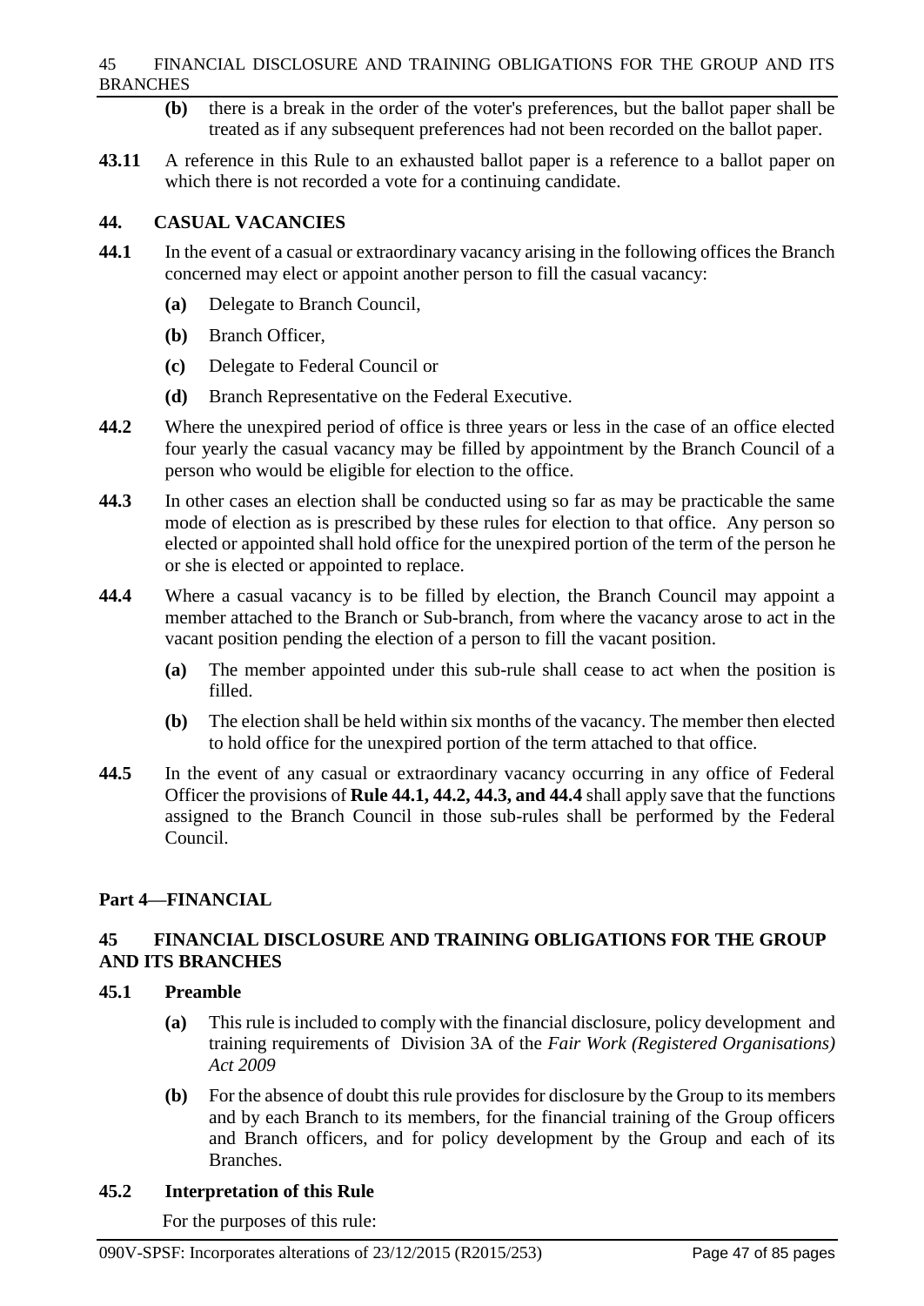**(b)** there is a break in the order of the voter's preferences, but the ballot paper shall be treated as if any subsequent preferences had not been recorded on the ballot paper.

**43.11** A reference in this Rule to an exhausted ballot paper is a reference to a ballot paper on which there is not recorded a vote for a continuing candidate.

## 44. CASUAL VACANCIES

**44.1** In the event of a casual or extraordinary vacancy arising in the following offices the Branch concerned may elect or appoint another person to fill the casual vacancy:

- **(a)** Delegate to Branch Council,
- **(b)** Branch Officer,
- **(c)** Delegate to Federal Council or
- **(d)** Branch Representative on the Federal Executive.

**44.2** Where the unexpired period of office is three years or less in the case of an office elected four yearly the casual vacancy may be filled by appointment by the Branch Council of a person who would be eligible for election to the office.

**44.3** In other cases an election shall be conducted using so far as may be practicable the same mode of election as is prescribed by these rules for election to that office. Any person so elected or appointed shall hold office for the unexpired portion of the term of the person he or she is elected or appointed to replace.

**44.4** Where a casual vacancy is to be filled by election, the Branch Council may appoint a member attached to the Branch or Sub-branch, from where the vacancy arose to act in the vacant position pending the election of a person to fill the vacant position.

- **(a)** The member appointed under this sub-rule shall cease to act when the position is filled.
- **(b)** The election shall be held within six months of the vacancy. The member then elected to hold office for the unexpired portion of the term attached to that office.

**44.5** In the event of any casual or extraordinary vacancy occurring in any office of Federal Officer the provisions of **Rule 44.1, 44.2, 44.3, and 44.4** shall apply save that the functions assigned to the Branch Council in those sub-rules shall be performed by the Federal Council.

# Part 4—FINANCIAL

## 45 FINANCIAL DISCLOSURE AND TRAINING OBLIGATIONS FOR THE GROUP AND ITS BRANCHES

### 45.1 Preamble

- **(a)** This rule is included to comply with the financial disclosure, policy development and training requirements of Division 3A of the *Fair Work (Registered Organisations) Act 2009*
- **(b)** For the absence of doubt this rule provides for disclosure by the Group to its members and by each Branch to its members, for the financial training of the Group officers and Branch officers, and for policy development by the Group and each of its Branches.

### 45.2 Interpretation of this Rule

For the purposes of this rule: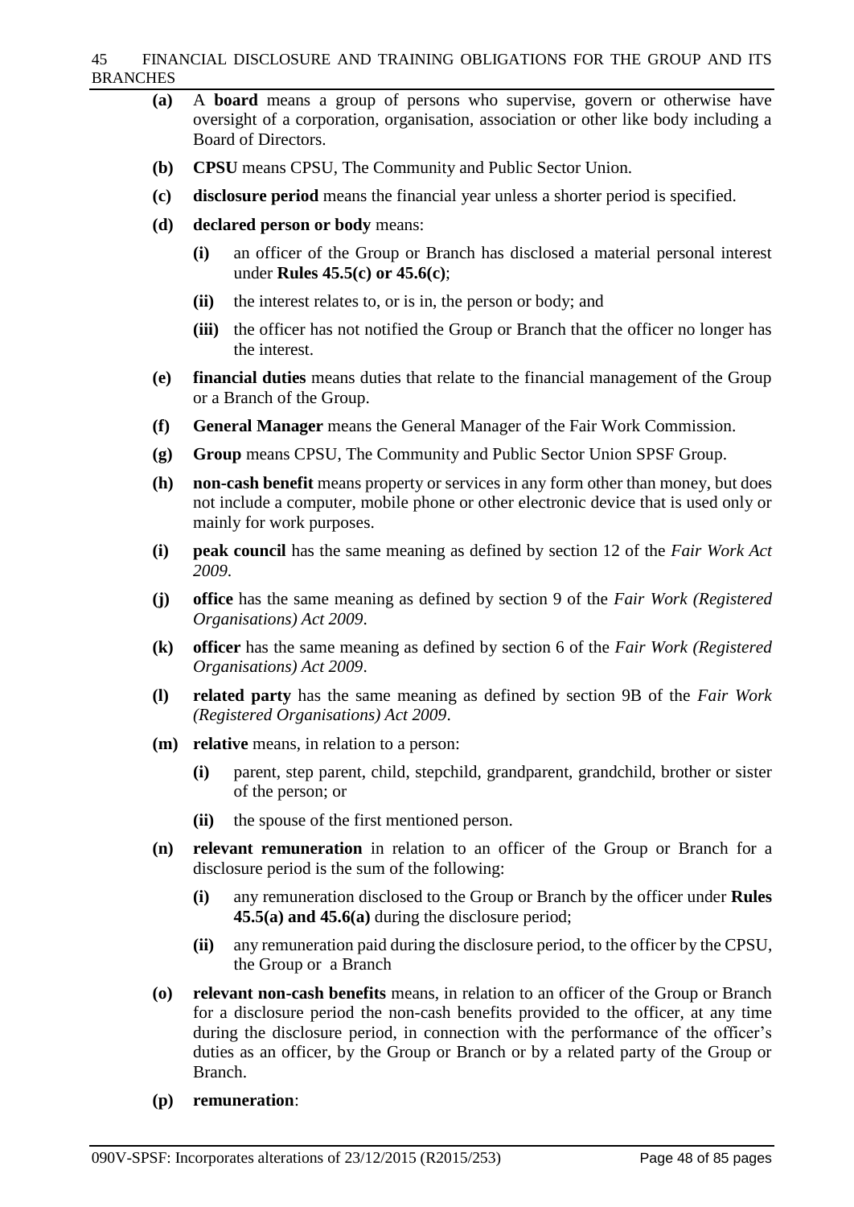- **(a)** A **board** means a group of persons who supervise, govern or otherwise have oversight of a corporation, organisation, association or other like body including a Board of Directors.
- **(b)** **CPSU** means CPSU, The Community and Public Sector Union.
- **(c)** **disclosure period** means the financial year unless a shorter period is specified.
- **(d)** **declared person or body** means:
  - **(i)** an officer of the Group or Branch has disclosed a material personal interest under **Rules 45.5(c) or 45.6(c)**;
  - **(ii)** the interest relates to, or is in, the person or body; and
  - **(iii)** the officer has not notified the Group or Branch that the officer no longer has the interest.
- **(e)** **financial duties** means duties that relate to the financial management of the Group or a Branch of the Group.
- **(f)** **General Manager** means the General Manager of the Fair Work Commission.
- **(g)** **Group** means CPSU, The Community and Public Sector Union SPSF Group.
- **(h)** **non-cash benefit** means property or services in any form other than money, but does not include a computer, mobile phone or other electronic device that is used only or mainly for work purposes.
- **(i)** **peak council** has the same meaning as defined by section 12 of the *Fair Work Act 2009.*
- **(j)** **office** has the same meaning as defined by section 9 of the *Fair Work (Registered Organisations) Act 2009*.
- **(k)** **officer** has the same meaning as defined by section 6 of the *Fair Work (Registered Organisations) Act 2009*.
- **(l)** **related party** has the same meaning as defined by section 9B of the *Fair Work (Registered Organisations) Act 2009*.
- **(m)** **relative** means, in relation to a person:
  - **(i)** parent, step parent, child, stepchild, grandparent, grandchild, brother or sister of the person; or
  - **(ii)** the spouse of the first mentioned person.
- **(n)** **relevant remuneration** in relation to an officer of the Group or Branch for a disclosure period is the sum of the following:
  - **(i)** any remuneration disclosed to the Group or Branch by the officer under **Rules 45.5(a) and 45.6(a)** during the disclosure period;
  - **(ii)** any remuneration paid during the disclosure period, to the officer by the CPSU, the Group or a Branch
- **(o)** **relevant non-cash benefits** means, in relation to an officer of the Group or Branch for a disclosure period the non-cash benefits provided to the officer, at any time during the disclosure period, in connection with the performance of the officer's duties as an officer, by the Group or Branch or by a related party of the Group or Branch.
- **(p)** **remuneration**: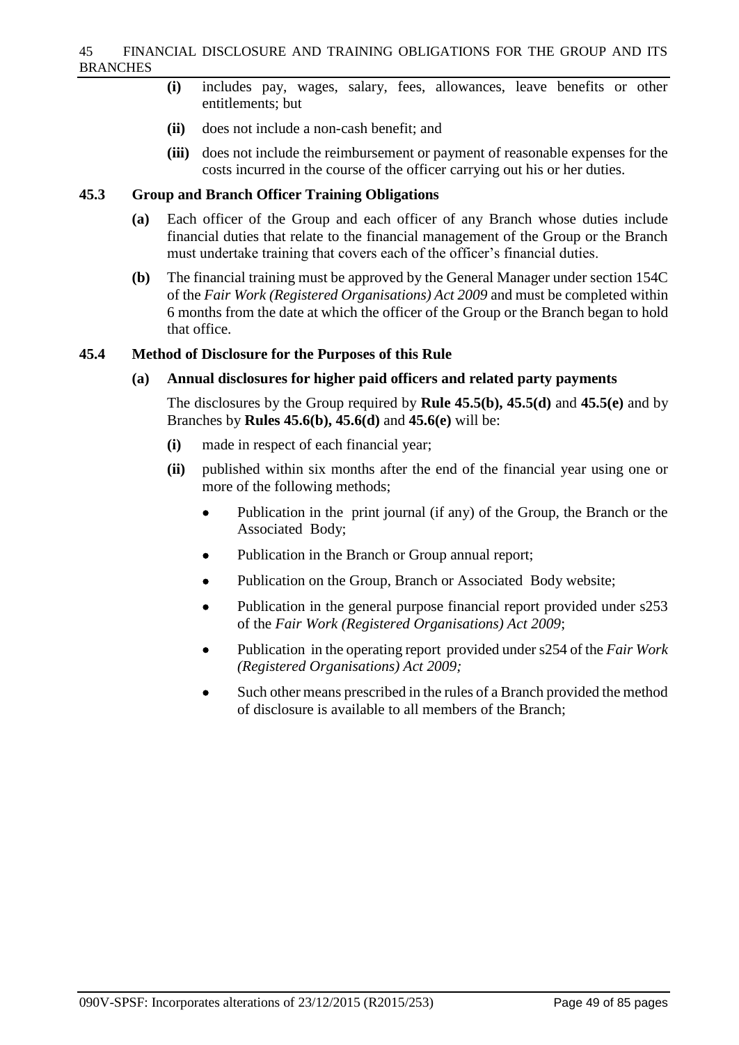- **(i)** includes pay, wages, salary, fees, allowances, leave benefits or other entitlements; but
- **(ii)** does not include a non-cash benefit; and
- **(iii)** does not include the reimbursement or payment of reasonable expenses for the costs incurred in the course of the officer carrying out his or her duties.

### 45.3 Group and Branch Officer Training Obligations

**(a)** Each officer of the Group and each officer of any Branch whose duties include financial duties that relate to the financial management of the Group or the Branch must undertake training that covers each of the officer's financial duties.

**(b)** The financial training must be approved by the General Manager under section 154C of the *Fair Work (Registered Organisations) Act 2009* and must be completed within 6 months from the date at which the officer of the Group or the Branch began to hold that office.

### 45.4 Method of Disclosure for the Purposes of this Rule

**(a) Annual disclosures for higher paid officers and related party payments**

The disclosures by the Group required by **Rule 45.5(b), 45.5(d)** and **45.5(e)** and by Branches by **Rules 45.6(b), 45.6(d)** and **45.6(e)** will be:

- **(i)** made in respect of each financial year;
- **(ii)** published within six months after the end of the financial year using one or more of the following methods;
  - Publication in the print journal (if any) of the Group, the Branch or the Associated Body;
  - Publication in the Branch or Group annual report;
  - Publication on the Group, Branch or Associated Body website;
  - Publication in the general purpose financial report provided under s253 of the *Fair Work (Registered Organisations) Act 2009*;
  - Publication in the operating report provided under s254 of the *Fair Work (Registered Organisations) Act 2009;*
  - Such other means prescribed in the rules of a Branch provided the method of disclosure is available to all members of the Branch;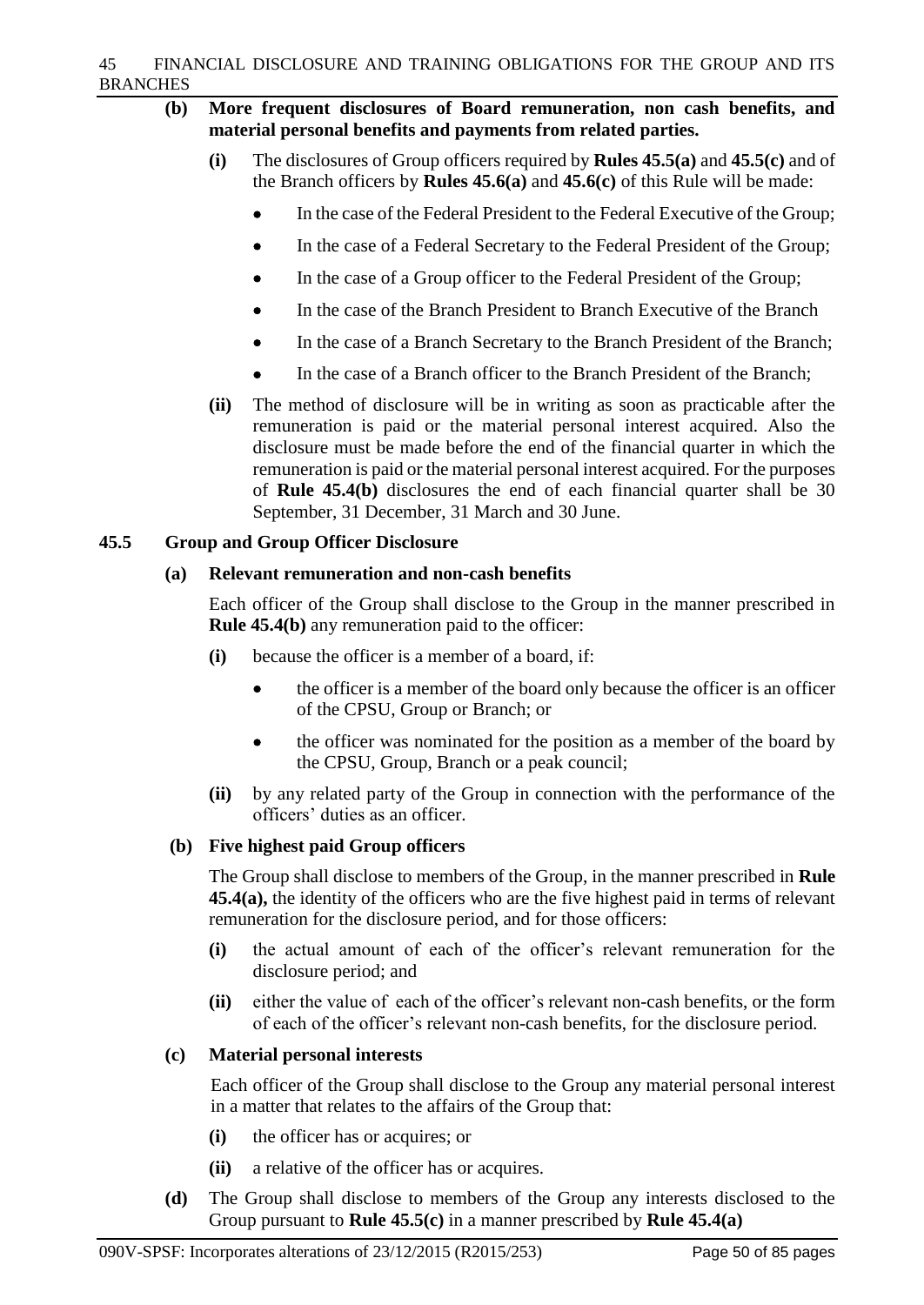**(b) More frequent disclosures of Board remuneration, non cash benefits, and material personal benefits and payments from related parties.**

**(i)** The disclosures of Group officers required by **Rules 45.5(a)** and **45.5(c)** and of the Branch officers by **Rules 45.6(a)** and **45.6(c)** of this Rule will be made:

- In the case of the Federal President to the Federal Executive of the Group;
- In the case of a Federal Secretary to the Federal President of the Group;
- In the case of a Group officer to the Federal President of the Group;
- In the case of the Branch President to Branch Executive of the Branch
- In the case of a Branch Secretary to the Branch President of the Branch;
- In the case of a Branch officer to the Branch President of the Branch;

**(ii)** The method of disclosure will be in writing as soon as practicable after the remuneration is paid or the material personal interest acquired. Also the disclosure must be made before the end of the financial quarter in which the remuneration is paid or the material personal interest acquired. For the purposes of **Rule 45.4(b)** disclosures the end of each financial quarter shall be 30 September, 31 December, 31 March and 30 June.

## 45.5 Group and Group Officer Disclosure

**(a) Relevant remuneration and non-cash benefits**

Each officer of the Group shall disclose to the Group in the manner prescribed in **Rule 45.4(b)** any remuneration paid to the officer:

**(i)** because the officer is a member of a board, if:

- the officer is a member of the board only because the officer is an officer of the CPSU, Group or Branch; or
- the officer was nominated for the position as a member of the board by the CPSU, Group, Branch or a peak council;

**(ii)** by any related party of the Group in connection with the performance of the officers' duties as an officer.

**(b) Five highest paid Group officers**

The Group shall disclose to members of the Group, in the manner prescribed in **Rule 45.4(a),** the identity of the officers who are the five highest paid in terms of relevant remuneration for the disclosure period, and for those officers:

**(i)** the actual amount of each of the officer's relevant remuneration for the disclosure period; and

**(ii)** either the value of each of the officer's relevant non-cash benefits, or the form of each of the officer's relevant non-cash benefits, for the disclosure period.

**(c) Material personal interests**

Each officer of the Group shall disclose to the Group any material personal interest in a matter that relates to the affairs of the Group that:

**(i)** the officer has or acquires; or

**(ii)** a relative of the officer has or acquires.

**(d)** The Group shall disclose to members of the Group any interests disclosed to the Group pursuant to **Rule 45.5(c)** in a manner prescribed by **Rule 45.4(a)**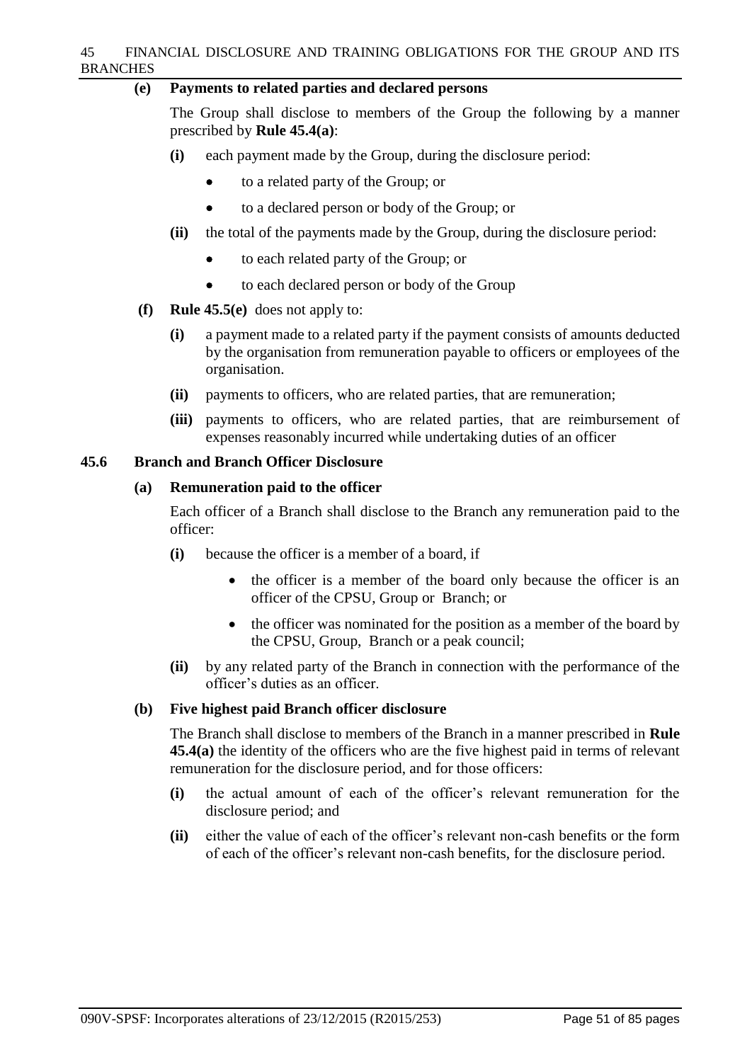**(e) Payments to related parties and declared persons**

The Group shall disclose to members of the Group the following by a manner prescribed by **Rule 45.4(a)**:

**(i)** each payment made by the Group, during the disclosure period:

- to a related party of the Group; or
- to a declared person or body of the Group; or

**(ii)** the total of the payments made by the Group, during the disclosure period:

- to each related party of the Group; or
- to each declared person or body of the Group

**(f) Rule 45.5(e)** does not apply to:

**(i)** a payment made to a related party if the payment consists of amounts deducted by the organisation from remuneration payable to officers or employees of the organisation.

**(ii)** payments to officers, who are related parties, that are remuneration;

**(iii)** payments to officers, who are related parties, that are reimbursement of expenses reasonably incurred while undertaking duties of an officer

## 45.6 Branch and Branch Officer Disclosure

**(a) Remuneration paid to the officer**

Each officer of a Branch shall disclose to the Branch any remuneration paid to the officer:

**(i)** because the officer is a member of a board, if

- the officer is a member of the board only because the officer is an officer of the CPSU, Group or Branch; or
- the officer was nominated for the position as a member of the board by the CPSU, Group, Branch or a peak council;

**(ii)** by any related party of the Branch in connection with the performance of the officer's duties as an officer.

**(b) Five highest paid Branch officer disclosure**

The Branch shall disclose to members of the Branch in a manner prescribed in **Rule 45.4(a)** the identity of the officers who are the five highest paid in terms of relevant remuneration for the disclosure period, and for those officers:

**(i)** the actual amount of each of the officer's relevant remuneration for the disclosure period; and

**(ii)** either the value of each of the officer's relevant non-cash benefits or the form of each of the officer's relevant non-cash benefits, for the disclosure period.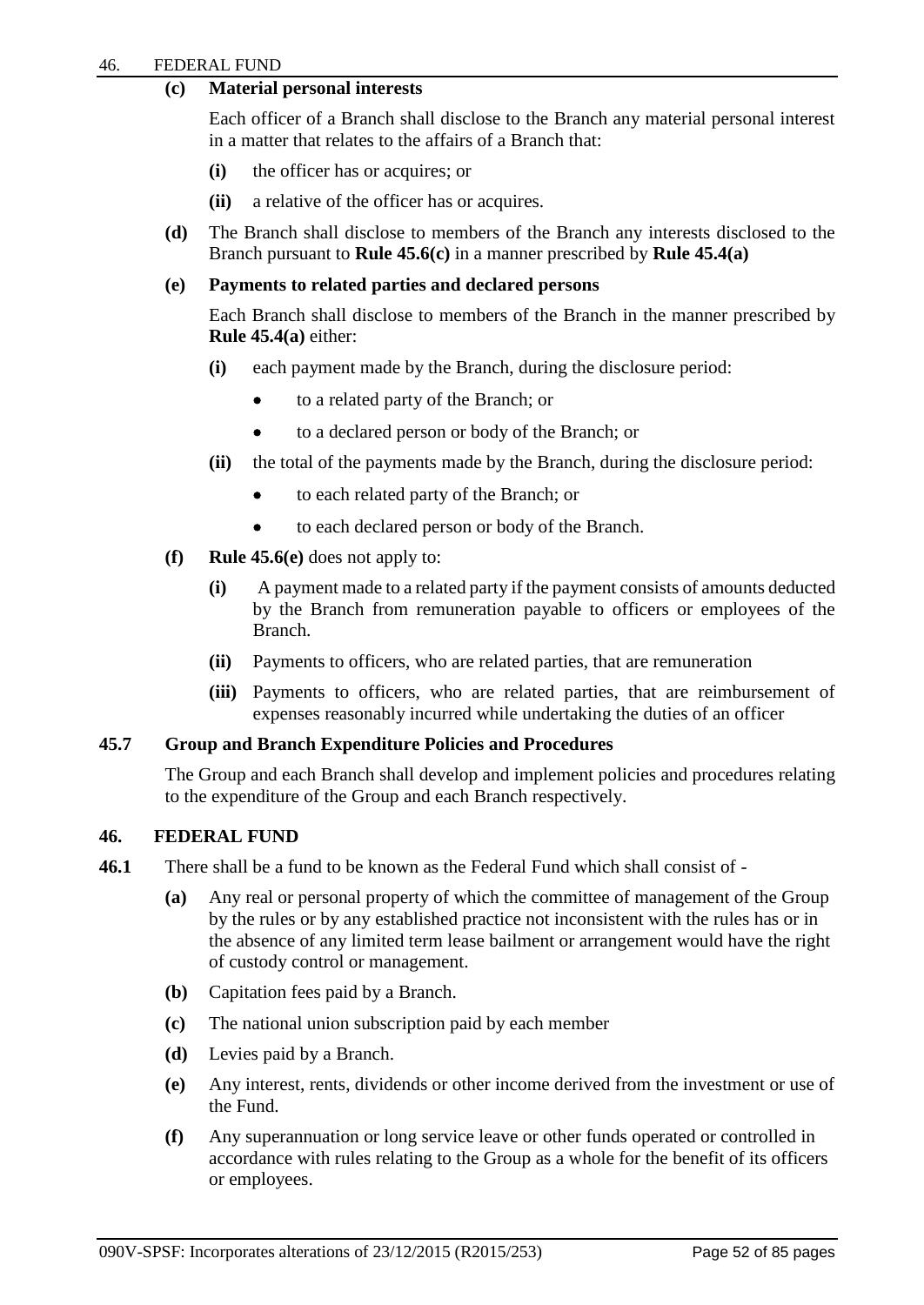**(c) Material personal interests**

Each officer of a Branch shall disclose to the Branch any material personal interest in a matter that relates to the affairs of a Branch that:

- **(i)** the officer has or acquires; or
- **(ii)** a relative of the officer has or acquires.

**(d)** The Branch shall disclose to members of the Branch any interests disclosed to the Branch pursuant to **Rule 45.6(c)** in a manner prescribed by **Rule 45.4(a)**

**(e) Payments to related parties and declared persons**

Each Branch shall disclose to members of the Branch in the manner prescribed by **Rule 45.4(a)** either:

- **(i)** each payment made by the Branch, during the disclosure period:
  - to a related party of the Branch; or
  - to a declared person or body of the Branch; or
- **(ii)** the total of the payments made by the Branch, during the disclosure period:
  - to each related party of the Branch; or
  - to each declared person or body of the Branch.

**(f)** **Rule 45.6(e)** does not apply to:

- **(i)** A payment made to a related party if the payment consists of amounts deducted by the Branch from remuneration payable to officers or employees of the Branch.
- **(ii)** Payments to officers, who are related parties, that are remuneration
- **(iii)** Payments to officers, who are related parties, that are reimbursement of expenses reasonably incurred while undertaking the duties of an officer

**45.7 Group and Branch Expenditure Policies and Procedures**

The Group and each Branch shall develop and implement policies and procedures relating to the expenditure of the Group and each Branch respectively.

## 46. FEDERAL FUND

**46.1** There shall be a fund to be known as the Federal Fund which shall consist of -

- **(a)** Any real or personal property of which the committee of management of the Group by the rules or by any established practice not inconsistent with the rules has or in the absence of any limited term lease bailment or arrangement would have the right of custody control or management.
- **(b)** Capitation fees paid by a Branch.
- **(c)** The national union subscription paid by each member
- **(d)** Levies paid by a Branch.
- **(e)** Any interest, rents, dividends or other income derived from the investment or use of the Fund.
- **(f)** Any superannuation or long service leave or other funds operated or controlled in accordance with rules relating to the Group as a whole for the benefit of its officers or employees.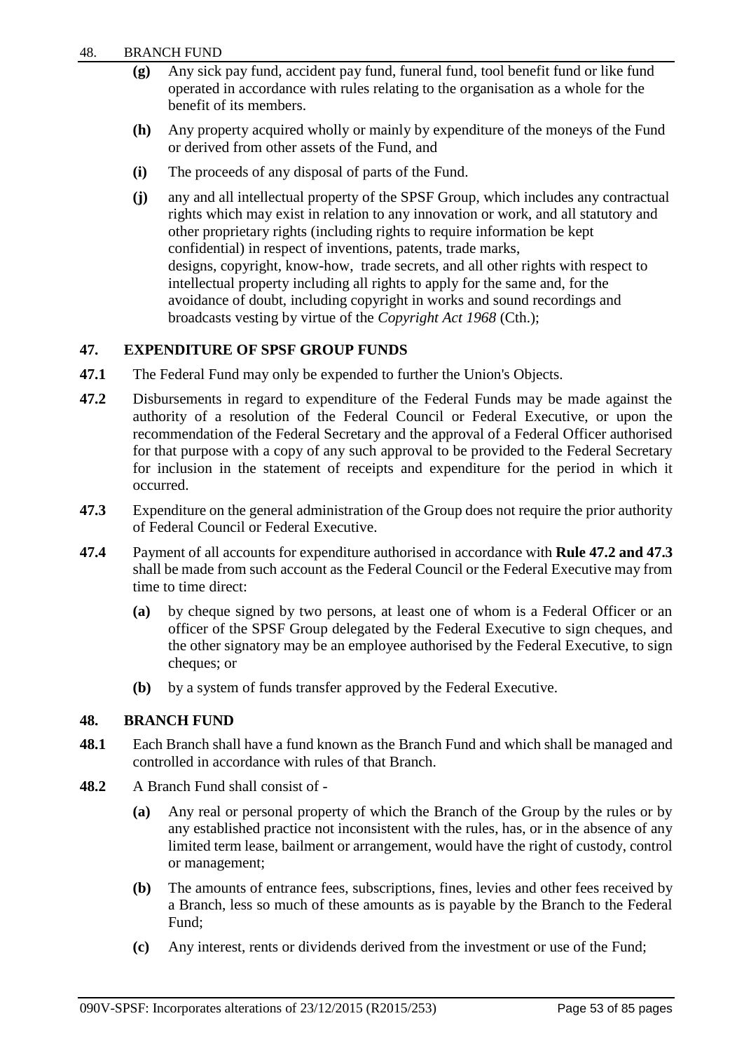- **(g)** Any sick pay fund, accident pay fund, funeral fund, tool benefit fund or like fund operated in accordance with rules relating to the organisation as a whole for the benefit of its members.
- **(h)** Any property acquired wholly or mainly by expenditure of the moneys of the Fund or derived from other assets of the Fund, and
- **(i)** The proceeds of any disposal of parts of the Fund.
- **(j)** any and all intellectual property of the SPSF Group, which includes any contractual rights which may exist in relation to any innovation or work, and all statutory and other proprietary rights (including rights to require information be kept confidential) in respect of inventions, patents, trade marks, designs, copyright, know-how, trade secrets, and all other rights with respect to intellectual property including all rights to apply for the same and, for the avoidance of doubt, including copyright in works and sound recordings and broadcasts vesting by virtue of the *Copyright Act 1968* (Cth.);

## 47. EXPENDITURE OF SPSF GROUP FUNDS

**47.1** The Federal Fund may only be expended to further the Union's Objects.

**47.2** Disbursements in regard to expenditure of the Federal Funds may be made against the authority of a resolution of the Federal Council or Federal Executive, or upon the recommendation of the Federal Secretary and the approval of a Federal Officer authorised for that purpose with a copy of any such approval to be provided to the Federal Secretary for inclusion in the statement of receipts and expenditure for the period in which it occurred.

**47.3** Expenditure on the general administration of the Group does not require the prior authority of Federal Council or Federal Executive.

**47.4** Payment of all accounts for expenditure authorised in accordance with **Rule 47.2 and 47.3** shall be made from such account as the Federal Council or the Federal Executive may from time to time direct:

- **(a)** by cheque signed by two persons, at least one of whom is a Federal Officer or an officer of the SPSF Group delegated by the Federal Executive to sign cheques, and the other signatory may be an employee authorised by the Federal Executive, to sign cheques; or
- **(b)** by a system of funds transfer approved by the Federal Executive.

## 48. BRANCH FUND

**48.1** Each Branch shall have a fund known as the Branch Fund and which shall be managed and controlled in accordance with rules of that Branch.

**48.2** A Branch Fund shall consist of -

- **(a)** Any real or personal property of which the Branch of the Group by the rules or by any established practice not inconsistent with the rules, has, or in the absence of any limited term lease, bailment or arrangement, would have the right of custody, control or management;
- **(b)** The amounts of entrance fees, subscriptions, fines, levies and other fees received by a Branch, less so much of these amounts as is payable by the Branch to the Federal Fund;
- **(c)** Any interest, rents or dividends derived from the investment or use of the Fund;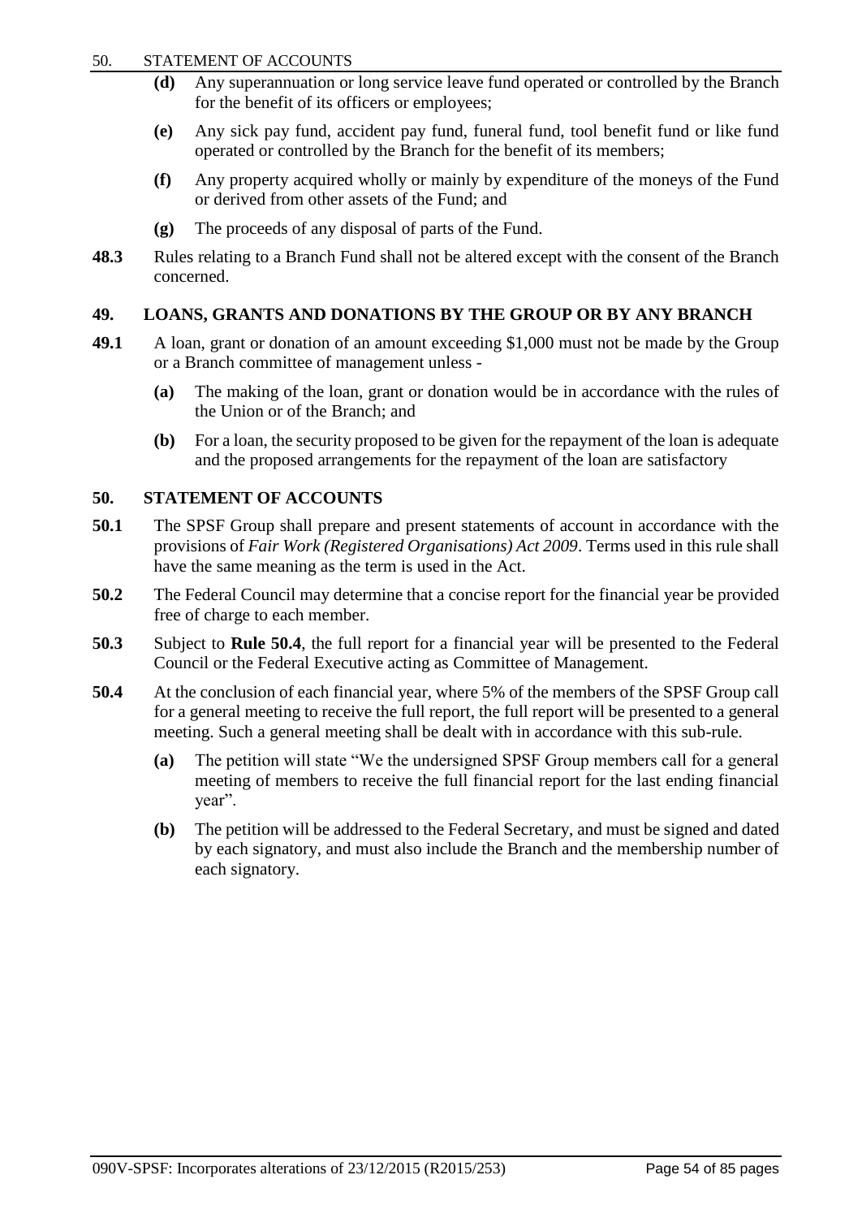**(d)** Any superannuation or long service leave fund operated or controlled by the Branch for the benefit of its officers or employees;

**(e)** Any sick pay fund, accident pay fund, funeral fund, tool benefit fund or like fund operated or controlled by the Branch for the benefit of its members;

**(f)** Any property acquired wholly or mainly by expenditure of the moneys of the Fund or derived from other assets of the Fund; and

**(g)** The proceeds of any disposal of parts of the Fund.

**48.3** Rules relating to a Branch Fund shall not be altered except with the consent of the Branch concerned.

## 49. LOANS, GRANTS AND DONATIONS BY THE GROUP OR BY ANY BRANCH

**49.1** A loan, grant or donation of an amount exceeding $1,000 must not be made by the Group or a Branch committee of management unless -

**(a)** The making of the loan, grant or donation would be in accordance with the rules of the Union or of the Branch; and

**(b)** For a loan, the security proposed to be given for the repayment of the loan is adequate and the proposed arrangements for the repayment of the loan are satisfactory

## 50. STATEMENT OF ACCOUNTS

**50.1** The SPSF Group shall prepare and present statements of account in accordance with the provisions of *Fair Work (Registered Organisations) Act 2009*. Terms used in this rule shall have the same meaning as the term is used in the Act.

**50.2** The Federal Council may determine that a concise report for the financial year be provided free of charge to each member.

**50.3** Subject to **Rule 50.4**, the full report for a financial year will be presented to the Federal Council or the Federal Executive acting as Committee of Management.

**50.4** At the conclusion of each financial year, where 5% of the members of the SPSF Group call for a general meeting to receive the full report, the full report will be presented to a general meeting. Such a general meeting shall be dealt with in accordance with this sub-rule.

**(a)** The petition will state "We the undersigned SPSF Group members call for a general meeting of members to receive the full financial report for the last ending financial year".

**(b)** The petition will be addressed to the Federal Secretary, and must be signed and dated by each signatory, and must also include the Branch and the membership number of each signatory.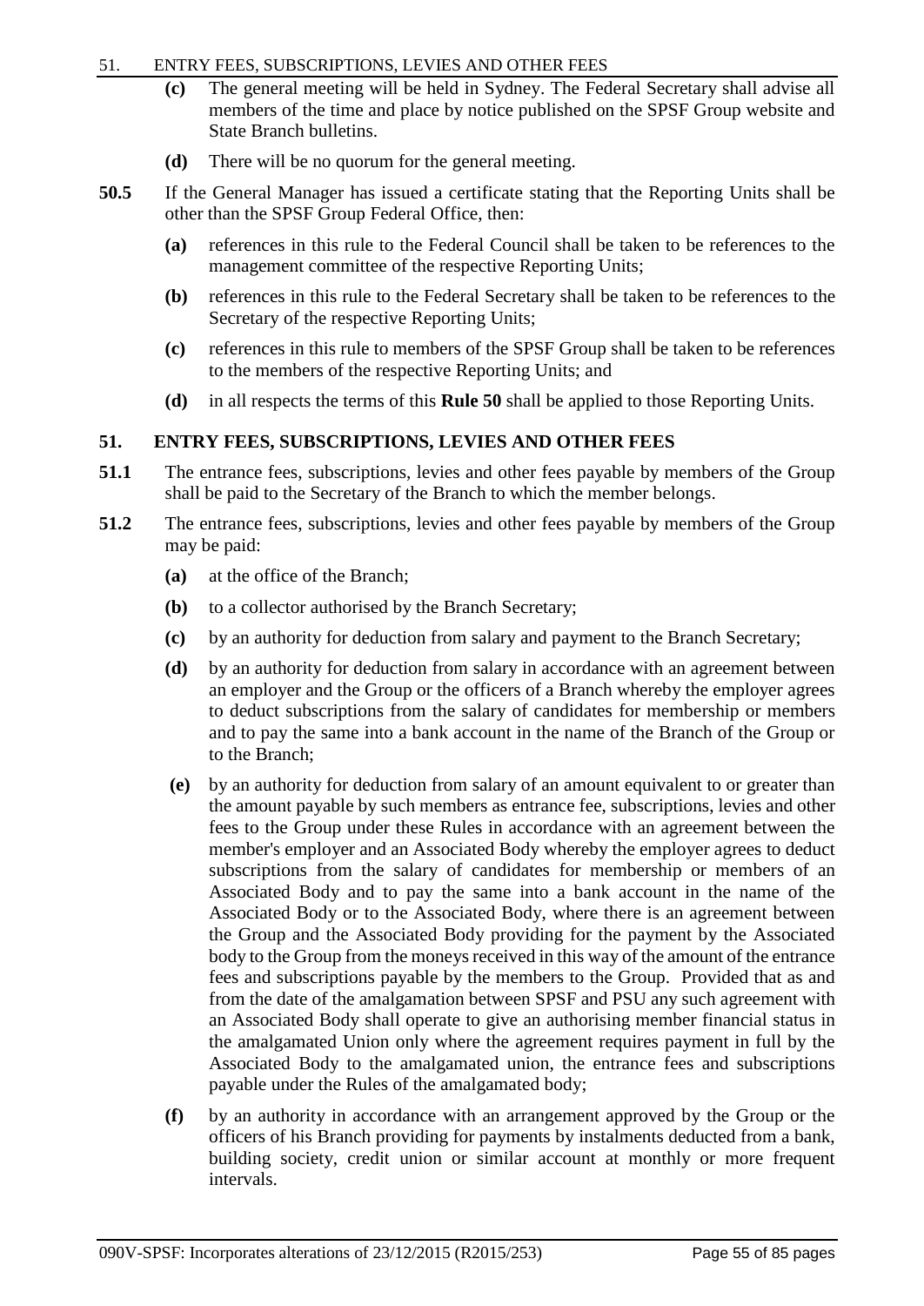**(c)** The general meeting will be held in Sydney. The Federal Secretary shall advise all members of the time and place by notice published on the SPSF Group website and State Branch bulletins.

**(d)** There will be no quorum for the general meeting.

**50.5** If the General Manager has issued a certificate stating that the Reporting Units shall be other than the SPSF Group Federal Office, then:

**(a)** references in this rule to the Federal Council shall be taken to be references to the management committee of the respective Reporting Units;

**(b)** references in this rule to the Federal Secretary shall be taken to be references to the Secretary of the respective Reporting Units;

**(c)** references in this rule to members of the SPSF Group shall be taken to be references to the members of the respective Reporting Units; and

**(d)** in all respects the terms of this **Rule 50** shall be applied to those Reporting Units.

## 51. ENTRY FEES, SUBSCRIPTIONS, LEVIES AND OTHER FEES

**51.1** The entrance fees, subscriptions, levies and other fees payable by members of the Group shall be paid to the Secretary of the Branch to which the member belongs.

**51.2** The entrance fees, subscriptions, levies and other fees payable by members of the Group may be paid:

**(a)** at the office of the Branch;

**(b)** to a collector authorised by the Branch Secretary;

**(c)** by an authority for deduction from salary and payment to the Branch Secretary;

**(d)** by an authority for deduction from salary in accordance with an agreement between an employer and the Group or the officers of a Branch whereby the employer agrees to deduct subscriptions from the salary of candidates for membership or members and to pay the same into a bank account in the name of the Branch of the Group or to the Branch;

**(e)** by an authority for deduction from salary of an amount equivalent to or greater than the amount payable by such members as entrance fee, subscriptions, levies and other fees to the Group under these Rules in accordance with an agreement between the member's employer and an Associated Body whereby the employer agrees to deduct subscriptions from the salary of candidates for membership or members of an Associated Body and to pay the same into a bank account in the name of the Associated Body or to the Associated Body, where there is an agreement between the Group and the Associated Body providing for the payment by the Associated body to the Group from the moneys received in this way of the amount of the entrance fees and subscriptions payable by the members to the Group. Provided that as and from the date of the amalgamation between SPSF and PSU any such agreement with an Associated Body shall operate to give an authorising member financial status in the amalgamated Union only where the agreement requires payment in full by the Associated Body to the amalgamated union, the entrance fees and subscriptions payable under the Rules of the amalgamated body;

**(f)** by an authority in accordance with an arrangement approved by the Group or the officers of his Branch providing for payments by instalments deducted from a bank, building society, credit union or similar account at monthly or more frequent intervals.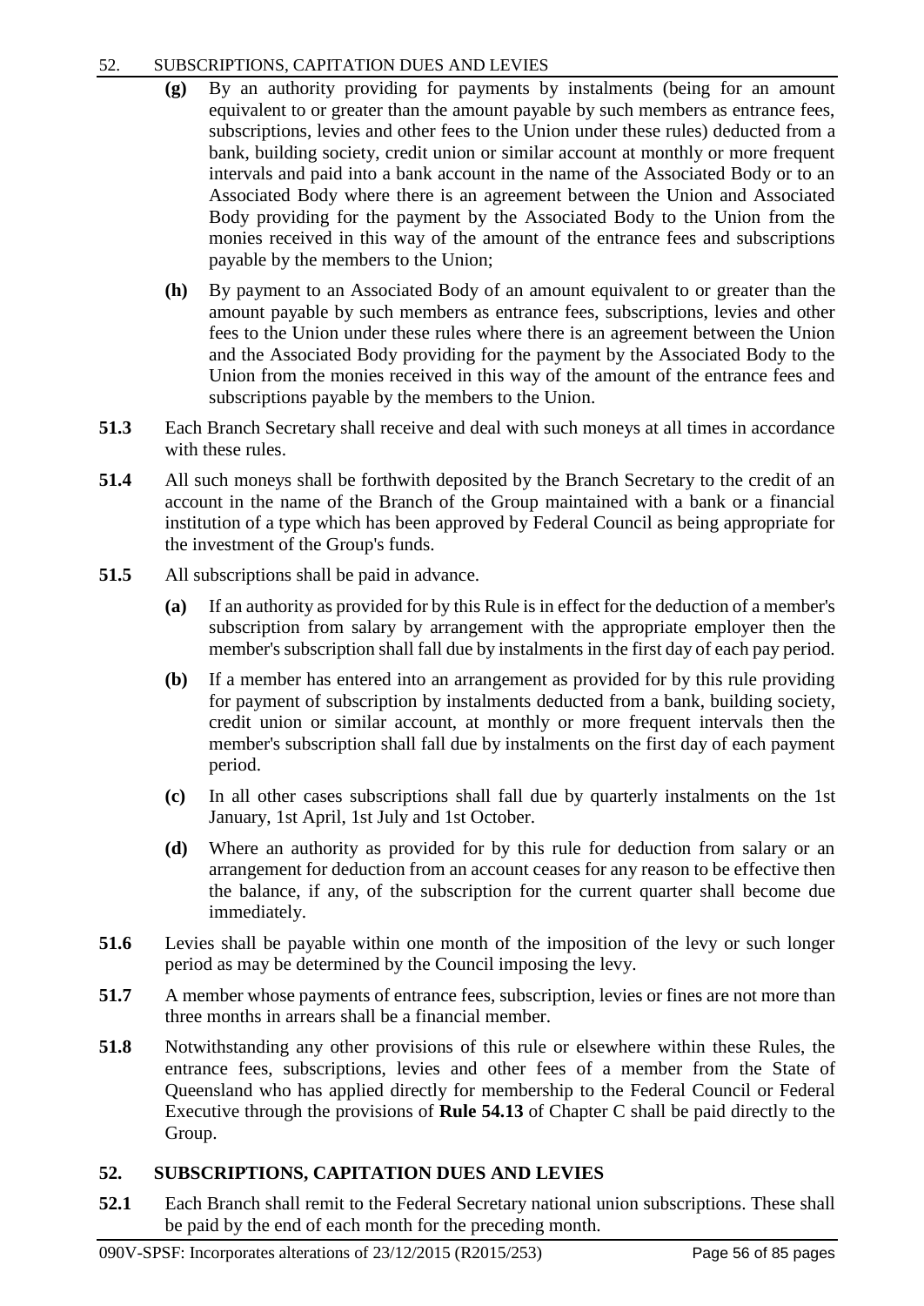- **(g)** By an authority providing for payments by instalments (being for an amount equivalent to or greater than the amount payable by such members as entrance fees, subscriptions, levies and other fees to the Union under these rules) deducted from a bank, building society, credit union or similar account at monthly or more frequent intervals and paid into a bank account in the name of the Associated Body or to an Associated Body where there is an agreement between the Union and Associated Body providing for the payment by the Associated Body to the Union from the monies received in this way of the amount of the entrance fees and subscriptions payable by the members to the Union;

- **(h)** By payment to an Associated Body of an amount equivalent to or greater than the amount payable by such members as entrance fees, subscriptions, levies and other fees to the Union under these rules where there is an agreement between the Union and the Associated Body providing for the payment by the Associated Body to the Union from the monies received in this way of the amount of the entrance fees and subscriptions payable by the members to the Union.

**51.3** Each Branch Secretary shall receive and deal with such moneys at all times in accordance with these rules.

**51.4** All such moneys shall be forthwith deposited by the Branch Secretary to the credit of an account in the name of the Branch of the Group maintained with a bank or a financial institution of a type which has been approved by Federal Council as being appropriate for the investment of the Group's funds.

**51.5** All subscriptions shall be paid in advance.

- **(a)** If an authority as provided for by this Rule is in effect for the deduction of a member's subscription from salary by arrangement with the appropriate employer then the member's subscription shall fall due by instalments in the first day of each pay period.

- **(b)** If a member has entered into an arrangement as provided for by this rule providing for payment of subscription by instalments deducted from a bank, building society, credit union or similar account, at monthly or more frequent intervals then the member's subscription shall fall due by instalments on the first day of each payment period.

- **(c)** In all other cases subscriptions shall fall due by quarterly instalments on the 1st January, 1st April, 1st July and 1st October.

- **(d)** Where an authority as provided for by this rule for deduction from salary or an arrangement for deduction from an account ceases for any reason to be effective then the balance, if any, of the subscription for the current quarter shall become due immediately.

**51.6** Levies shall be payable within one month of the imposition of the levy or such longer period as may be determined by the Council imposing the levy.

**51.7** A member whose payments of entrance fees, subscription, levies or fines are not more than three months in arrears shall be a financial member.

**51.8** Notwithstanding any other provisions of this rule or elsewhere within these Rules, the entrance fees, subscriptions, levies and other fees of a member from the State of Queensland who has applied directly for membership to the Federal Council or Federal Executive through the provisions of **Rule 54.13** of Chapter C shall be paid directly to the Group.

## 52. SUBSCRIPTIONS, CAPITATION DUES AND LEVIES

**52.1** Each Branch shall remit to the Federal Secretary national union subscriptions. These shall be paid by the end of each month for the preceding month.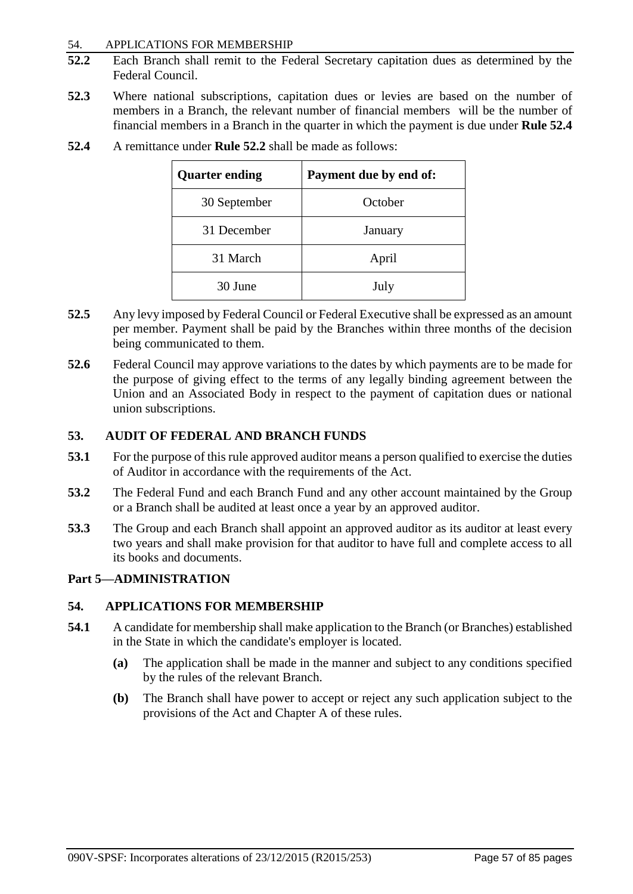**52.2** Each Branch shall remit to the Federal Secretary capitation dues as determined by the Federal Council.

**52.3** Where national subscriptions, capitation dues or levies are based on the number of members in a Branch, the relevant number of financial members will be the number of financial members in a Branch in the quarter in which the payment is due under **Rule 52.4**

**52.4** A remittance under **Rule 52.2** shall be made as follows:

| Quarter ending | Payment due by end of: |
|---|---|
| 30 September | October |
| 31 December | January |
| 31 March | April |
| 30 June | July |

**52.5** Any levy imposed by Federal Council or Federal Executive shall be expressed as an amount per member. Payment shall be paid by the Branches within three months of the decision being communicated to them.

**52.6** Federal Council may approve variations to the dates by which payments are to be made for the purpose of giving effect to the terms of any legally binding agreement between the Union and an Associated Body in respect to the payment of capitation dues or national union subscriptions.

### 53. AUDIT OF FEDERAL AND BRANCH FUNDS

**53.1** For the purpose of this rule approved auditor means a person qualified to exercise the duties of Auditor in accordance with the requirements of the Act.

**53.2** The Federal Fund and each Branch Fund and any other account maintained by the Group or a Branch shall be audited at least once a year by an approved auditor.

**53.3** The Group and each Branch shall appoint an approved auditor as its auditor at least every two years and shall make provision for that auditor to have full and complete access to all its books and documents.

## Part 5—ADMINISTRATION

### 54. APPLICATIONS FOR MEMBERSHIP

**54.1** A candidate for membership shall make application to the Branch (or Branches) established in the State in which the candidate's employer is located.

**(a)** The application shall be made in the manner and subject to any conditions specified by the rules of the relevant Branch.

**(b)** The Branch shall have power to accept or reject any such application subject to the provisions of the Act and Chapter A of these rules.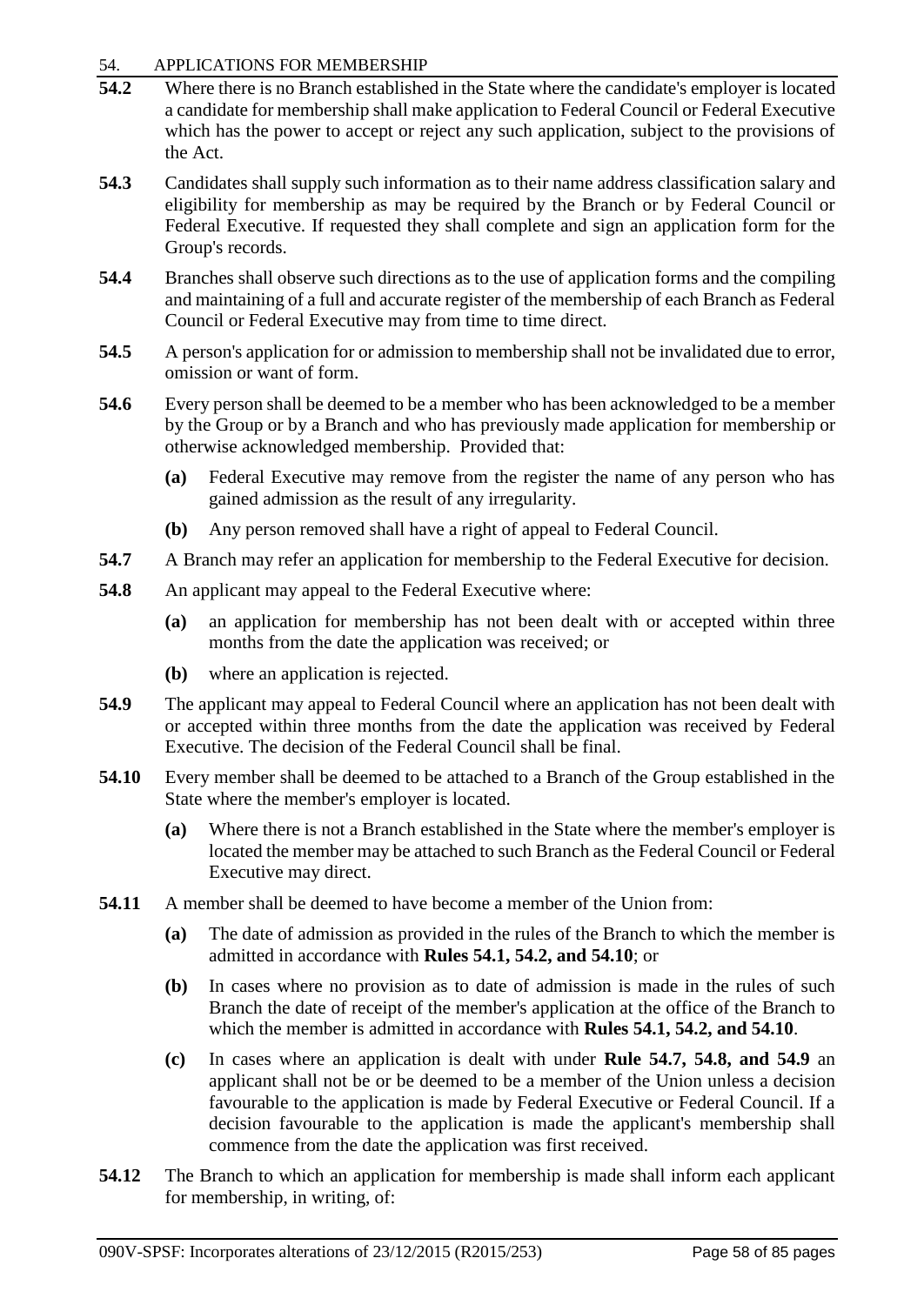54. APPLICATIONS FOR MEMBERSHIP

**54.2** Where there is no Branch established in the State where the candidate's employer is located a candidate for membership shall make application to Federal Council or Federal Executive which has the power to accept or reject any such application, subject to the provisions of the Act.

**54.3** Candidates shall supply such information as to their name address classification salary and eligibility for membership as may be required by the Branch or by Federal Council or Federal Executive. If requested they shall complete and sign an application form for the Group's records.

**54.4** Branches shall observe such directions as to the use of application forms and the compiling and maintaining of a full and accurate register of the membership of each Branch as Federal Council or Federal Executive may from time to time direct.

**54.5** A person's application for or admission to membership shall not be invalidated due to error, omission or want of form.

**54.6** Every person shall be deemed to be a member who has been acknowledged to be a member by the Group or by a Branch and who has previously made application for membership or otherwise acknowledged membership. Provided that:

- **(a)** Federal Executive may remove from the register the name of any person who has gained admission as the result of any irregularity.
- **(b)** Any person removed shall have a right of appeal to Federal Council.

**54.7** A Branch may refer an application for membership to the Federal Executive for decision.

**54.8** An applicant may appeal to the Federal Executive where:

- **(a)** an application for membership has not been dealt with or accepted within three months from the date the application was received; or
- **(b)** where an application is rejected.

**54.9** The applicant may appeal to Federal Council where an application has not been dealt with or accepted within three months from the date the application was received by Federal Executive. The decision of the Federal Council shall be final.

**54.10** Every member shall be deemed to be attached to a Branch of the Group established in the State where the member's employer is located.

- **(a)** Where there is not a Branch established in the State where the member's employer is located the member may be attached to such Branch as the Federal Council or Federal Executive may direct.

**54.11** A member shall be deemed to have become a member of the Union from:

- **(a)** The date of admission as provided in the rules of the Branch to which the member is admitted in accordance with **Rules 54.1, 54.2, and 54.10**; or
- **(b)** In cases where no provision as to date of admission is made in the rules of such Branch the date of receipt of the member's application at the office of the Branch to which the member is admitted in accordance with **Rules 54.1, 54.2, and 54.10**.
- **(c)** In cases where an application is dealt with under **Rule 54.7, 54.8, and 54.9** an applicant shall not be or be deemed to be a member of the Union unless a decision favourable to the application is made by Federal Executive or Federal Council. If a decision favourable to the application is made the applicant's membership shall commence from the date the application was first received.

**54.12** The Branch to which an application for membership is made shall inform each applicant for membership, in writing, of: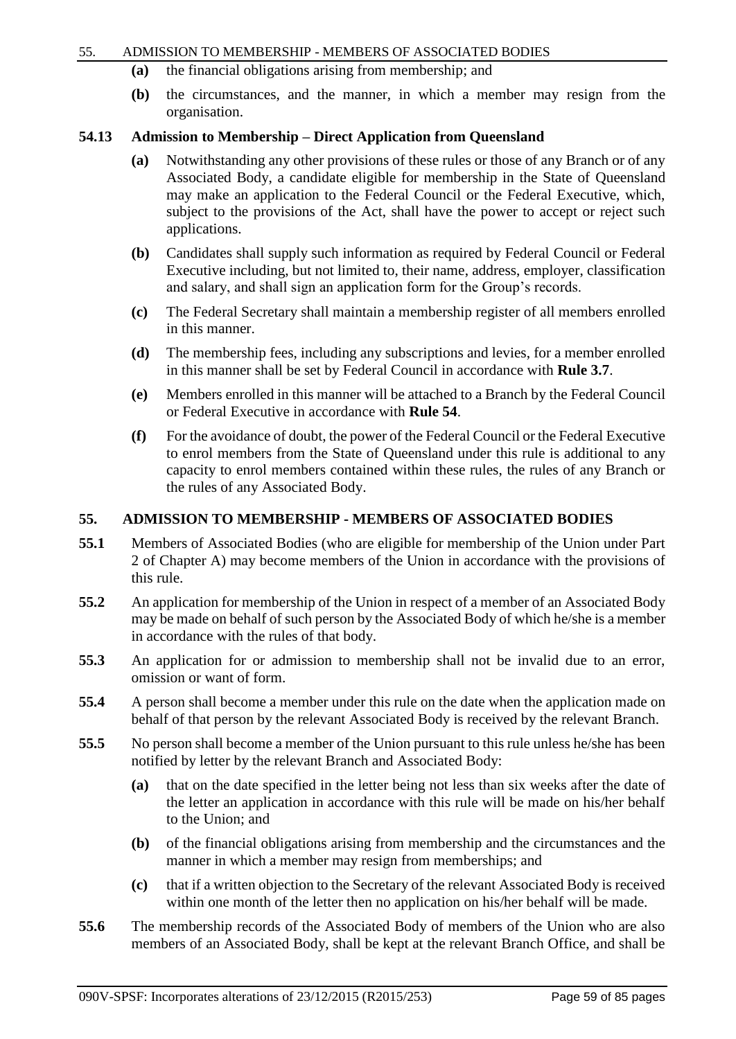- **(a)** the financial obligations arising from membership; and
- **(b)** the circumstances, and the manner, in which a member may resign from the organisation.

### 54.13 Admission to Membership – Direct Application from Queensland

- **(a)** Notwithstanding any other provisions of these rules or those of any Branch or of any Associated Body, a candidate eligible for membership in the State of Queensland may make an application to the Federal Council or the Federal Executive, which, subject to the provisions of the Act, shall have the power to accept or reject such applications.
- **(b)** Candidates shall supply such information as required by Federal Council or Federal Executive including, but not limited to, their name, address, employer, classification and salary, and shall sign an application form for the Group's records.
- **(c)** The Federal Secretary shall maintain a membership register of all members enrolled in this manner.
- **(d)** The membership fees, including any subscriptions and levies, for a member enrolled in this manner shall be set by Federal Council in accordance with **Rule 3.7**.
- **(e)** Members enrolled in this manner will be attached to a Branch by the Federal Council or Federal Executive in accordance with **Rule 54**.
- **(f)** For the avoidance of doubt, the power of the Federal Council or the Federal Executive to enrol members from the State of Queensland under this rule is additional to any capacity to enrol members contained within these rules, the rules of any Branch or the rules of any Associated Body.

## 55. ADMISSION TO MEMBERSHIP - MEMBERS OF ASSOCIATED BODIES

**55.1** Members of Associated Bodies (who are eligible for membership of the Union under Part 2 of Chapter A) may become members of the Union in accordance with the provisions of this rule.

**55.2** An application for membership of the Union in respect of a member of an Associated Body may be made on behalf of such person by the Associated Body of which he/she is a member in accordance with the rules of that body.

**55.3** An application for or admission to membership shall not be invalid due to an error, omission or want of form.

**55.4** A person shall become a member under this rule on the date when the application made on behalf of that person by the relevant Associated Body is received by the relevant Branch.

**55.5** No person shall become a member of the Union pursuant to this rule unless he/she has been notified by letter by the relevant Branch and Associated Body:

- **(a)** that on the date specified in the letter being not less than six weeks after the date of the letter an application in accordance with this rule will be made on his/her behalf to the Union; and
- **(b)** of the financial obligations arising from membership and the circumstances and the manner in which a member may resign from memberships; and
- **(c)** that if a written objection to the Secretary of the relevant Associated Body is received within one month of the letter then no application on his/her behalf will be made.

**55.6** The membership records of the Associated Body of members of the Union who are also members of an Associated Body, shall be kept at the relevant Branch Office, and shall be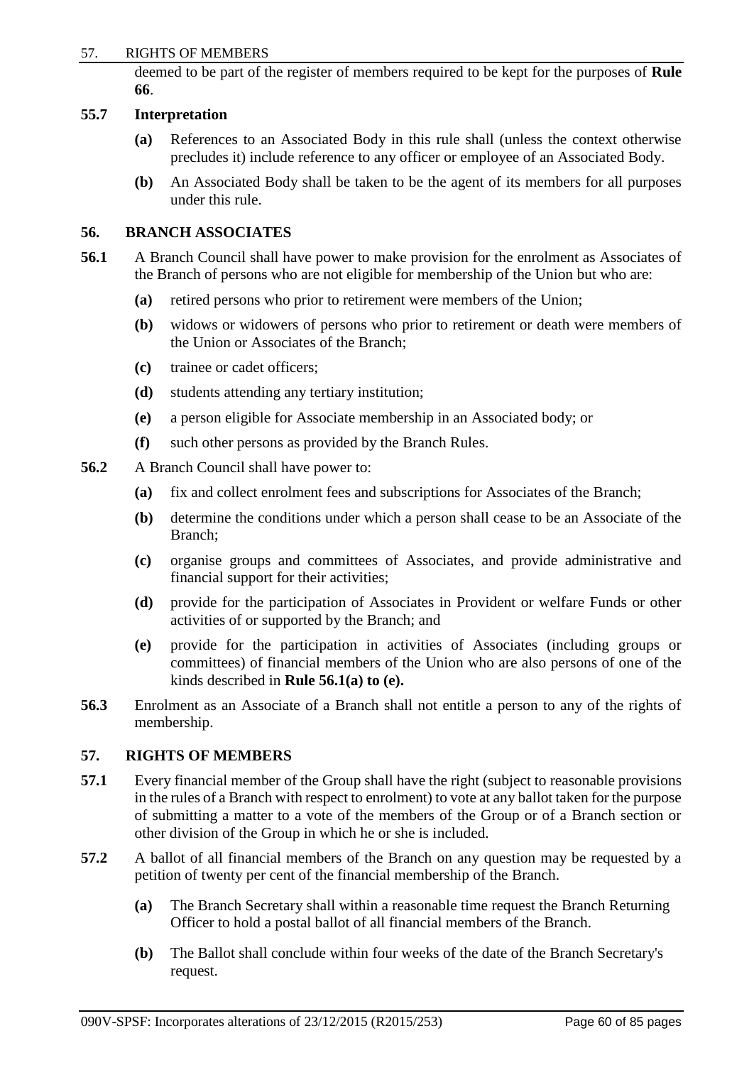deemed to be part of the register of members required to be kept for the purposes of **Rule 66**.

### 55.7 Interpretation

**(a)** References to an Associated Body in this rule shall (unless the context otherwise precludes it) include reference to any officer or employee of an Associated Body.

**(b)** An Associated Body shall be taken to be the agent of its members for all purposes under this rule.

## 56. BRANCH ASSOCIATES

**56.1** A Branch Council shall have power to make provision for the enrolment as Associates of the Branch of persons who are not eligible for membership of the Union but who are:

- **(a)** retired persons who prior to retirement were members of the Union;
- **(b)** widows or widowers of persons who prior to retirement or death were members of the Union or Associates of the Branch;
- **(c)** trainee or cadet officers;
- **(d)** students attending any tertiary institution;
- **(e)** a person eligible for Associate membership in an Associated body; or
- **(f)** such other persons as provided by the Branch Rules.

**56.2** A Branch Council shall have power to:

- **(a)** fix and collect enrolment fees and subscriptions for Associates of the Branch;
- **(b)** determine the conditions under which a person shall cease to be an Associate of the Branch;
- **(c)** organise groups and committees of Associates, and provide administrative and financial support for their activities;
- **(d)** provide for the participation of Associates in Provident or welfare Funds or other activities of or supported by the Branch; and
- **(e)** provide for the participation in activities of Associates (including groups or committees) of financial members of the Union who are also persons of one of the kinds described in **Rule 56.1(a) to (e).**

**56.3** Enrolment as an Associate of a Branch shall not entitle a person to any of the rights of membership.

## 57. RIGHTS OF MEMBERS

**57.1** Every financial member of the Group shall have the right (subject to reasonable provisions in the rules of a Branch with respect to enrolment) to vote at any ballot taken for the purpose of submitting a matter to a vote of the members of the Group or of a Branch section or other division of the Group in which he or she is included.

**57.2** A ballot of all financial members of the Branch on any question may be requested by a petition of twenty per cent of the financial membership of the Branch.

- **(a)** The Branch Secretary shall within a reasonable time request the Branch Returning Officer to hold a postal ballot of all financial members of the Branch.
- **(b)** The Ballot shall conclude within four weeks of the date of the Branch Secretary's request.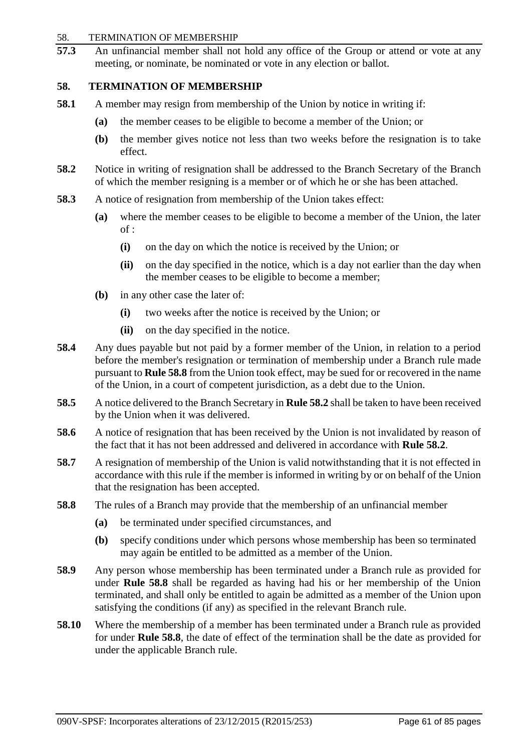**57.3** An unfinancial member shall not hold any office of the Group or attend or vote at any meeting, or nominate, be nominated or vote in any election or ballot.

## 58. TERMINATION OF MEMBERSHIP

**58.1** A member may resign from membership of the Union by notice in writing if:

- **(a)** the member ceases to be eligible to become a member of the Union; or
- **(b)** the member gives notice not less than two weeks before the resignation is to take effect.

**58.2** Notice in writing of resignation shall be addressed to the Branch Secretary of the Branch of which the member resigning is a member or of which he or she has been attached.

**58.3** A notice of resignation from membership of the Union takes effect:

- **(a)** where the member ceases to be eligible to become a member of the Union, the later of :
  - **(i)** on the day on which the notice is received by the Union; or
  - **(ii)** on the day specified in the notice, which is a day not earlier than the day when the member ceases to be eligible to become a member;
- **(b)** in any other case the later of:
  - **(i)** two weeks after the notice is received by the Union; or
  - **(ii)** on the day specified in the notice.

**58.4** Any dues payable but not paid by a former member of the Union, in relation to a period before the member's resignation or termination of membership under a Branch rule made pursuant to **Rule 58.8** from the Union took effect, may be sued for or recovered in the name of the Union, in a court of competent jurisdiction, as a debt due to the Union.

**58.5** A notice delivered to the Branch Secretary in **Rule 58.2** shall be taken to have been received by the Union when it was delivered.

**58.6** A notice of resignation that has been received by the Union is not invalidated by reason of the fact that it has not been addressed and delivered in accordance with **Rule 58.2**.

**58.7** A resignation of membership of the Union is valid notwithstanding that it is not effected in accordance with this rule if the member is informed in writing by or on behalf of the Union that the resignation has been accepted.

**58.8** The rules of a Branch may provide that the membership of an unfinancial member

- **(a)** be terminated under specified circumstances, and
- **(b)** specify conditions under which persons whose membership has been so terminated may again be entitled to be admitted as a member of the Union.

**58.9** Any person whose membership has been terminated under a Branch rule as provided for under **Rule 58.8** shall be regarded as having had his or her membership of the Union terminated, and shall only be entitled to again be admitted as a member of the Union upon satisfying the conditions (if any) as specified in the relevant Branch rule.

**58.10** Where the membership of a member has been terminated under a Branch rule as provided for under **Rule 58.8**, the date of effect of the termination shall be the date as provided for under the applicable Branch rule.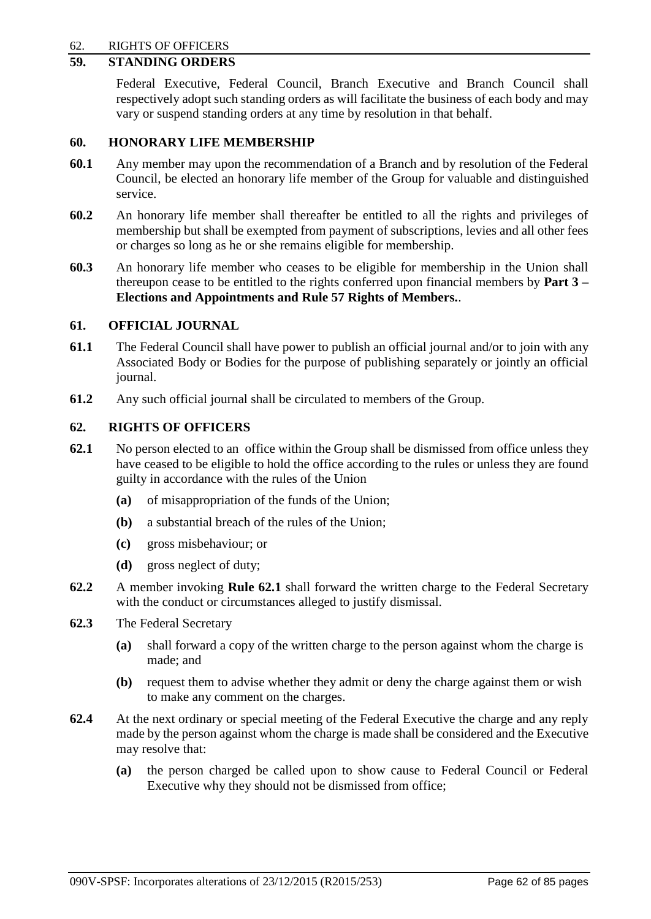## 59. STANDING ORDERS

Federal Executive, Federal Council, Branch Executive and Branch Council shall respectively adopt such standing orders as will facilitate the business of each body and may vary or suspend standing orders at any time by resolution in that behalf.

## 60. HONORARY LIFE MEMBERSHIP

**60.1** Any member may upon the recommendation of a Branch and by resolution of the Federal Council, be elected an honorary life member of the Group for valuable and distinguished service.

**60.2** An honorary life member shall thereafter be entitled to all the rights and privileges of membership but shall be exempted from payment of subscriptions, levies and all other fees or charges so long as he or she remains eligible for membership.

**60.3** An honorary life member who ceases to be eligible for membership in the Union shall thereupon cease to be entitled to the rights conferred upon financial members by **Part 3 – Elections and Appointments and Rule 57 Rights of Members.**.

## 61. OFFICIAL JOURNAL

**61.1** The Federal Council shall have power to publish an official journal and/or to join with any Associated Body or Bodies for the purpose of publishing separately or jointly an official journal.

**61.2** Any such official journal shall be circulated to members of the Group.

## 62. RIGHTS OF OFFICERS

**62.1** No person elected to an office within the Group shall be dismissed from office unless they have ceased to be eligible to hold the office according to the rules or unless they are found guilty in accordance with the rules of the Union

- **(a)** of misappropriation of the funds of the Union;
- **(b)** a substantial breach of the rules of the Union;
- **(c)** gross misbehaviour; or
- **(d)** gross neglect of duty;

**62.2** A member invoking **Rule 62.1** shall forward the written charge to the Federal Secretary with the conduct or circumstances alleged to justify dismissal.

**62.3** The Federal Secretary

- **(a)** shall forward a copy of the written charge to the person against whom the charge is made; and
- **(b)** request them to advise whether they admit or deny the charge against them or wish to make any comment on the charges.

**62.4** At the next ordinary or special meeting of the Federal Executive the charge and any reply made by the person against whom the charge is made shall be considered and the Executive may resolve that:

- **(a)** the person charged be called upon to show cause to Federal Council or Federal Executive why they should not be dismissed from office;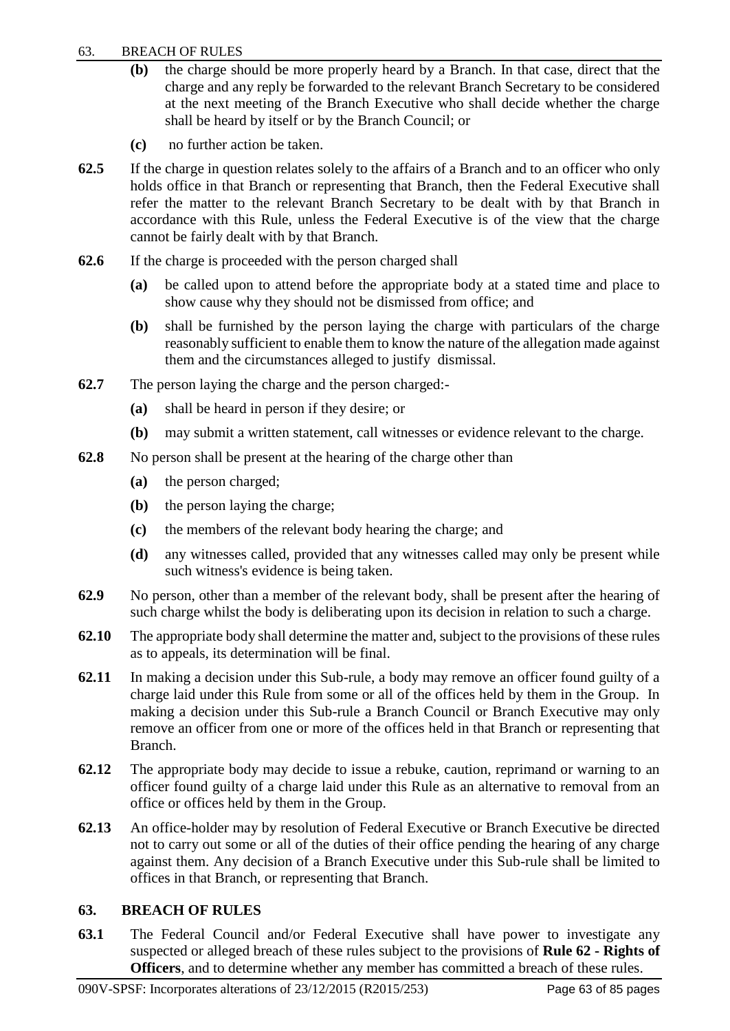**(b)** the charge should be more properly heard by a Branch. In that case, direct that the charge and any reply be forwarded to the relevant Branch Secretary to be considered at the next meeting of the Branch Executive who shall decide whether the charge shall be heard by itself or by the Branch Council; or

**(c)** no further action be taken.

**62.5** If the charge in question relates solely to the affairs of a Branch and to an officer who only holds office in that Branch or representing that Branch, then the Federal Executive shall refer the matter to the relevant Branch Secretary to be dealt with by that Branch in accordance with this Rule, unless the Federal Executive is of the view that the charge cannot be fairly dealt with by that Branch.

**62.6** If the charge is proceeded with the person charged shall

**(a)** be called upon to attend before the appropriate body at a stated time and place to show cause why they should not be dismissed from office; and

**(b)** shall be furnished by the person laying the charge with particulars of the charge reasonably sufficient to enable them to know the nature of the allegation made against them and the circumstances alleged to justify dismissal.

**62.7** The person laying the charge and the person charged:-

**(a)** shall be heard in person if they desire; or

**(b)** may submit a written statement, call witnesses or evidence relevant to the charge.

**62.8** No person shall be present at the hearing of the charge other than

**(a)** the person charged;

**(b)** the person laying the charge;

**(c)** the members of the relevant body hearing the charge; and

**(d)** any witnesses called, provided that any witnesses called may only be present while such witness's evidence is being taken.

**62.9** No person, other than a member of the relevant body, shall be present after the hearing of such charge whilst the body is deliberating upon its decision in relation to such a charge.

**62.10** The appropriate body shall determine the matter and, subject to the provisions of these rules as to appeals, its determination will be final.

**62.11** In making a decision under this Sub-rule, a body may remove an officer found guilty of a charge laid under this Rule from some or all of the offices held by them in the Group. In making a decision under this Sub-rule a Branch Council or Branch Executive may only remove an officer from one or more of the offices held in that Branch or representing that Branch.

**62.12** The appropriate body may decide to issue a rebuke, caution, reprimand or warning to an officer found guilty of a charge laid under this Rule as an alternative to removal from an office or offices held by them in the Group.

**62.13** An office-holder may by resolution of Federal Executive or Branch Executive be directed not to carry out some or all of the duties of their office pending the hearing of any charge against them. Any decision of a Branch Executive under this Sub-rule shall be limited to offices in that Branch, or representing that Branch.

## 63. BREACH OF RULES

**63.1** The Federal Council and/or Federal Executive shall have power to investigate any suspected or alleged breach of these rules subject to the provisions of **Rule 62 - Rights of Officers**, and to determine whether any member has committed a breach of these rules.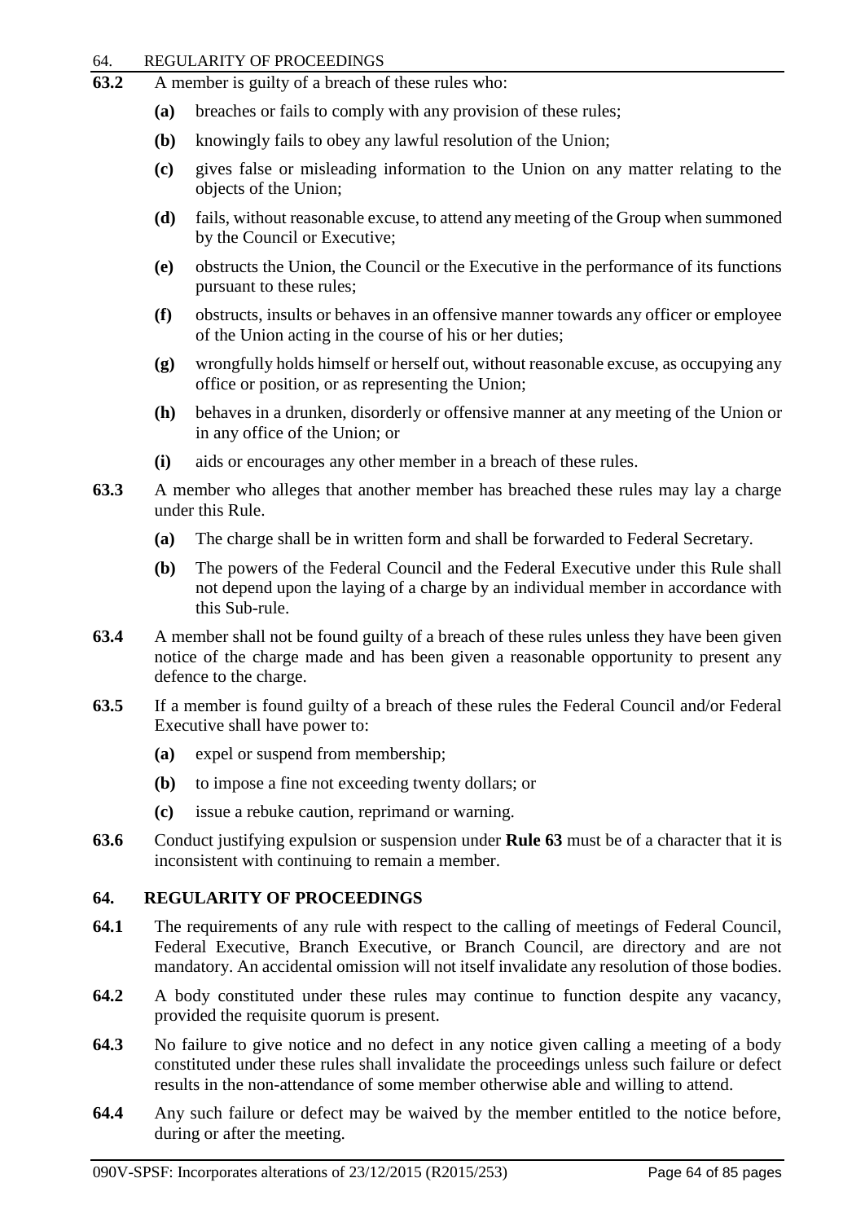**63.2** A member is guilty of a breach of these rules who:

- **(a)** breaches or fails to comply with any provision of these rules;
- **(b)** knowingly fails to obey any lawful resolution of the Union;
- **(c)** gives false or misleading information to the Union on any matter relating to the objects of the Union;
- **(d)** fails, without reasonable excuse, to attend any meeting of the Group when summoned by the Council or Executive;
- **(e)** obstructs the Union, the Council or the Executive in the performance of its functions pursuant to these rules;
- **(f)** obstructs, insults or behaves in an offensive manner towards any officer or employee of the Union acting in the course of his or her duties;
- **(g)** wrongfully holds himself or herself out, without reasonable excuse, as occupying any office or position, or as representing the Union;
- **(h)** behaves in a drunken, disorderly or offensive manner at any meeting of the Union or in any office of the Union; or
- **(i)** aids or encourages any other member in a breach of these rules.

**63.3** A member who alleges that another member has breached these rules may lay a charge under this Rule.

- **(a)** The charge shall be in written form and shall be forwarded to Federal Secretary.
- **(b)** The powers of the Federal Council and the Federal Executive under this Rule shall not depend upon the laying of a charge by an individual member in accordance with this Sub-rule.

**63.4** A member shall not be found guilty of a breach of these rules unless they have been given notice of the charge made and has been given a reasonable opportunity to present any defence to the charge.

**63.5** If a member is found guilty of a breach of these rules the Federal Council and/or Federal Executive shall have power to:

- **(a)** expel or suspend from membership;
- **(b)** to impose a fine not exceeding twenty dollars; or
- **(c)** issue a rebuke caution, reprimand or warning.

**63.6** Conduct justifying expulsion or suspension under **Rule 63** must be of a character that it is inconsistent with continuing to remain a member.

## 64. REGULARITY OF PROCEEDINGS

**64.1** The requirements of any rule with respect to the calling of meetings of Federal Council, Federal Executive, Branch Executive, or Branch Council, are directory and are not mandatory. An accidental omission will not itself invalidate any resolution of those bodies.

**64.2** A body constituted under these rules may continue to function despite any vacancy, provided the requisite quorum is present.

**64.3** No failure to give notice and no defect in any notice given calling a meeting of a body constituted under these rules shall invalidate the proceedings unless such failure or defect results in the non-attendance of some member otherwise able and willing to attend.

**64.4** Any such failure or defect may be waived by the member entitled to the notice before, during or after the meeting.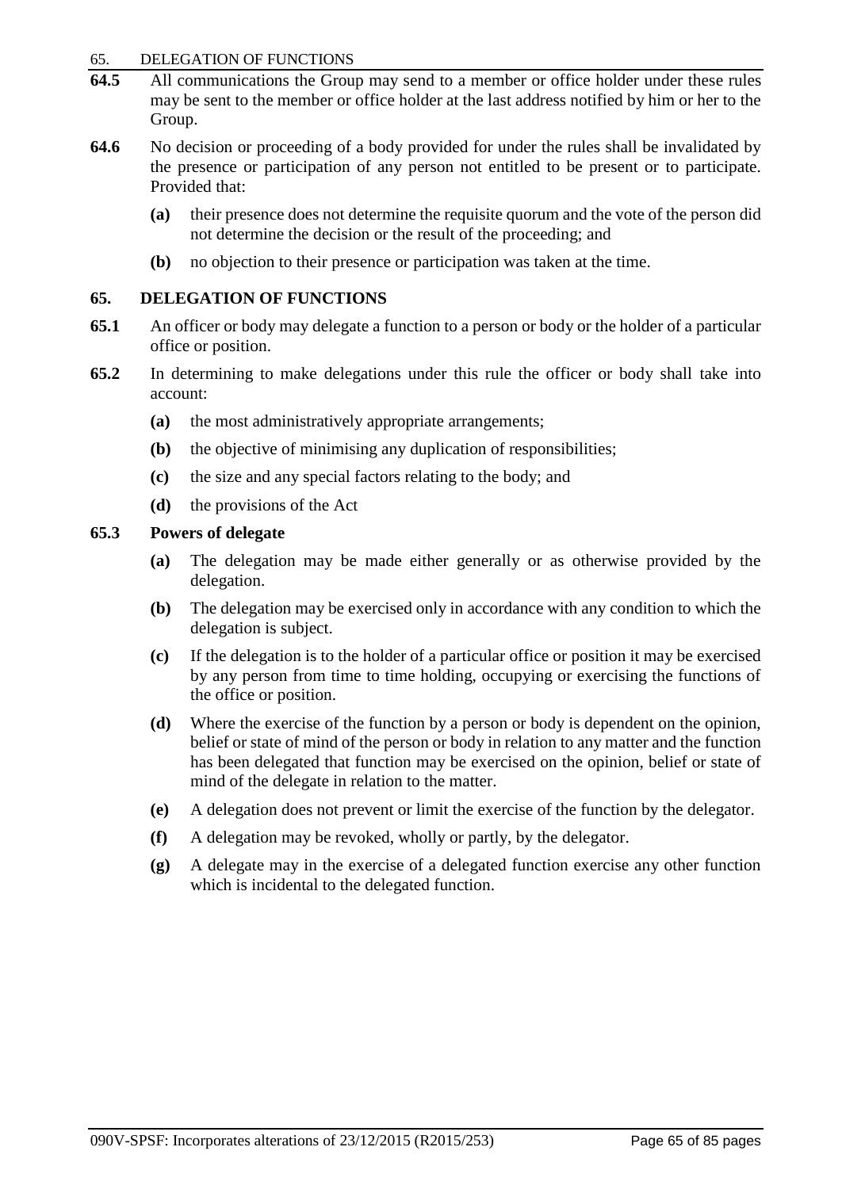**64.5** All communications the Group may send to a member or office holder under these rules may be sent to the member or office holder at the last address notified by him or her to the Group.

**64.6** No decision or proceeding of a body provided for under the rules shall be invalidated by the presence or participation of any person not entitled to be present or to participate. Provided that:

- **(a)** their presence does not determine the requisite quorum and the vote of the person did not determine the decision or the result of the proceeding; and
- **(b)** no objection to their presence or participation was taken at the time.

## 65. DELEGATION OF FUNCTIONS

**65.1** An officer or body may delegate a function to a person or body or the holder of a particular office or position.

**65.2** In determining to make delegations under this rule the officer or body shall take into account:

- **(a)** the most administratively appropriate arrangements;
- **(b)** the objective of minimising any duplication of responsibilities;
- **(c)** the size and any special factors relating to the body; and
- **(d)** the provisions of the Act

### 65.3 Powers of delegate

- **(a)** The delegation may be made either generally or as otherwise provided by the delegation.
- **(b)** The delegation may be exercised only in accordance with any condition to which the delegation is subject.
- **(c)** If the delegation is to the holder of a particular office or position it may be exercised by any person from time to time holding, occupying or exercising the functions of the office or position.
- **(d)** Where the exercise of the function by a person or body is dependent on the opinion, belief or state of mind of the person or body in relation to any matter and the function has been delegated that function may be exercised on the opinion, belief or state of mind of the delegate in relation to the matter.
- **(e)** A delegation does not prevent or limit the exercise of the function by the delegator.
- **(f)** A delegation may be revoked, wholly or partly, by the delegator.
- **(g)** A delegate may in the exercise of a delegated function exercise any other function which is incidental to the delegated function.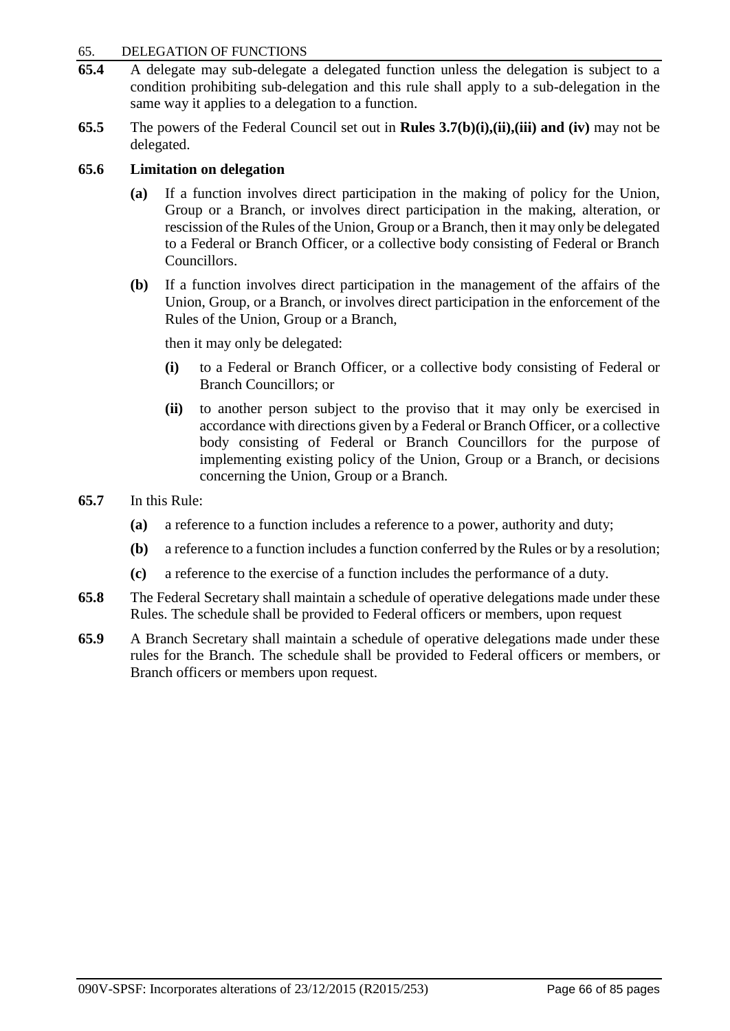**65.4** A delegate may sub-delegate a delegated function unless the delegation is subject to a condition prohibiting sub-delegation and this rule shall apply to a sub-delegation in the same way it applies to a delegation to a function.

**65.5** The powers of the Federal Council set out in **Rules 3.7(b)(i),(ii),(iii) and (iv)** may not be delegated.

**65.6 Limitation on delegation**

**(a)** If a function involves direct participation in the making of policy for the Union, Group or a Branch, or involves direct participation in the making, alteration, or rescission of the Rules of the Union, Group or a Branch, then it may only be delegated to a Federal or Branch Officer, or a collective body consisting of Federal or Branch Councillors.

**(b)** If a function involves direct participation in the management of the affairs of the Union, Group, or a Branch, or involves direct participation in the enforcement of the Rules of the Union, Group or a Branch,

then it may only be delegated:

**(i)** to a Federal or Branch Officer, or a collective body consisting of Federal or Branch Councillors; or

**(ii)** to another person subject to the proviso that it may only be exercised in accordance with directions given by a Federal or Branch Officer, or a collective body consisting of Federal or Branch Councillors for the purpose of implementing existing policy of the Union, Group or a Branch, or decisions concerning the Union, Group or a Branch.

**65.7** In this Rule:

**(a)** a reference to a function includes a reference to a power, authority and duty;

**(b)** a reference to a function includes a function conferred by the Rules or by a resolution;

**(c)** a reference to the exercise of a function includes the performance of a duty.

**65.8** The Federal Secretary shall maintain a schedule of operative delegations made under these Rules. The schedule shall be provided to Federal officers or members, upon request

**65.9** A Branch Secretary shall maintain a schedule of operative delegations made under these rules for the Branch. The schedule shall be provided to Federal officers or members, or Branch officers or members upon request.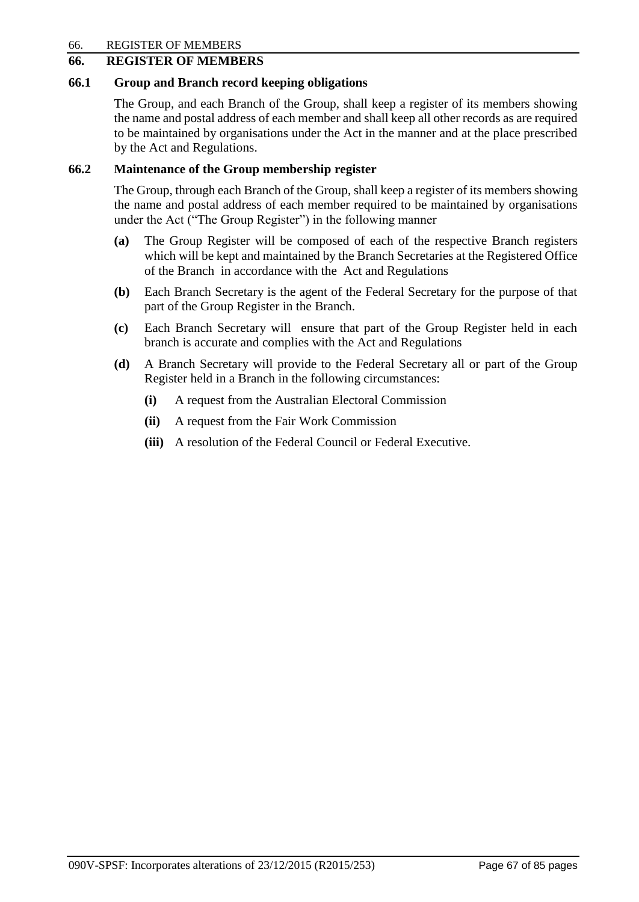# 66. REGISTER OF MEMBERS

## 66.1 Group and Branch record keeping obligations

The Group, and each Branch of the Group, shall keep a register of its members showing the name and postal address of each member and shall keep all other records as are required to be maintained by organisations under the Act in the manner and at the place prescribed by the Act and Regulations.

## 66.2 Maintenance of the Group membership register

The Group, through each Branch of the Group, shall keep a register of its members showing the name and postal address of each member required to be maintained by organisations under the Act ("The Group Register") in the following manner

**(a)** The Group Register will be composed of each of the respective Branch registers which will be kept and maintained by the Branch Secretaries at the Registered Office of the Branch in accordance with the Act and Regulations

**(b)** Each Branch Secretary is the agent of the Federal Secretary for the purpose of that part of the Group Register in the Branch.

**(c)** Each Branch Secretary will ensure that part of the Group Register held in each branch is accurate and complies with the Act and Regulations

**(d)** A Branch Secretary will provide to the Federal Secretary all or part of the Group Register held in a Branch in the following circumstances:

- **(i)** A request from the Australian Electoral Commission
- **(ii)** A request from the Fair Work Commission
- **(iii)** A resolution of the Federal Council or Federal Executive.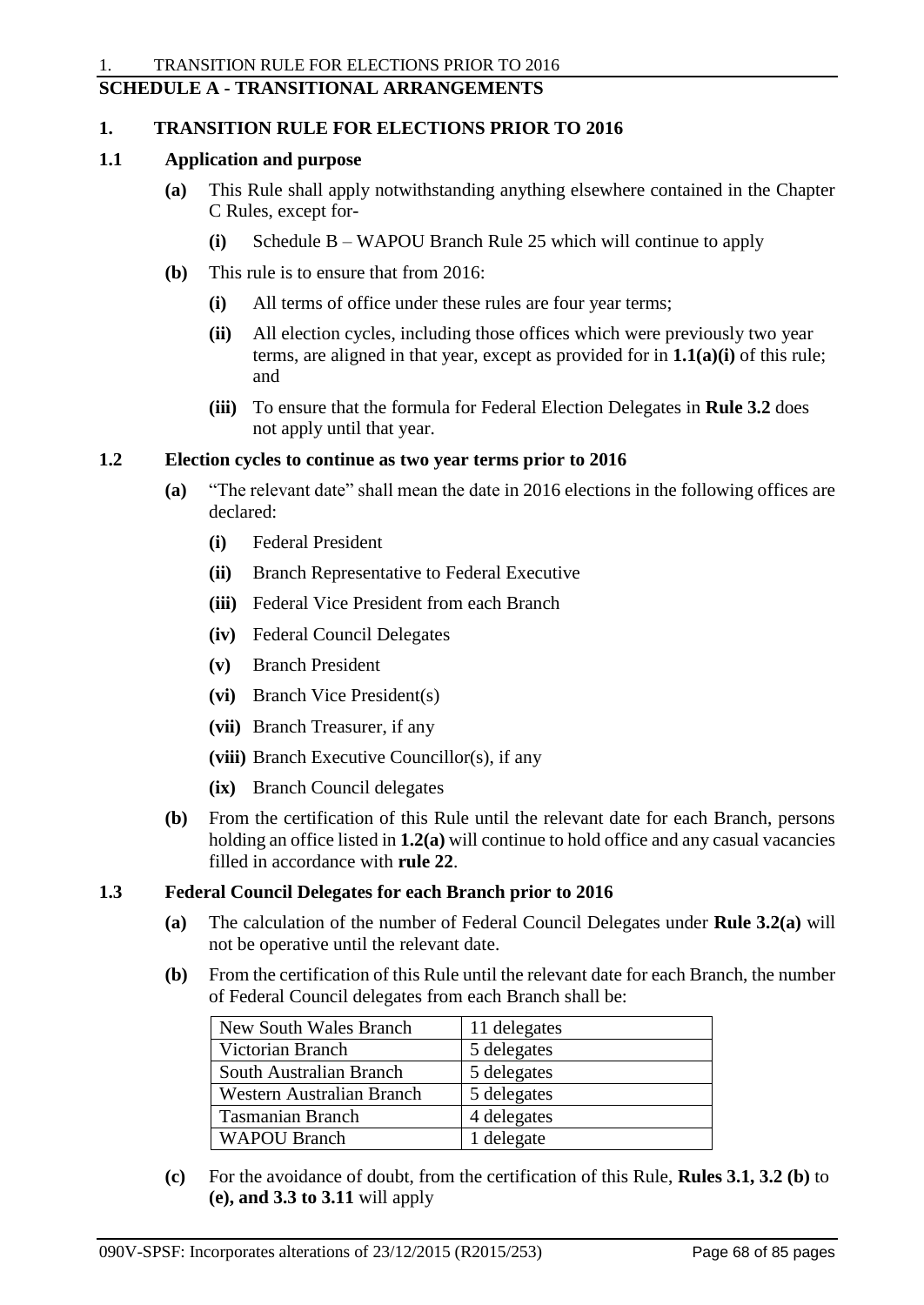## SCHEDULE A - TRANSITIONAL ARRANGEMENTS

### 1. TRANSITION RULE FOR ELECTIONS PRIOR TO 2016

#### 1.1 Application and purpose

**(a)** This Rule shall apply notwithstanding anything elsewhere contained in the Chapter C Rules, except for-

**(i)** Schedule B – WAPOU Branch Rule 25 which will continue to apply

**(b)** This rule is to ensure that from 2016:

**(i)** All terms of office under these rules are four year terms;

**(ii)** All election cycles, including those offices which were previously two year terms, are aligned in that year, except as provided for in **1.1(a)(i)** of this rule; and

**(iii)** To ensure that the formula for Federal Election Delegates in **Rule 3.2** does not apply until that year.

#### 1.2 Election cycles to continue as two year terms prior to 2016

**(a)** "The relevant date" shall mean the date in 2016 elections in the following offices are declared:

**(i)** Federal President

**(ii)** Branch Representative to Federal Executive

**(iii)** Federal Vice President from each Branch

**(iv)** Federal Council Delegates

**(v)** Branch President

**(vi)** Branch Vice President(s)

**(vii)** Branch Treasurer, if any

**(viii)** Branch Executive Councillor(s), if any

**(ix)** Branch Council delegates

**(b)** From the certification of this Rule until the relevant date for each Branch, persons holding an office listed in **1.2(a)** will continue to hold office and any casual vacancies filled in accordance with **rule 22**.

#### 1.3 Federal Council Delegates for each Branch prior to 2016

**(a)** The calculation of the number of Federal Council Delegates under **Rule 3.2(a)** will not be operative until the relevant date.

**(b)** From the certification of this Rule until the relevant date for each Branch, the number of Federal Council delegates from each Branch shall be:

| | |
|---|---|
| New South Wales Branch | 11 delegates |
| Victorian Branch | 5 delegates |
| South Australian Branch | 5 delegates |
| Western Australian Branch | 5 delegates |
| Tasmanian Branch | 4 delegates |
| WAPOU Branch | 1 delegate |

**(c)** For the avoidance of doubt, from the certification of this Rule, **Rules 3.1, 3.2 (b)** to **(e), and 3.3 to 3.11** will apply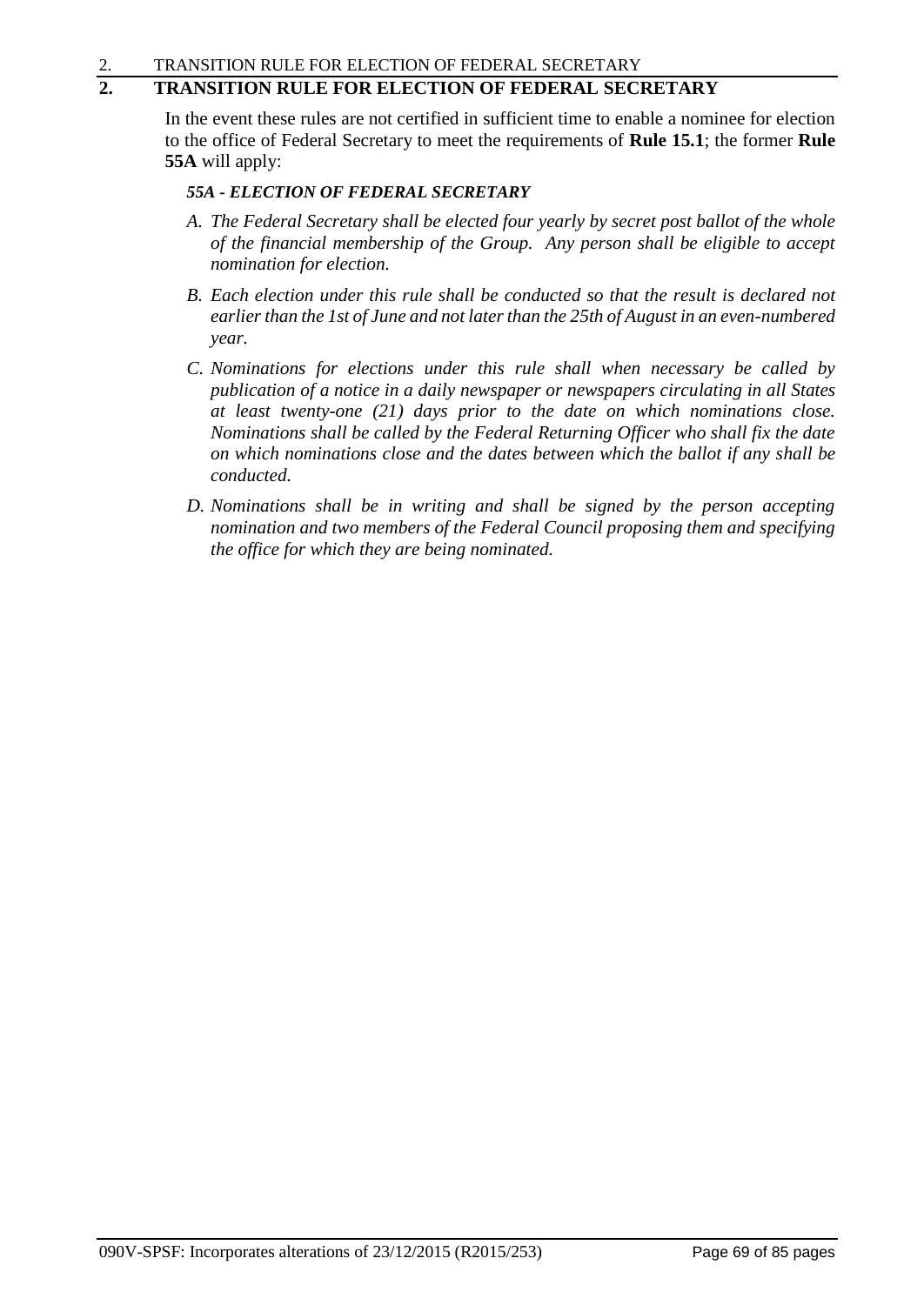## 2. TRANSITION RULE FOR ELECTION OF FEDERAL SECRETARY

In the event these rules are not certified in sufficient time to enable a nominee for election to the office of Federal Secretary to meet the requirements of **Rule 15.1**; the former **Rule 55A** will apply:

***55A - ELECTION OF FEDERAL SECRETARY***

*A. The Federal Secretary shall be elected four yearly by secret post ballot of the whole of the financial membership of the Group. Any person shall be eligible to accept nomination for election.*

*B. Each election under this rule shall be conducted so that the result is declared not earlier than the 1st of June and not later than the 25th of August in an even-numbered year.*

*C. Nominations for elections under this rule shall when necessary be called by publication of a notice in a daily newspaper or newspapers circulating in all States at least twenty-one (21) days prior to the date on which nominations close. Nominations shall be called by the Federal Returning Officer who shall fix the date on which nominations close and the dates between which the ballot if any shall be conducted.*

*D. Nominations shall be in writing and shall be signed by the person accepting nomination and two members of the Federal Council proposing them and specifying the office for which they are being nominated.*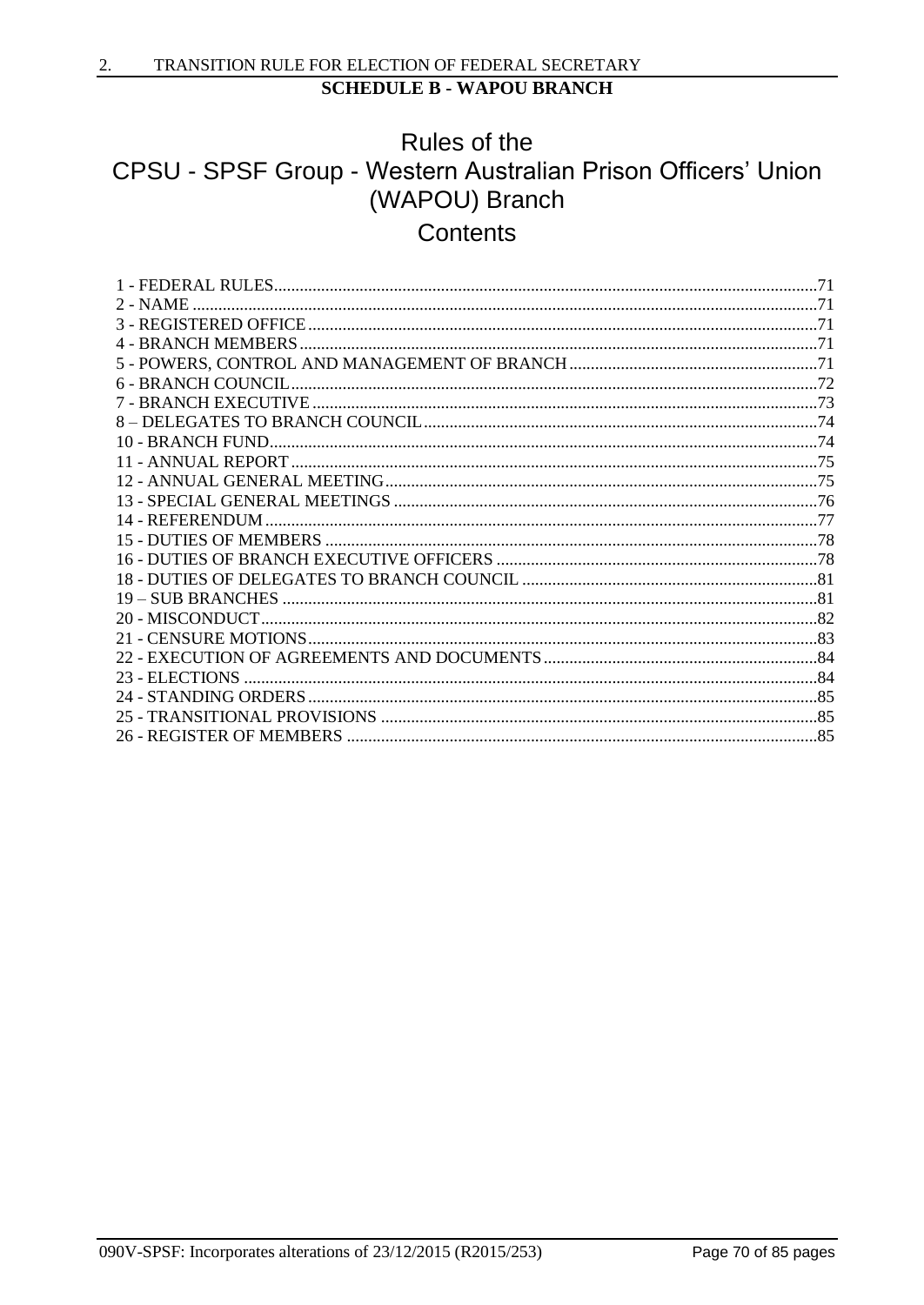**SCHEDULE B - WAPOU BRANCH**

# Rules of the CPSU - SPSF Group - Western Australian Prison Officers' Union (WAPOU) Branch

## Contents

1 - FEDERAL RULES....71
2 - NAME....71
3 - REGISTERED OFFICE....71
4 - BRANCH MEMBERS....71
5 - POWERS, CONTROL AND MANAGEMENT OF BRANCH....71
6 - BRANCH COUNCIL....72
7 - BRANCH EXECUTIVE....73
8 – DELEGATES TO BRANCH COUNCIL....74
10 - BRANCH FUND....74
11 - ANNUAL REPORT....75
12 - ANNUAL GENERAL MEETING....75
13 - SPECIAL GENERAL MEETINGS....76
14 - REFERENDUM....77
15 - DUTIES OF MEMBERS....78
16 - DUTIES OF BRANCH EXECUTIVE OFFICERS....78
18 - DUTIES OF DELEGATES TO BRANCH COUNCIL....81
19 – SUB BRANCHES....81
20 - MISCONDUCT....82
21 - CENSURE MOTIONS....83
22 - EXECUTION OF AGREEMENTS AND DOCUMENTS....84
23 - ELECTIONS....84
24 - STANDING ORDERS....85
25 - TRANSITIONAL PROVISIONS....85
26 - REGISTER OF MEMBERS....85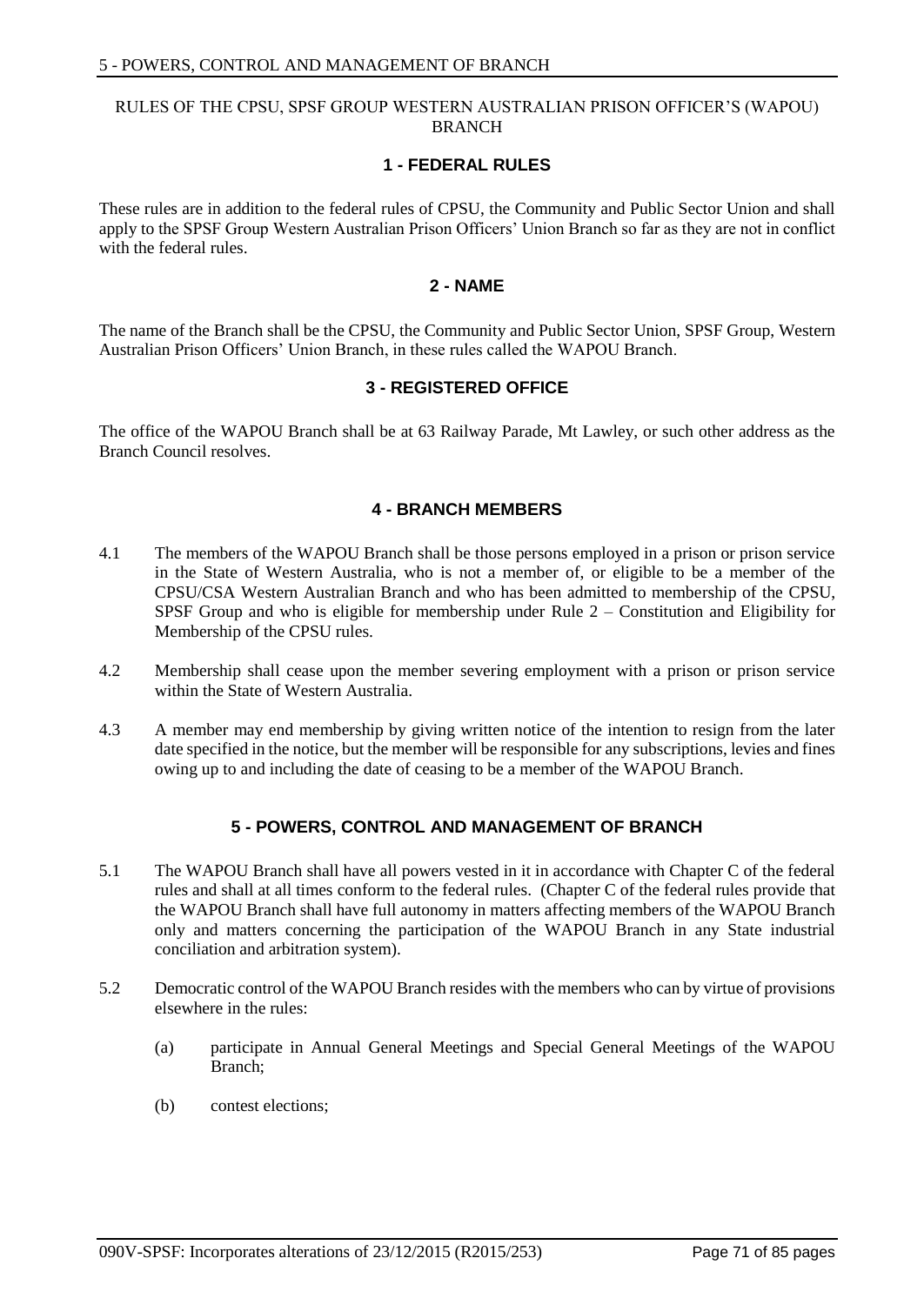RULES OF THE CPSU, SPSF GROUP WESTERN AUSTRALIAN PRISON OFFICER'S (WAPOU) BRANCH

## 1 - FEDERAL RULES

These rules are in addition to the federal rules of CPSU, the Community and Public Sector Union and shall apply to the SPSF Group Western Australian Prison Officers' Union Branch so far as they are not in conflict with the federal rules.

## 2 - NAME

The name of the Branch shall be the CPSU, the Community and Public Sector Union, SPSF Group, Western Australian Prison Officers' Union Branch, in these rules called the WAPOU Branch.

## 3 - REGISTERED OFFICE

The office of the WAPOU Branch shall be at 63 Railway Parade, Mt Lawley, or such other address as the Branch Council resolves.

## 4 - BRANCH MEMBERS

4.1 The members of the WAPOU Branch shall be those persons employed in a prison or prison service in the State of Western Australia, who is not a member of, or eligible to be a member of the CPSU/CSA Western Australian Branch and who has been admitted to membership of the CPSU, SPSF Group and who is eligible for membership under Rule 2 – Constitution and Eligibility for Membership of the CPSU rules.

4.2 Membership shall cease upon the member severing employment with a prison or prison service within the State of Western Australia.

4.3 A member may end membership by giving written notice of the intention to resign from the later date specified in the notice, but the member will be responsible for any subscriptions, levies and fines owing up to and including the date of ceasing to be a member of the WAPOU Branch.

## 5 - POWERS, CONTROL AND MANAGEMENT OF BRANCH

5.1 The WAPOU Branch shall have all powers vested in it in accordance with Chapter C of the federal rules and shall at all times conform to the federal rules. (Chapter C of the federal rules provide that the WAPOU Branch shall have full autonomy in matters affecting members of the WAPOU Branch only and matters concerning the participation of the WAPOU Branch in any State industrial conciliation and arbitration system).

5.2 Democratic control of the WAPOU Branch resides with the members who can by virtue of provisions elsewhere in the rules:

(a) participate in Annual General Meetings and Special General Meetings of the WAPOU Branch;

(b) contest elections;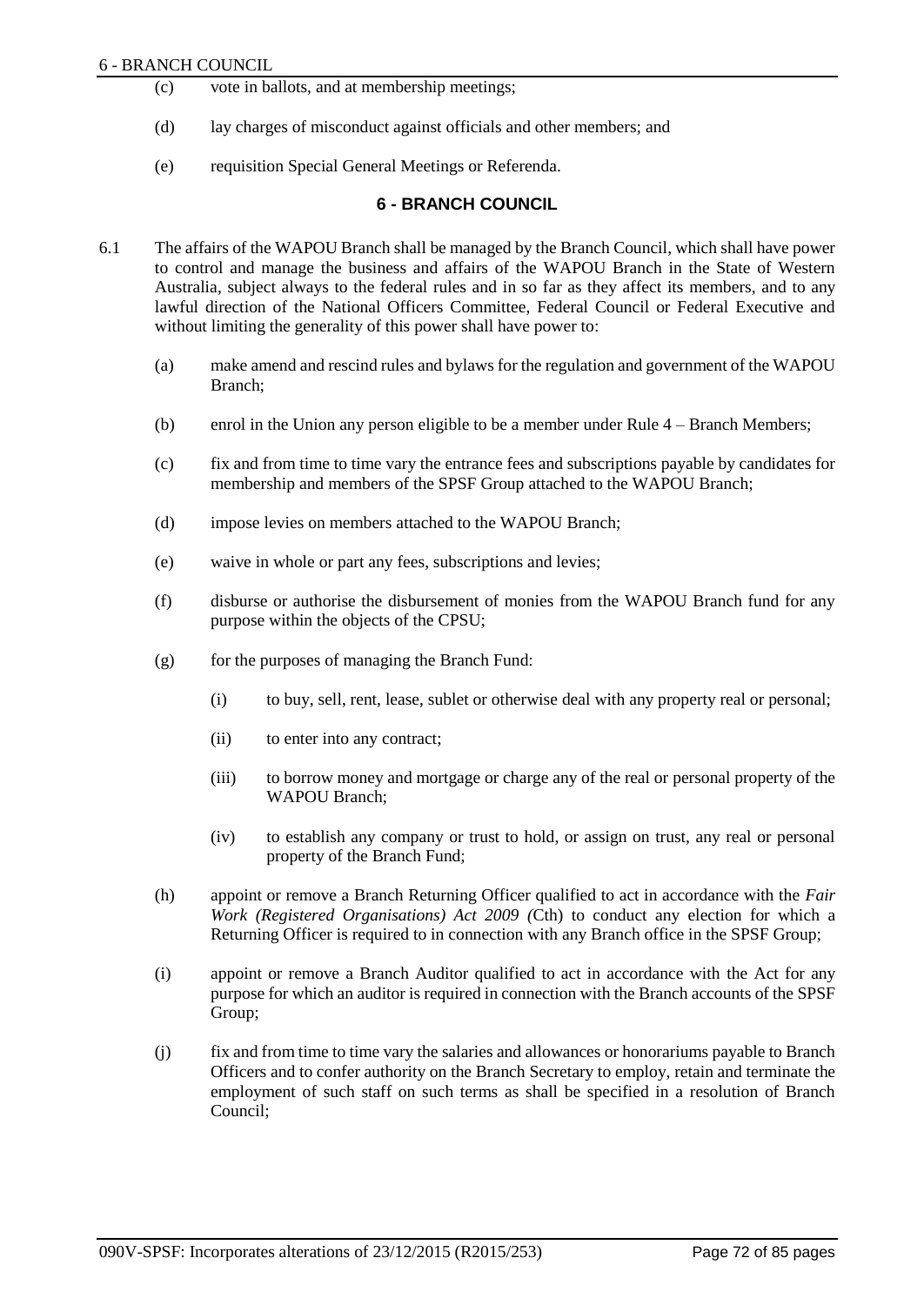(c) vote in ballots, and at membership meetings;

(d) lay charges of misconduct against officials and other members; and

(e) requisition Special General Meetings or Referenda.

## 6 - BRANCH COUNCIL

6.1 The affairs of the WAPOU Branch shall be managed by the Branch Council, which shall have power to control and manage the business and affairs of the WAPOU Branch in the State of Western Australia, subject always to the federal rules and in so far as they affect its members, and to any lawful direction of the National Officers Committee, Federal Council or Federal Executive and without limiting the generality of this power shall have power to:

(a) make amend and rescind rules and bylaws for the regulation and government of the WAPOU Branch;

(b) enrol in the Union any person eligible to be a member under Rule 4 – Branch Members;

(c) fix and from time to time vary the entrance fees and subscriptions payable by candidates for membership and members of the SPSF Group attached to the WAPOU Branch;

(d) impose levies on members attached to the WAPOU Branch;

(e) waive in whole or part any fees, subscriptions and levies;

(f) disburse or authorise the disbursement of monies from the WAPOU Branch fund for any purpose within the objects of the CPSU;

(g) for the purposes of managing the Branch Fund:

(i) to buy, sell, rent, lease, sublet or otherwise deal with any property real or personal;

(ii) to enter into any contract;

(iii) to borrow money and mortgage or charge any of the real or personal property of the WAPOU Branch;

(iv) to establish any company or trust to hold, or assign on trust, any real or personal property of the Branch Fund;

(h) appoint or remove a Branch Returning Officer qualified to act in accordance with the *Fair Work (Registered Organisations) Act 2009 (*Cth) to conduct any election for which a Returning Officer is required to in connection with any Branch office in the SPSF Group;

(i) appoint or remove a Branch Auditor qualified to act in accordance with the Act for any purpose for which an auditor is required in connection with the Branch accounts of the SPSF Group;

(j) fix and from time to time vary the salaries and allowances or honorariums payable to Branch Officers and to confer authority on the Branch Secretary to employ, retain and terminate the employment of such staff on such terms as shall be specified in a resolution of Branch Council;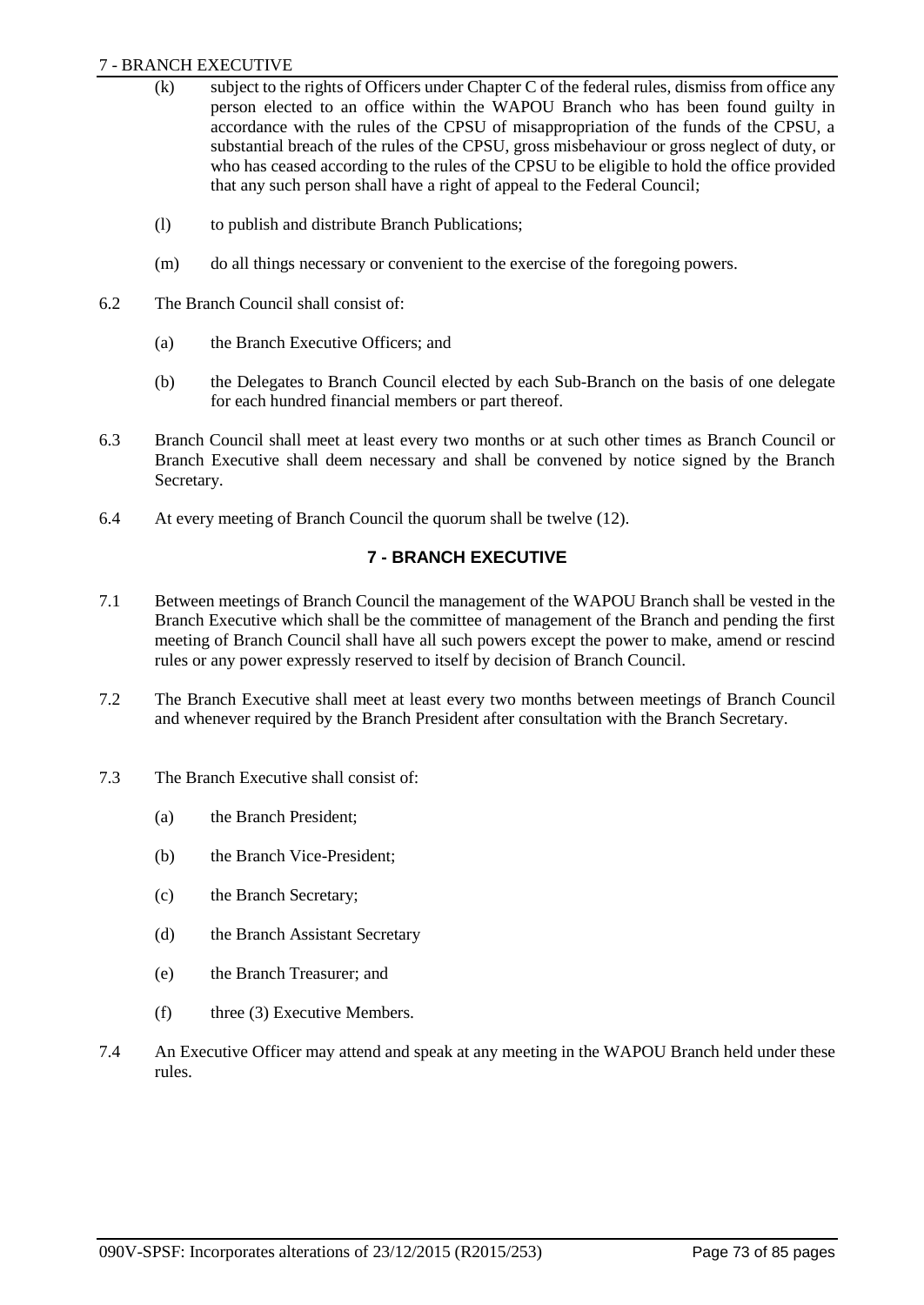(k) subject to the rights of Officers under Chapter C of the federal rules, dismiss from office any person elected to an office within the WAPOU Branch who has been found guilty in accordance with the rules of the CPSU of misappropriation of the funds of the CPSU, a substantial breach of the rules of the CPSU, gross misbehaviour or gross neglect of duty, or who has ceased according to the rules of the CPSU to be eligible to hold the office provided that any such person shall have a right of appeal to the Federal Council;

(l) to publish and distribute Branch Publications;

(m) do all things necessary or convenient to the exercise of the foregoing powers.

6.2 The Branch Council shall consist of:

(a) the Branch Executive Officers; and

(b) the Delegates to Branch Council elected by each Sub-Branch on the basis of one delegate for each hundred financial members or part thereof.

6.3 Branch Council shall meet at least every two months or at such other times as Branch Council or Branch Executive shall deem necessary and shall be convened by notice signed by the Branch Secretary.

6.4 At every meeting of Branch Council the quorum shall be twelve (12).

## 7 - BRANCH EXECUTIVE

7.1 Between meetings of Branch Council the management of the WAPOU Branch shall be vested in the Branch Executive which shall be the committee of management of the Branch and pending the first meeting of Branch Council shall have all such powers except the power to make, amend or rescind rules or any power expressly reserved to itself by decision of Branch Council.

7.2 The Branch Executive shall meet at least every two months between meetings of Branch Council and whenever required by the Branch President after consultation with the Branch Secretary.

7.3 The Branch Executive shall consist of:

(a) the Branch President;

(b) the Branch Vice-President;

(c) the Branch Secretary;

(d) the Branch Assistant Secretary

(e) the Branch Treasurer; and

(f) three (3) Executive Members.

7.4 An Executive Officer may attend and speak at any meeting in the WAPOU Branch held under these rules.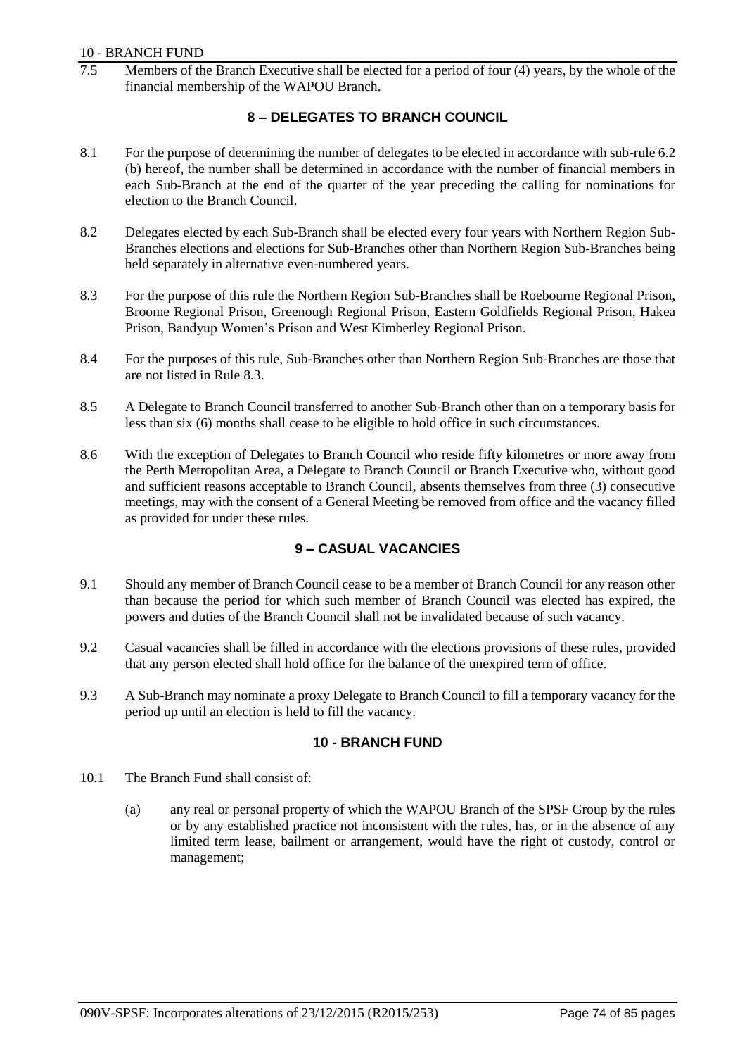7.5 Members of the Branch Executive shall be elected for a period of four (4) years, by the whole of the financial membership of the WAPOU Branch.

## 8 – DELEGATES TO BRANCH COUNCIL

8.1 For the purpose of determining the number of delegates to be elected in accordance with sub-rule 6.2 (b) hereof, the number shall be determined in accordance with the number of financial members in each Sub-Branch at the end of the quarter of the year preceding the calling for nominations for election to the Branch Council.

8.2 Delegates elected by each Sub-Branch shall be elected every four years with Northern Region Sub-Branches elections and elections for Sub-Branches other than Northern Region Sub-Branches being held separately in alternative even-numbered years.

8.3 For the purpose of this rule the Northern Region Sub-Branches shall be Roebourne Regional Prison, Broome Regional Prison, Greenough Regional Prison, Eastern Goldfields Regional Prison, Hakea Prison, Bandyup Women's Prison and West Kimberley Regional Prison.

8.4 For the purposes of this rule, Sub-Branches other than Northern Region Sub-Branches are those that are not listed in Rule 8.3.

8.5 A Delegate to Branch Council transferred to another Sub-Branch other than on a temporary basis for less than six (6) months shall cease to be eligible to hold office in such circumstances.

8.6 With the exception of Delegates to Branch Council who reside fifty kilometres or more away from the Perth Metropolitan Area, a Delegate to Branch Council or Branch Executive who, without good and sufficient reasons acceptable to Branch Council, absents themselves from three (3) consecutive meetings, may with the consent of a General Meeting be removed from office and the vacancy filled as provided for under these rules.

## 9 – CASUAL VACANCIES

9.1 Should any member of Branch Council cease to be a member of Branch Council for any reason other than because the period for which such member of Branch Council was elected has expired, the powers and duties of the Branch Council shall not be invalidated because of such vacancy.

9.2 Casual vacancies shall be filled in accordance with the elections provisions of these rules, provided that any person elected shall hold office for the balance of the unexpired term of office.

9.3 A Sub-Branch may nominate a proxy Delegate to Branch Council to fill a temporary vacancy for the period up until an election is held to fill the vacancy.

## 10 - BRANCH FUND

10.1 The Branch Fund shall consist of:

(a) any real or personal property of which the WAPOU Branch of the SPSF Group by the rules or by any established practice not inconsistent with the rules, has, or in the absence of any limited term lease, bailment or arrangement, would have the right of custody, control or management;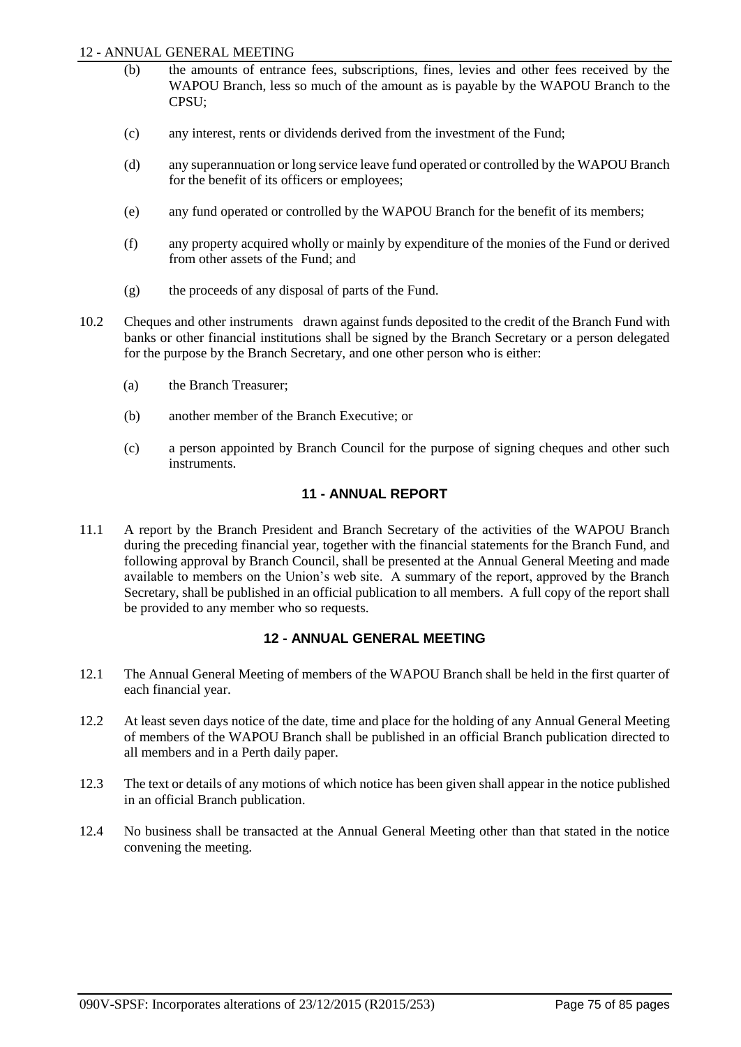(b) the amounts of entrance fees, subscriptions, fines, levies and other fees received by the WAPOU Branch, less so much of the amount as is payable by the WAPOU Branch to the CPSU;

(c) any interest, rents or dividends derived from the investment of the Fund;

(d) any superannuation or long service leave fund operated or controlled by the WAPOU Branch for the benefit of its officers or employees;

(e) any fund operated or controlled by the WAPOU Branch for the benefit of its members;

(f) any property acquired wholly or mainly by expenditure of the monies of the Fund or derived from other assets of the Fund; and

(g) the proceeds of any disposal of parts of the Fund.

10.2 Cheques and other instruments drawn against funds deposited to the credit of the Branch Fund with banks or other financial institutions shall be signed by the Branch Secretary or a person delegated for the purpose by the Branch Secretary, and one other person who is either:

(a) the Branch Treasurer;

(b) another member of the Branch Executive; or

(c) a person appointed by Branch Council for the purpose of signing cheques and other such instruments.

## 11 - ANNUAL REPORT

11.1 A report by the Branch President and Branch Secretary of the activities of the WAPOU Branch during the preceding financial year, together with the financial statements for the Branch Fund, and following approval by Branch Council, shall be presented at the Annual General Meeting and made available to members on the Union's web site. A summary of the report, approved by the Branch Secretary, shall be published in an official publication to all members. A full copy of the report shall be provided to any member who so requests.

## 12 - ANNUAL GENERAL MEETING

12.1 The Annual General Meeting of members of the WAPOU Branch shall be held in the first quarter of each financial year.

12.2 At least seven days notice of the date, time and place for the holding of any Annual General Meeting of members of the WAPOU Branch shall be published in an official Branch publication directed to all members and in a Perth daily paper.

12.3 The text or details of any motions of which notice has been given shall appear in the notice published in an official Branch publication.

12.4 No business shall be transacted at the Annual General Meeting other than that stated in the notice convening the meeting.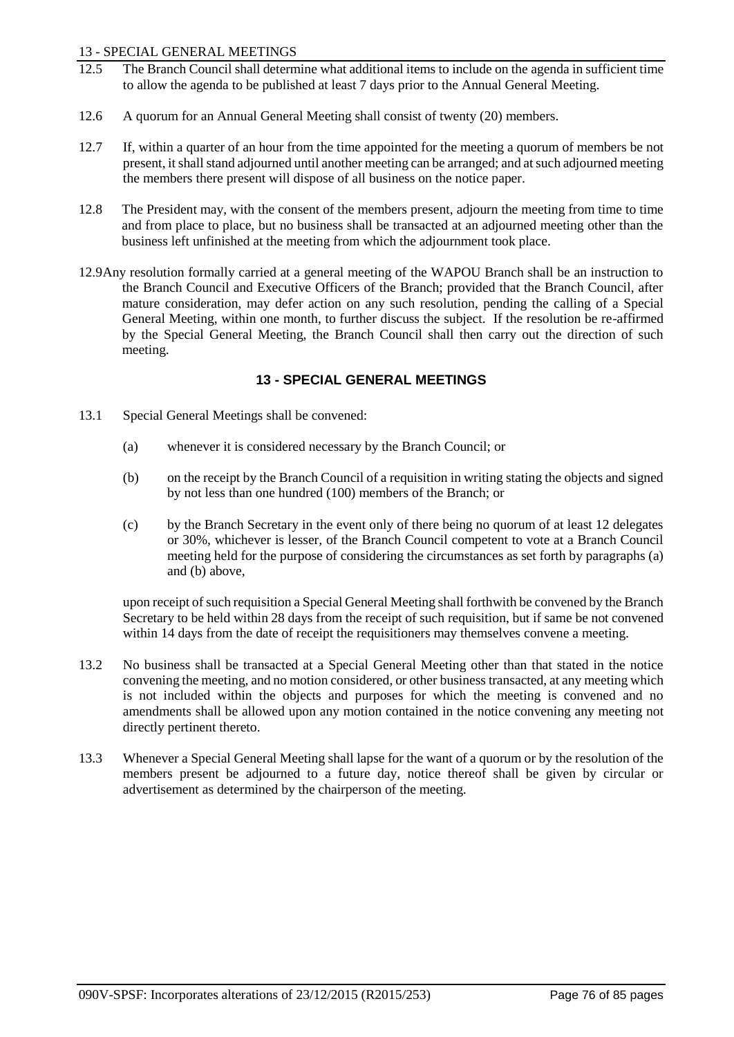12.5 The Branch Council shall determine what additional items to include on the agenda in sufficient time to allow the agenda to be published at least 7 days prior to the Annual General Meeting.

12.6 A quorum for an Annual General Meeting shall consist of twenty (20) members.

12.7 If, within a quarter of an hour from the time appointed for the meeting a quorum of members be not present, it shall stand adjourned until another meeting can be arranged; and at such adjourned meeting the members there present will dispose of all business on the notice paper.

12.8 The President may, with the consent of the members present, adjourn the meeting from time to time and from place to place, but no business shall be transacted at an adjourned meeting other than the business left unfinished at the meeting from which the adjournment took place.

12.9 Any resolution formally carried at a general meeting of the WAPOU Branch shall be an instruction to the Branch Council and Executive Officers of the Branch; provided that the Branch Council, after mature consideration, may defer action on any such resolution, pending the calling of a Special General Meeting, within one month, to further discuss the subject. If the resolution be re-affirmed by the Special General Meeting, the Branch Council shall then carry out the direction of such meeting.

## 13 - SPECIAL GENERAL MEETINGS

13.1 Special General Meetings shall be convened:

(a) whenever it is considered necessary by the Branch Council; or

(b) on the receipt by the Branch Council of a requisition in writing stating the objects and signed by not less than one hundred (100) members of the Branch; or

(c) by the Branch Secretary in the event only of there being no quorum of at least 12 delegates or 30%, whichever is lesser, of the Branch Council competent to vote at a Branch Council meeting held for the purpose of considering the circumstances as set forth by paragraphs (a) and (b) above,

upon receipt of such requisition a Special General Meeting shall forthwith be convened by the Branch Secretary to be held within 28 days from the receipt of such requisition, but if same be not convened within 14 days from the date of receipt the requisitioners may themselves convene a meeting.

13.2 No business shall be transacted at a Special General Meeting other than that stated in the notice convening the meeting, and no motion considered, or other business transacted, at any meeting which is not included within the objects and purposes for which the meeting is convened and no amendments shall be allowed upon any motion contained in the notice convening any meeting not directly pertinent thereto.

13.3 Whenever a Special General Meeting shall lapse for the want of a quorum or by the resolution of the members present be adjourned to a future day, notice thereof shall be given by circular or advertisement as determined by the chairperson of the meeting.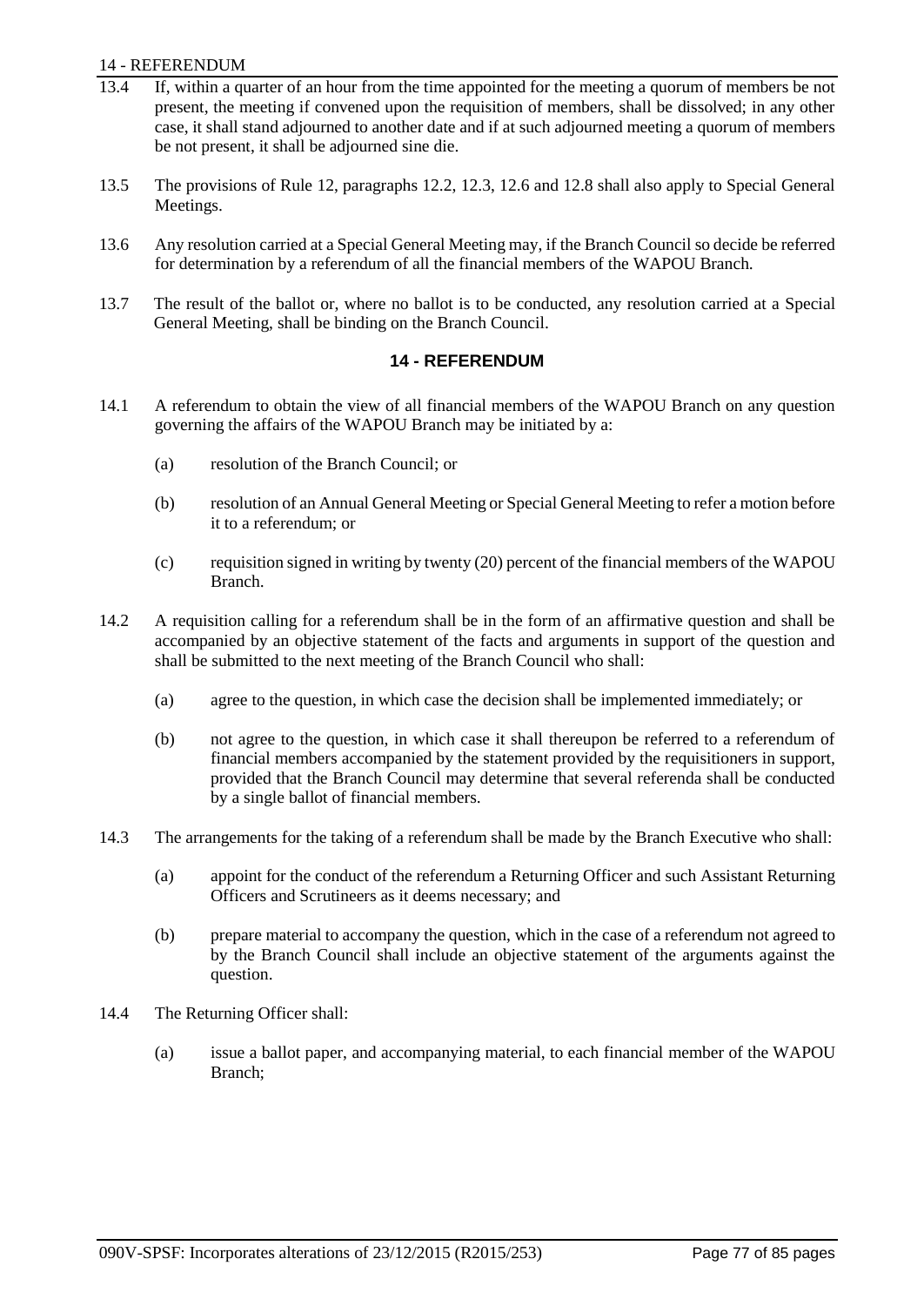13.4 If, within a quarter of an hour from the time appointed for the meeting a quorum of members be not present, the meeting if convened upon the requisition of members, shall be dissolved; in any other case, it shall stand adjourned to another date and if at such adjourned meeting a quorum of members be not present, it shall be adjourned sine die.

13.5 The provisions of Rule 12, paragraphs 12.2, 12.3, 12.6 and 12.8 shall also apply to Special General Meetings.

13.6 Any resolution carried at a Special General Meeting may, if the Branch Council so decide be referred for determination by a referendum of all the financial members of the WAPOU Branch.

13.7 The result of the ballot or, where no ballot is to be conducted, any resolution carried at a Special General Meeting, shall be binding on the Branch Council.

## 14 - REFERENDUM

14.1 A referendum to obtain the view of all financial members of the WAPOU Branch on any question governing the affairs of the WAPOU Branch may be initiated by a:

(a) resolution of the Branch Council; or

(b) resolution of an Annual General Meeting or Special General Meeting to refer a motion before it to a referendum; or

(c) requisition signed in writing by twenty (20) percent of the financial members of the WAPOU Branch.

14.2 A requisition calling for a referendum shall be in the form of an affirmative question and shall be accompanied by an objective statement of the facts and arguments in support of the question and shall be submitted to the next meeting of the Branch Council who shall:

(a) agree to the question, in which case the decision shall be implemented immediately; or

(b) not agree to the question, in which case it shall thereupon be referred to a referendum of financial members accompanied by the statement provided by the requisitioners in support, provided that the Branch Council may determine that several referenda shall be conducted by a single ballot of financial members.

14.3 The arrangements for the taking of a referendum shall be made by the Branch Executive who shall:

(a) appoint for the conduct of the referendum a Returning Officer and such Assistant Returning Officers and Scrutineers as it deems necessary; and

(b) prepare material to accompany the question, which in the case of a referendum not agreed to by the Branch Council shall include an objective statement of the arguments against the question.

14.4 The Returning Officer shall:

(a) issue a ballot paper, and accompanying material, to each financial member of the WAPOU Branch;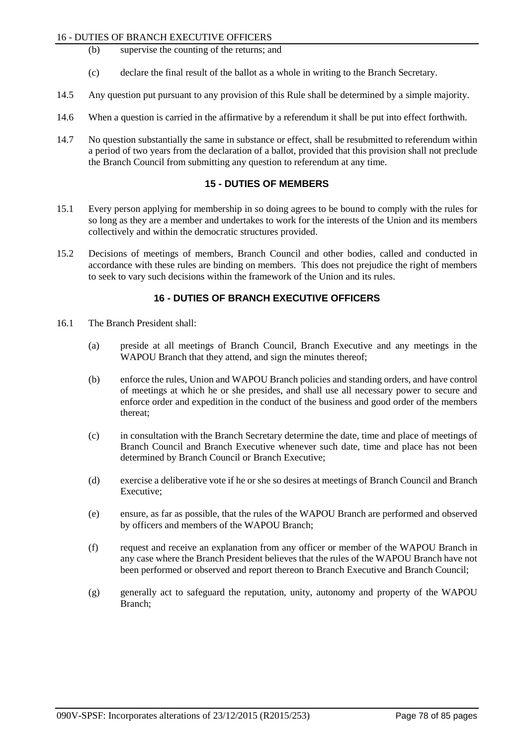(b) supervise the counting of the returns; and

(c) declare the final result of the ballot as a whole in writing to the Branch Secretary.

14.5 Any question put pursuant to any provision of this Rule shall be determined by a simple majority.

14.6 When a question is carried in the affirmative by a referendum it shall be put into effect forthwith.

14.7 No question substantially the same in substance or effect, shall be resubmitted to referendum within a period of two years from the declaration of a ballot, provided that this provision shall not preclude the Branch Council from submitting any question to referendum at any time.

## 15 - DUTIES OF MEMBERS

15.1 Every person applying for membership in so doing agrees to be bound to comply with the rules for so long as they are a member and undertakes to work for the interests of the Union and its members collectively and within the democratic structures provided.

15.2 Decisions of meetings of members, Branch Council and other bodies, called and conducted in accordance with these rules are binding on members. This does not prejudice the right of members to seek to vary such decisions within the framework of the Union and its rules.

## 16 - DUTIES OF BRANCH EXECUTIVE OFFICERS

16.1 The Branch President shall:

(a) preside at all meetings of Branch Council, Branch Executive and any meetings in the WAPOU Branch that they attend, and sign the minutes thereof;

(b) enforce the rules, Union and WAPOU Branch policies and standing orders, and have control of meetings at which he or she presides, and shall use all necessary power to secure and enforce order and expedition in the conduct of the business and good order of the members thereat;

(c) in consultation with the Branch Secretary determine the date, time and place of meetings of Branch Council and Branch Executive whenever such date, time and place has not been determined by Branch Council or Branch Executive;

(d) exercise a deliberative vote if he or she so desires at meetings of Branch Council and Branch Executive;

(e) ensure, as far as possible, that the rules of the WAPOU Branch are performed and observed by officers and members of the WAPOU Branch;

(f) request and receive an explanation from any officer or member of the WAPOU Branch in any case where the Branch President believes that the rules of the WAPOU Branch have not been performed or observed and report thereon to Branch Executive and Branch Council;

(g) generally act to safeguard the reputation, unity, autonomy and property of the WAPOU Branch;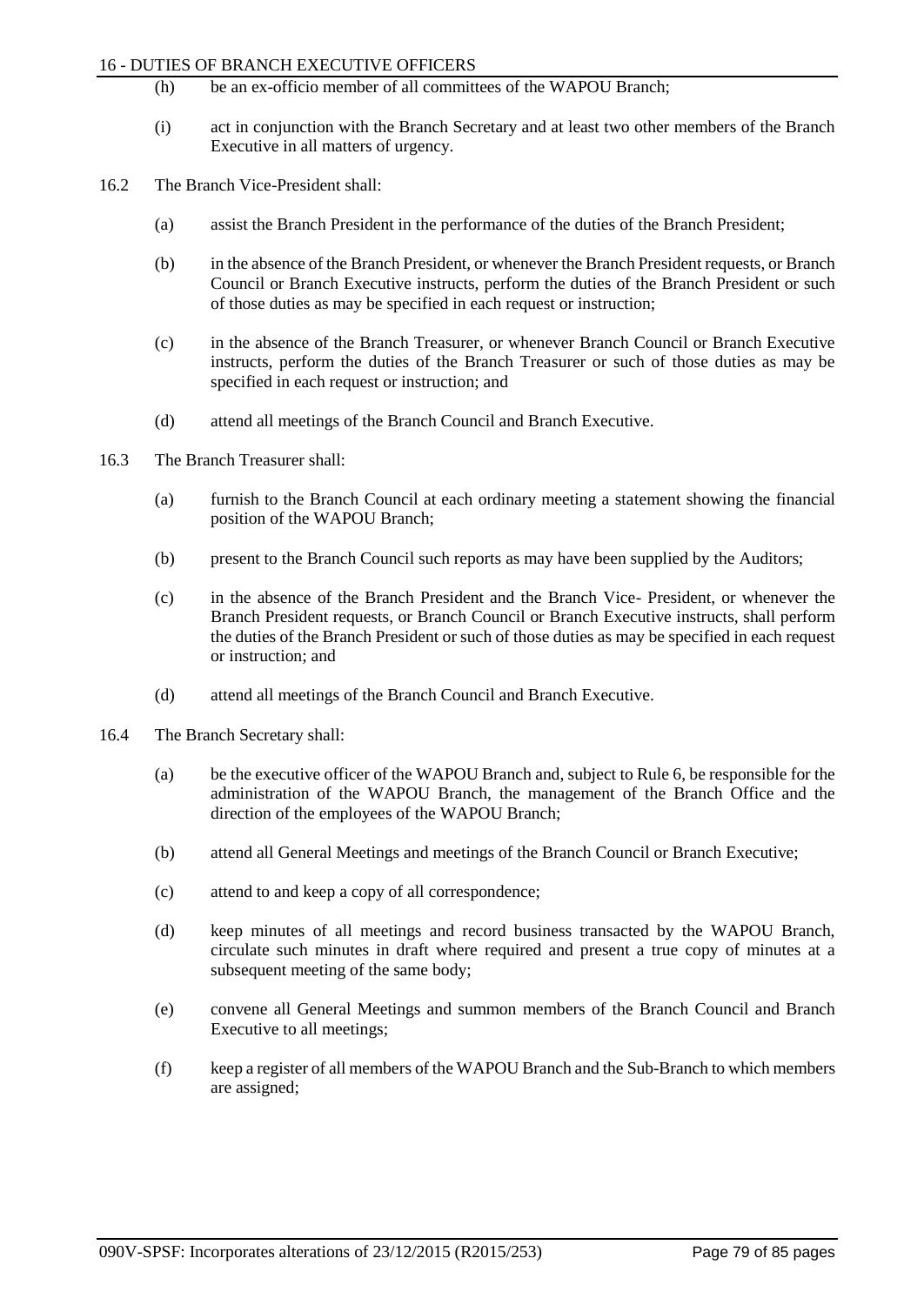(h) be an ex-officio member of all committees of the WAPOU Branch;

(i) act in conjunction with the Branch Secretary and at least two other members of the Branch Executive in all matters of urgency.

16.2 The Branch Vice-President shall:

(a) assist the Branch President in the performance of the duties of the Branch President;

(b) in the absence of the Branch President, or whenever the Branch President requests, or Branch Council or Branch Executive instructs, perform the duties of the Branch President or such of those duties as may be specified in each request or instruction;

(c) in the absence of the Branch Treasurer, or whenever Branch Council or Branch Executive instructs, perform the duties of the Branch Treasurer or such of those duties as may be specified in each request or instruction; and

(d) attend all meetings of the Branch Council and Branch Executive.

16.3 The Branch Treasurer shall:

(a) furnish to the Branch Council at each ordinary meeting a statement showing the financial position of the WAPOU Branch;

(b) present to the Branch Council such reports as may have been supplied by the Auditors;

(c) in the absence of the Branch President and the Branch Vice- President, or whenever the Branch President requests, or Branch Council or Branch Executive instructs, shall perform the duties of the Branch President or such of those duties as may be specified in each request or instruction; and

(d) attend all meetings of the Branch Council and Branch Executive.

16.4 The Branch Secretary shall:

(a) be the executive officer of the WAPOU Branch and, subject to Rule 6, be responsible for the administration of the WAPOU Branch, the management of the Branch Office and the direction of the employees of the WAPOU Branch;

(b) attend all General Meetings and meetings of the Branch Council or Branch Executive;

(c) attend to and keep a copy of all correspondence;

(d) keep minutes of all meetings and record business transacted by the WAPOU Branch, circulate such minutes in draft where required and present a true copy of minutes at a subsequent meeting of the same body;

(e) convene all General Meetings and summon members of the Branch Council and Branch Executive to all meetings;

(f) keep a register of all members of the WAPOU Branch and the Sub-Branch to which members are assigned;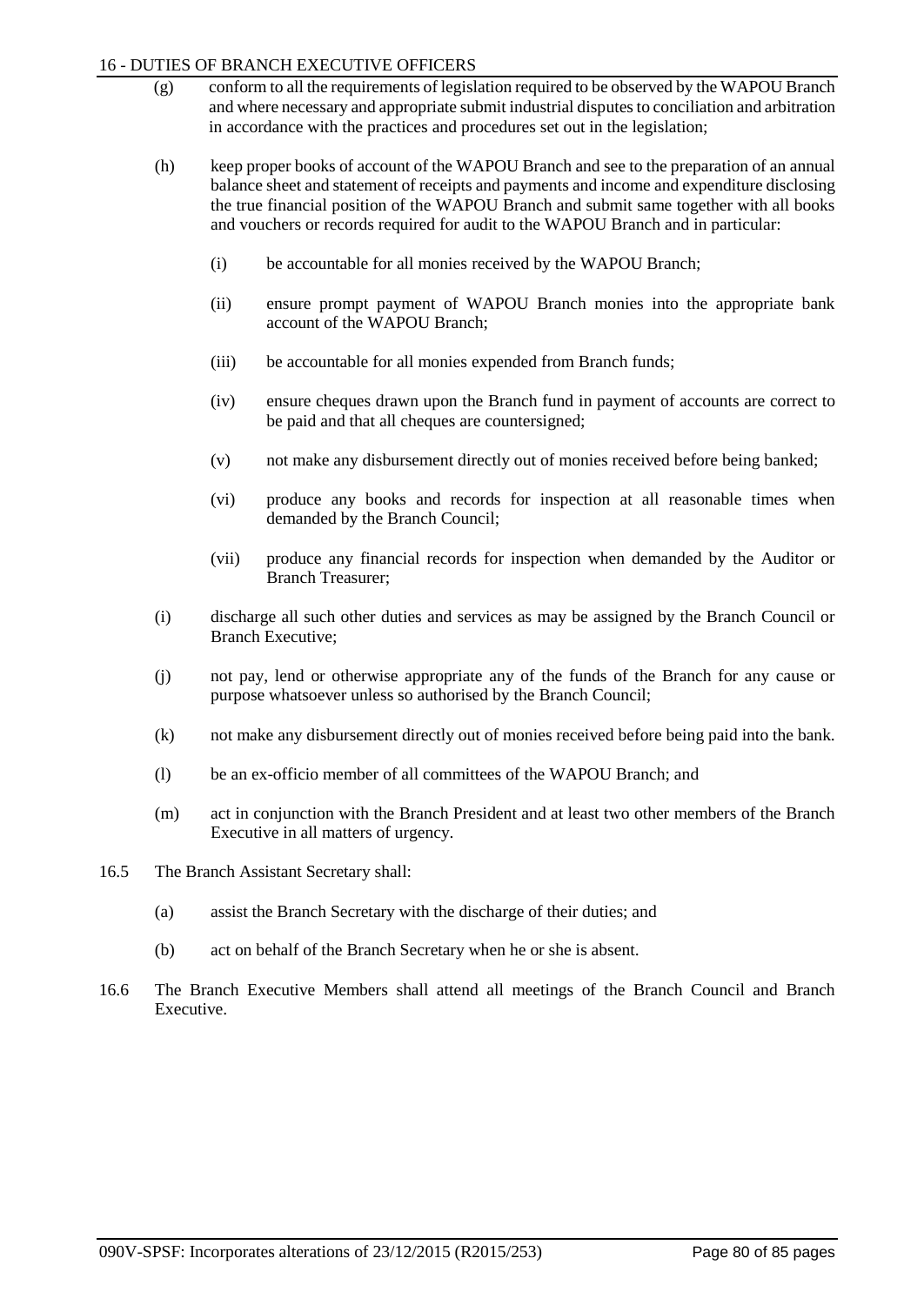(g) conform to all the requirements of legislation required to be observed by the WAPOU Branch and where necessary and appropriate submit industrial disputes to conciliation and arbitration in accordance with the practices and procedures set out in the legislation;

(h) keep proper books of account of the WAPOU Branch and see to the preparation of an annual balance sheet and statement of receipts and payments and income and expenditure disclosing the true financial position of the WAPOU Branch and submit same together with all books and vouchers or records required for audit to the WAPOU Branch and in particular:

   (i) be accountable for all monies received by the WAPOU Branch;

   (ii) ensure prompt payment of WAPOU Branch monies into the appropriate bank account of the WAPOU Branch;

   (iii) be accountable for all monies expended from Branch funds;

   (iv) ensure cheques drawn upon the Branch fund in payment of accounts are correct to be paid and that all cheques are countersigned;

   (v) not make any disbursement directly out of monies received before being banked;

   (vi) produce any books and records for inspection at all reasonable times when demanded by the Branch Council;

   (vii) produce any financial records for inspection when demanded by the Auditor or Branch Treasurer;

(i) discharge all such other duties and services as may be assigned by the Branch Council or Branch Executive;

(j) not pay, lend or otherwise appropriate any of the funds of the Branch for any cause or purpose whatsoever unless so authorised by the Branch Council;

(k) not make any disbursement directly out of monies received before being paid into the bank.

(l) be an ex-officio member of all committees of the WAPOU Branch; and

(m) act in conjunction with the Branch President and at least two other members of the Branch Executive in all matters of urgency.

16.5 The Branch Assistant Secretary shall:

(a) assist the Branch Secretary with the discharge of their duties; and

(b) act on behalf of the Branch Secretary when he or she is absent.

16.6 The Branch Executive Members shall attend all meetings of the Branch Council and Branch Executive.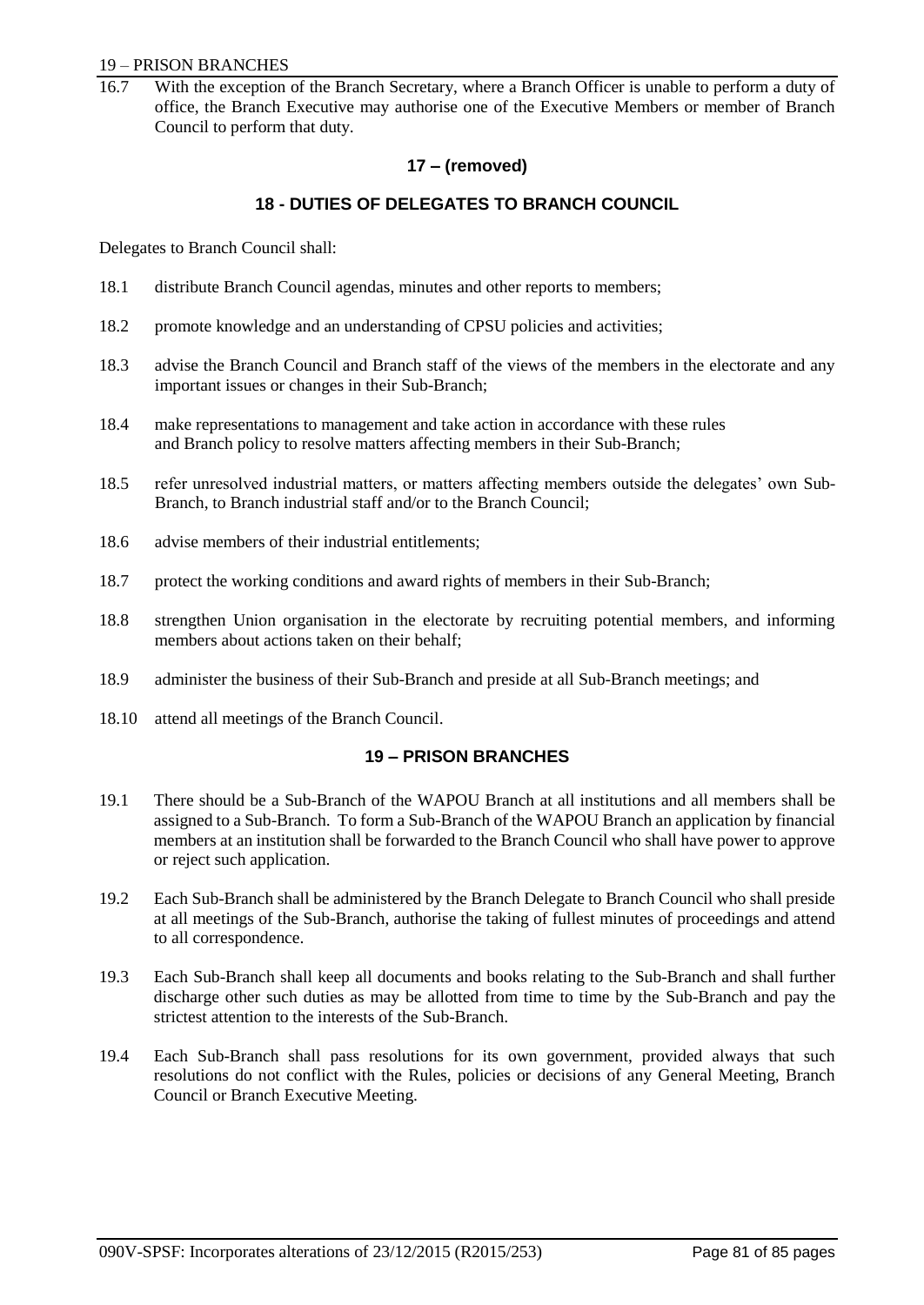16.7 With the exception of the Branch Secretary, where a Branch Officer is unable to perform a duty of office, the Branch Executive may authorise one of the Executive Members or member of Branch Council to perform that duty.

## 17 – (removed)

## 18 - DUTIES OF DELEGATES TO BRANCH COUNCIL

Delegates to Branch Council shall:

18.1 distribute Branch Council agendas, minutes and other reports to members;

18.2 promote knowledge and an understanding of CPSU policies and activities;

18.3 advise the Branch Council and Branch staff of the views of the members in the electorate and any important issues or changes in their Sub-Branch;

18.4 make representations to management and take action in accordance with these rules and Branch policy to resolve matters affecting members in their Sub-Branch;

18.5 refer unresolved industrial matters, or matters affecting members outside the delegates' own Sub-Branch, to Branch industrial staff and/or to the Branch Council;

18.6 advise members of their industrial entitlements;

18.7 protect the working conditions and award rights of members in their Sub-Branch;

18.8 strengthen Union organisation in the electorate by recruiting potential members, and informing members about actions taken on their behalf;

18.9 administer the business of their Sub-Branch and preside at all Sub-Branch meetings; and

18.10 attend all meetings of the Branch Council.

## 19 – PRISON BRANCHES

19.1 There should be a Sub-Branch of the WAPOU Branch at all institutions and all members shall be assigned to a Sub-Branch. To form a Sub-Branch of the WAPOU Branch an application by financial members at an institution shall be forwarded to the Branch Council who shall have power to approve or reject such application.

19.2 Each Sub-Branch shall be administered by the Branch Delegate to Branch Council who shall preside at all meetings of the Sub-Branch, authorise the taking of fullest minutes of proceedings and attend to all correspondence.

19.3 Each Sub-Branch shall keep all documents and books relating to the Sub-Branch and shall further discharge other such duties as may be allotted from time to time by the Sub-Branch and pay the strictest attention to the interests of the Sub-Branch.

19.4 Each Sub-Branch shall pass resolutions for its own government, provided always that such resolutions do not conflict with the Rules, policies or decisions of any General Meeting, Branch Council or Branch Executive Meeting.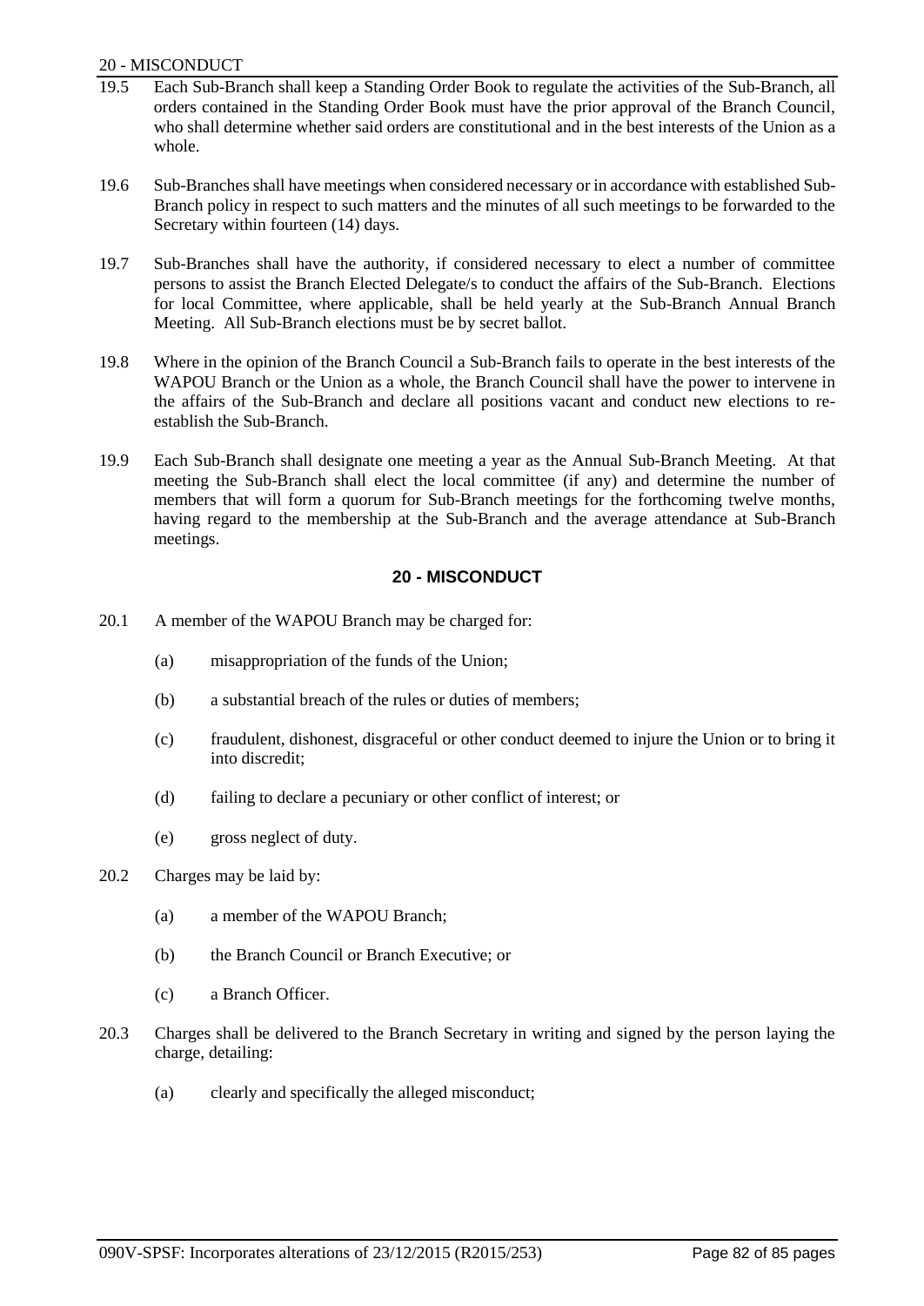19.5 Each Sub-Branch shall keep a Standing Order Book to regulate the activities of the Sub-Branch, all orders contained in the Standing Order Book must have the prior approval of the Branch Council, who shall determine whether said orders are constitutional and in the best interests of the Union as a whole.

19.6 Sub-Branches shall have meetings when considered necessary or in accordance with established Sub-Branch policy in respect to such matters and the minutes of all such meetings to be forwarded to the Secretary within fourteen (14) days.

19.7 Sub-Branches shall have the authority, if considered necessary to elect a number of committee persons to assist the Branch Elected Delegate/s to conduct the affairs of the Sub-Branch. Elections for local Committee, where applicable, shall be held yearly at the Sub-Branch Annual Branch Meeting. All Sub-Branch elections must be by secret ballot.

19.8 Where in the opinion of the Branch Council a Sub-Branch fails to operate in the best interests of the WAPOU Branch or the Union as a whole, the Branch Council shall have the power to intervene in the affairs of the Sub-Branch and declare all positions vacant and conduct new elections to re-establish the Sub-Branch.

19.9 Each Sub-Branch shall designate one meeting a year as the Annual Sub-Branch Meeting. At that meeting the Sub-Branch shall elect the local committee (if any) and determine the number of members that will form a quorum for Sub-Branch meetings for the forthcoming twelve months, having regard to the membership at the Sub-Branch and the average attendance at Sub-Branch meetings.

## 20 - MISCONDUCT

20.1 A member of the WAPOU Branch may be charged for:

(a) misappropriation of the funds of the Union;

(b) a substantial breach of the rules or duties of members;

(c) fraudulent, dishonest, disgraceful or other conduct deemed to injure the Union or to bring it into discredit;

(d) failing to declare a pecuniary or other conflict of interest; or

(e) gross neglect of duty.

20.2 Charges may be laid by:

(a) a member of the WAPOU Branch;

(b) the Branch Council or Branch Executive; or

(c) a Branch Officer.

20.3 Charges shall be delivered to the Branch Secretary in writing and signed by the person laying the charge, detailing:

(a) clearly and specifically the alleged misconduct;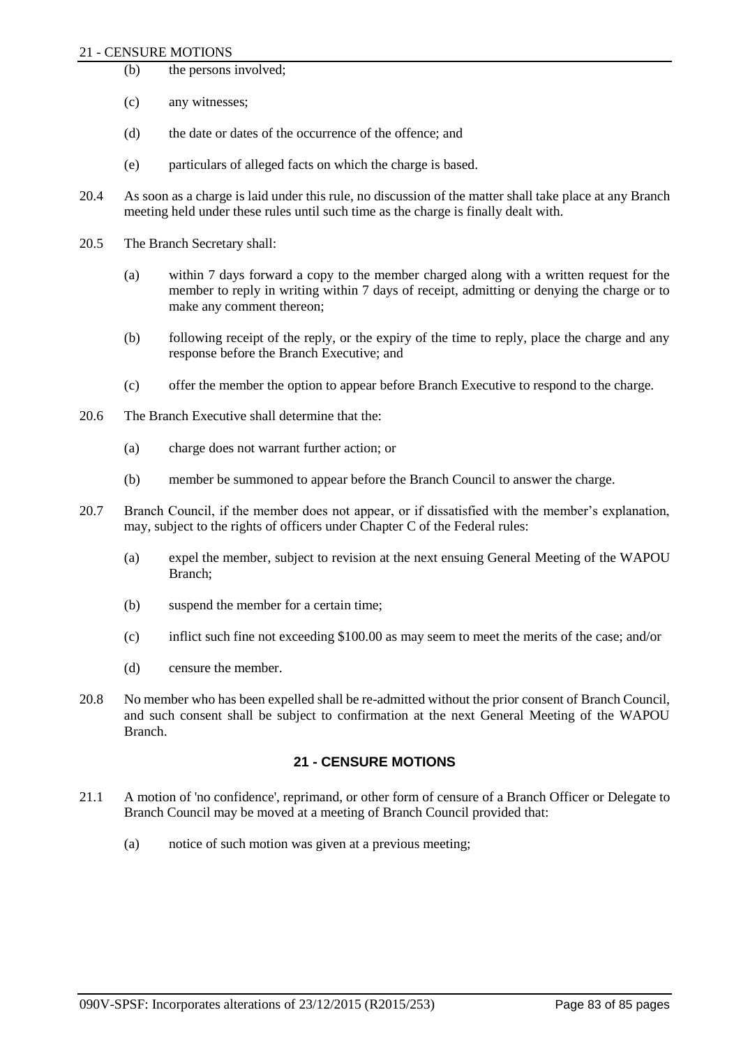(b) the persons involved;

(c) any witnesses;

(d) the date or dates of the occurrence of the offence; and

(e) particulars of alleged facts on which the charge is based.

20.4 As soon as a charge is laid under this rule, no discussion of the matter shall take place at any Branch meeting held under these rules until such time as the charge is finally dealt with.

20.5 The Branch Secretary shall:

(a) within 7 days forward a copy to the member charged along with a written request for the member to reply in writing within 7 days of receipt, admitting or denying the charge or to make any comment thereon;

(b) following receipt of the reply, or the expiry of the time to reply, place the charge and any response before the Branch Executive; and

(c) offer the member the option to appear before Branch Executive to respond to the charge.

20.6 The Branch Executive shall determine that the:

(a) charge does not warrant further action; or

(b) member be summoned to appear before the Branch Council to answer the charge.

20.7 Branch Council, if the member does not appear, or if dissatisfied with the member's explanation, may, subject to the rights of officers under Chapter C of the Federal rules:

(a) expel the member, subject to revision at the next ensuing General Meeting of the WAPOU Branch;

(b) suspend the member for a certain time;

(c) inflict such fine not exceeding $100.00 as may seem to meet the merits of the case; and/or

(d) censure the member.

20.8 No member who has been expelled shall be re-admitted without the prior consent of Branch Council, and such consent shall be subject to confirmation at the next General Meeting of the WAPOU Branch.

## 21 - CENSURE MOTIONS

21.1 A motion of 'no confidence', reprimand, or other form of censure of a Branch Officer or Delegate to Branch Council may be moved at a meeting of Branch Council provided that:

(a) notice of such motion was given at a previous meeting;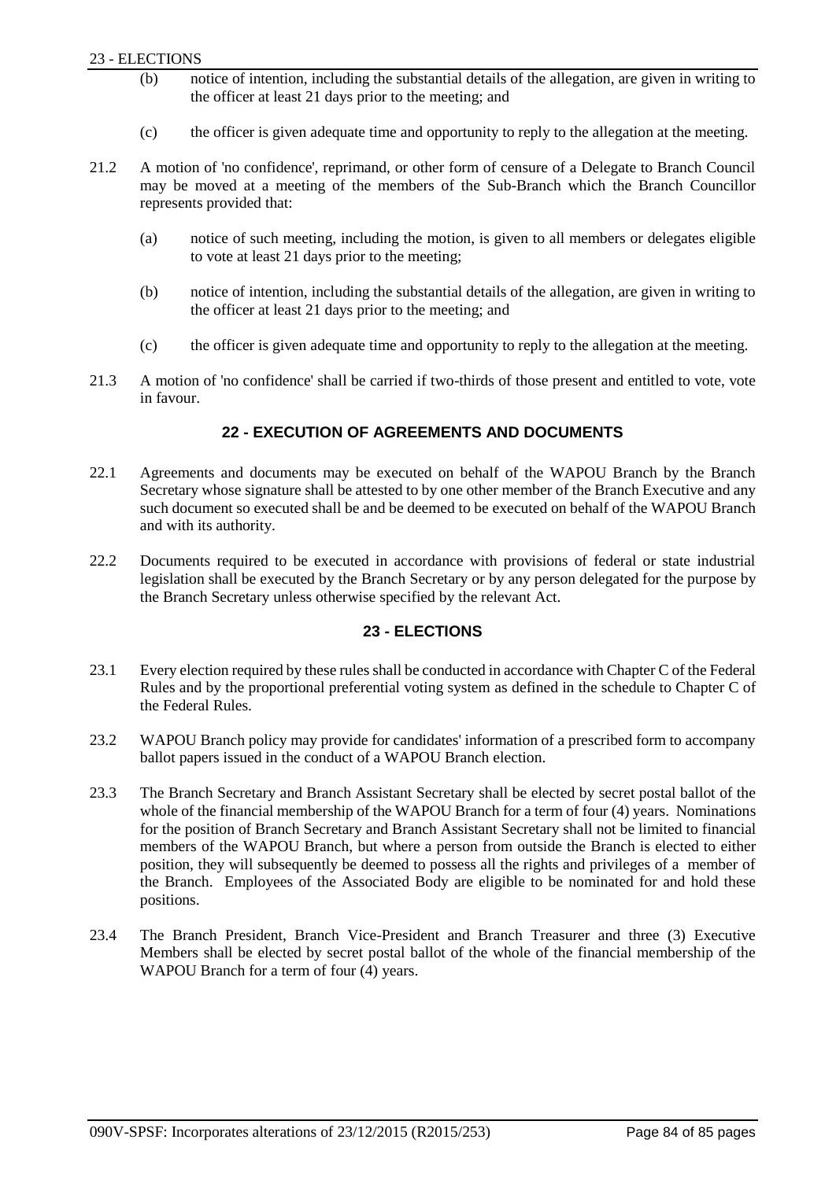(b) notice of intention, including the substantial details of the allegation, are given in writing to the officer at least 21 days prior to the meeting; and

(c) the officer is given adequate time and opportunity to reply to the allegation at the meeting.

21.2 A motion of 'no confidence', reprimand, or other form of censure of a Delegate to Branch Council may be moved at a meeting of the members of the Sub-Branch which the Branch Councillor represents provided that:

(a) notice of such meeting, including the motion, is given to all members or delegates eligible to vote at least 21 days prior to the meeting;

(b) notice of intention, including the substantial details of the allegation, are given in writing to the officer at least 21 days prior to the meeting; and

(c) the officer is given adequate time and opportunity to reply to the allegation at the meeting.

21.3 A motion of 'no confidence' shall be carried if two-thirds of those present and entitled to vote, vote in favour.

## 22 - EXECUTION OF AGREEMENTS AND DOCUMENTS

22.1 Agreements and documents may be executed on behalf of the WAPOU Branch by the Branch Secretary whose signature shall be attested to by one other member of the Branch Executive and any such document so executed shall be and be deemed to be executed on behalf of the WAPOU Branch and with its authority.

22.2 Documents required to be executed in accordance with provisions of federal or state industrial legislation shall be executed by the Branch Secretary or by any person delegated for the purpose by the Branch Secretary unless otherwise specified by the relevant Act.

## 23 - ELECTIONS

23.1 Every election required by these rules shall be conducted in accordance with Chapter C of the Federal Rules and by the proportional preferential voting system as defined in the schedule to Chapter C of the Federal Rules.

23.2 WAPOU Branch policy may provide for candidates' information of a prescribed form to accompany ballot papers issued in the conduct of a WAPOU Branch election.

23.3 The Branch Secretary and Branch Assistant Secretary shall be elected by secret postal ballot of the whole of the financial membership of the WAPOU Branch for a term of four (4) years. Nominations for the position of Branch Secretary and Branch Assistant Secretary shall not be limited to financial members of the WAPOU Branch, but where a person from outside the Branch is elected to either position, they will subsequently be deemed to possess all the rights and privileges of a member of the Branch. Employees of the Associated Body are eligible to be nominated for and hold these positions.

23.4 The Branch President, Branch Vice-President and Branch Treasurer and three (3) Executive Members shall be elected by secret postal ballot of the whole of the financial membership of the WAPOU Branch for a term of four (4) years.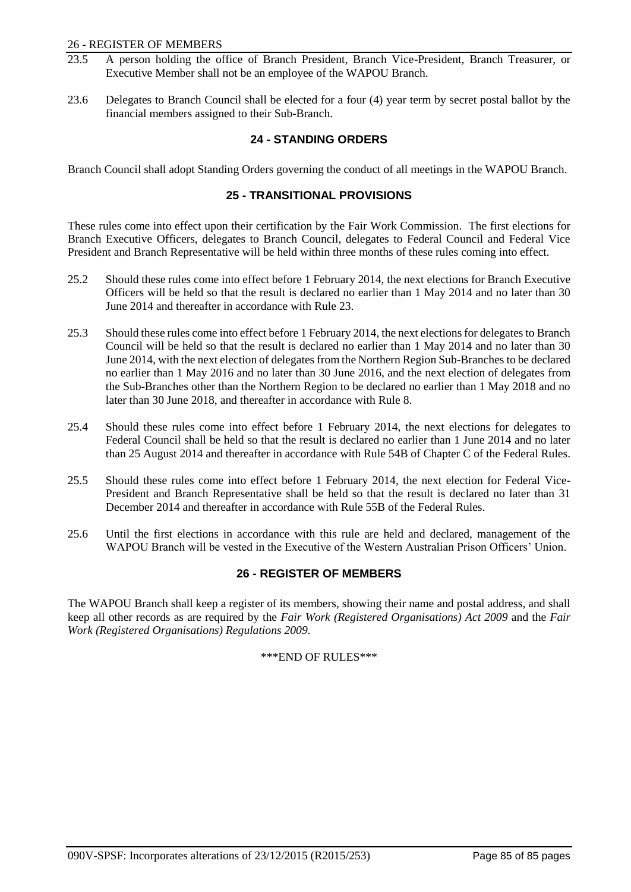23.5 A person holding the office of Branch President, Branch Vice-President, Branch Treasurer, or Executive Member shall not be an employee of the WAPOU Branch.

23.6 Delegates to Branch Council shall be elected for a four (4) year term by secret postal ballot by the financial members assigned to their Sub-Branch.

## 24 - STANDING ORDERS

Branch Council shall adopt Standing Orders governing the conduct of all meetings in the WAPOU Branch.

## 25 - TRANSITIONAL PROVISIONS

These rules come into effect upon their certification by the Fair Work Commission. The first elections for Branch Executive Officers, delegates to Branch Council, delegates to Federal Council and Federal Vice President and Branch Representative will be held within three months of these rules coming into effect.

25.2 Should these rules come into effect before 1 February 2014, the next elections for Branch Executive Officers will be held so that the result is declared no earlier than 1 May 2014 and no later than 30 June 2014 and thereafter in accordance with Rule 23.

25.3 Should these rules come into effect before 1 February 2014, the next elections for delegates to Branch Council will be held so that the result is declared no earlier than 1 May 2014 and no later than 30 June 2014, with the next election of delegates from the Northern Region Sub-Branches to be declared no earlier than 1 May 2016 and no later than 30 June 2016, and the next election of delegates from the Sub-Branches other than the Northern Region to be declared no earlier than 1 May 2018 and no later than 30 June 2018, and thereafter in accordance with Rule 8.

25.4 Should these rules come into effect before 1 February 2014, the next elections for delegates to Federal Council shall be held so that the result is declared no earlier than 1 June 2014 and no later than 25 August 2014 and thereafter in accordance with Rule 54B of Chapter C of the Federal Rules.

25.5 Should these rules come into effect before 1 February 2014, the next election for Federal Vice-President and Branch Representative shall be held so that the result is declared no later than 31 December 2014 and thereafter in accordance with Rule 55B of the Federal Rules.

25.6 Until the first elections in accordance with this rule are held and declared, management of the WAPOU Branch will be vested in the Executive of the Western Australian Prison Officers' Union.

## 26 - REGISTER OF MEMBERS

The WAPOU Branch shall keep a register of its members, showing their name and postal address, and shall keep all other records as are required by the *Fair Work (Registered Organisations) Act 2009* and the *Fair Work (Registered Organisations) Regulations 2009*.

***END OF RULES***